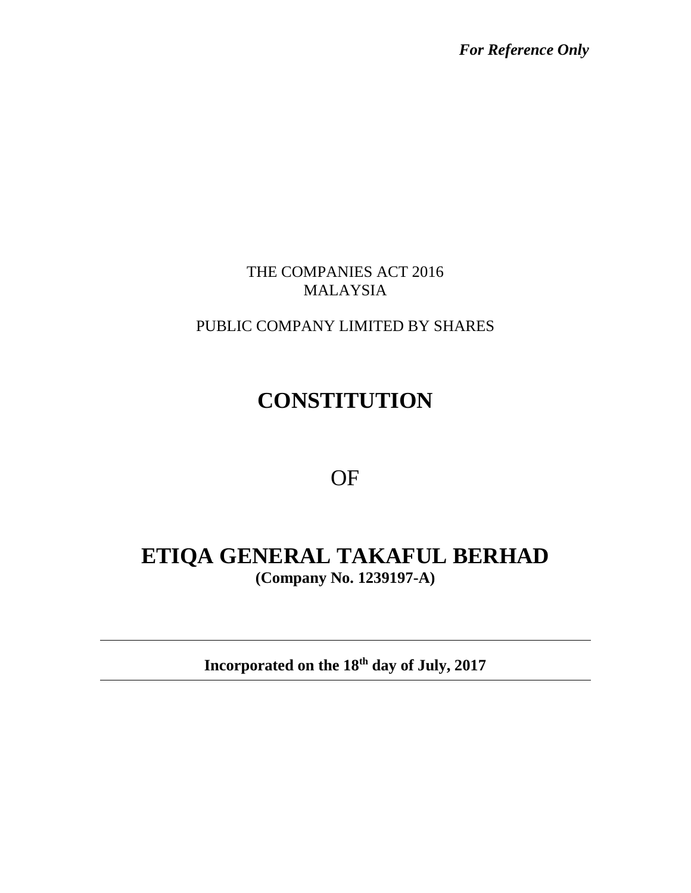*For Reference Only*

THE COMPANIES ACT 2016
MALAYSIA

PUBLIC COMPANY LIMITED BY SHARES

# CONSTITUTION

OF

# ETIQA GENERAL TAKAFUL BERHAD

**(Company No. 1239197-A)**

---

**Incorporated on the 18th day of July, 2017**

---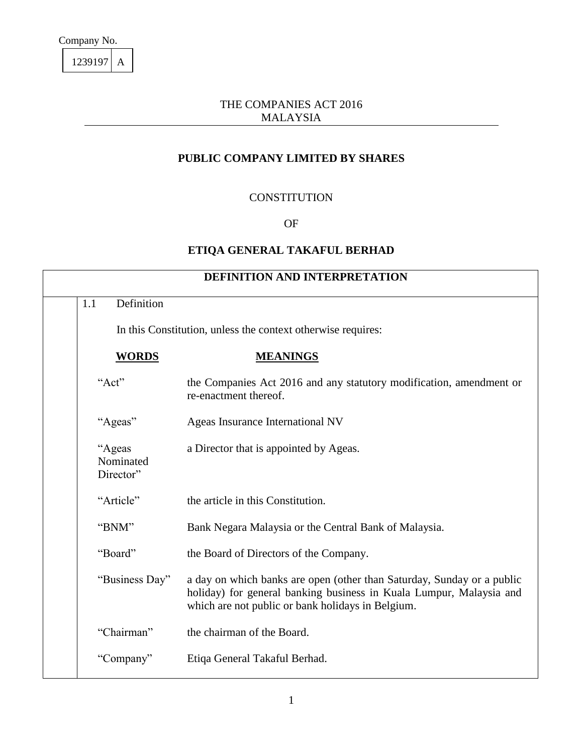Company No.

| 1239197 | A |
|---|---|

THE COMPANIES ACT 2016
MALAYSIA

**PUBLIC COMPANY LIMITED BY SHARES**

CONSTITUTION

OF

**ETIQA GENERAL TAKAFUL BERHAD**

## DEFINITION AND INTERPRETATION

1.1 Definition

In this Constitution, unless the context otherwise requires:

| **WORDS** | **MEANINGS** |
|---|---|
| "Act" | the Companies Act 2016 and any statutory modification, amendment or re-enactment thereof. |
| "Ageas" | Ageas Insurance International NV |
| "Ageas Nominated Director" | a Director that is appointed by Ageas. |
| "Article" | the article in this Constitution. |
| "BNM" | Bank Negara Malaysia or the Central Bank of Malaysia. |
| "Board" | the Board of Directors of the Company. |
| "Business Day" | a day on which banks are open (other than Saturday, Sunday or a public holiday) for general banking business in Kuala Lumpur, Malaysia and which are not public or bank holidays in Belgium. |
| "Chairman" | the chairman of the Board. |
| "Company" | Etiqa General Takaful Berhad. |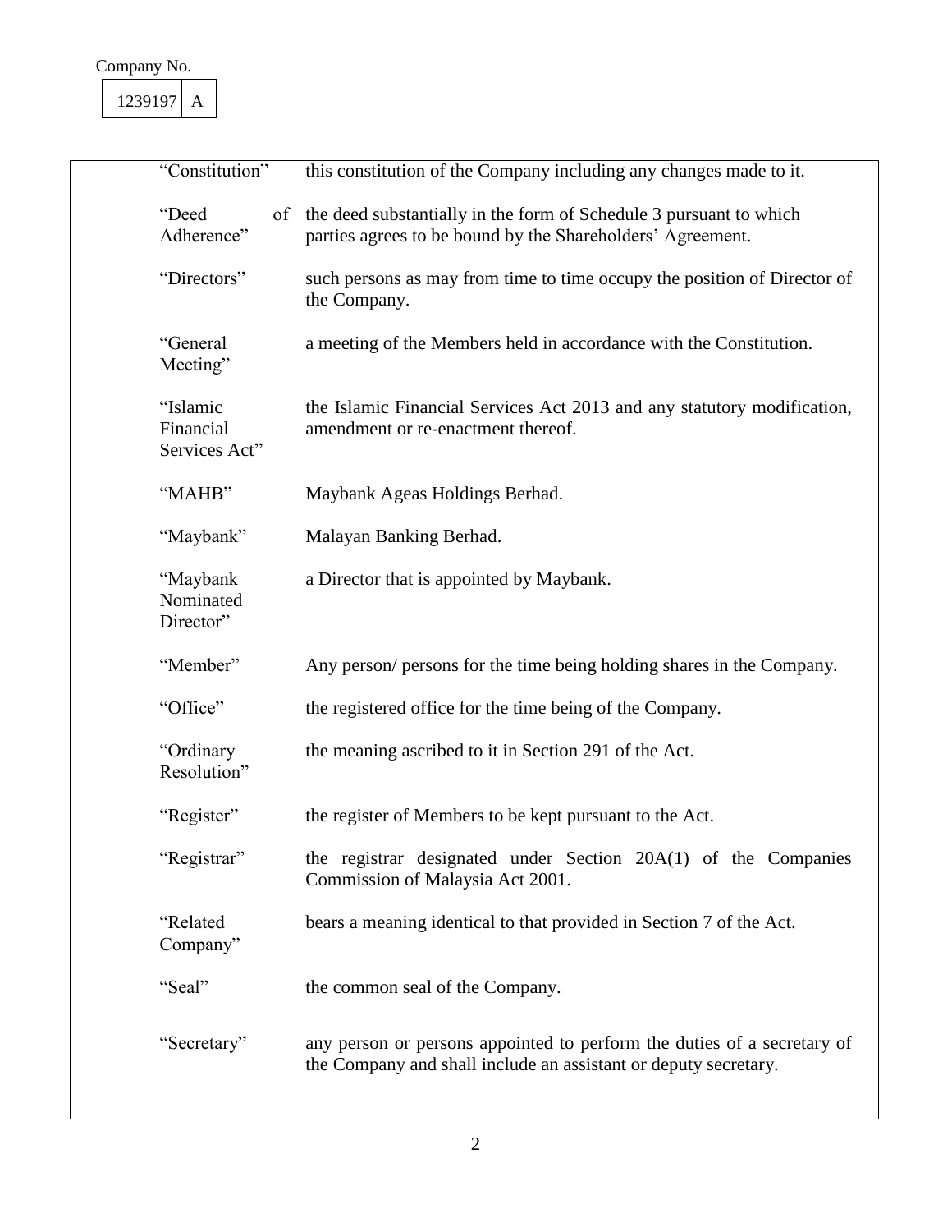Company No.

| 1239197 | A |
|---|---|

| Term | Definition |
|---|---|
| "Constitution" | this constitution of the Company including any changes made to it. |
| "Deed of Adherence" | the deed substantially in the form of Schedule 3 pursuant to which parties agrees to be bound by the Shareholders' Agreement. |
| "Directors" | such persons as may from time to time occupy the position of Director of the Company. |
| "General Meeting" | a meeting of the Members held in accordance with the Constitution. |
| "Islamic Financial Services Act" | the Islamic Financial Services Act 2013 and any statutory modification, amendment or re-enactment thereof. |
| "MAHB" | Maybank Ageas Holdings Berhad. |
| "Maybank" | Malayan Banking Berhad. |
| "Maybank Nominated Director" | a Director that is appointed by Maybank. |
| "Member" | Any person/ persons for the time being holding shares in the Company. |
| "Office" | the registered office for the time being of the Company. |
| "Ordinary Resolution" | the meaning ascribed to it in Section 291 of the Act. |
| "Register" | the register of Members to be kept pursuant to the Act. |
| "Registrar" | the registrar designated under Section 20A(1) of the Companies Commission of Malaysia Act 2001. |
| "Related Company" | bears a meaning identical to that provided in Section 7 of the Act. |
| "Seal" | the common seal of the Company. |
| "Secretary" | any person or persons appointed to perform the duties of a secretary of the Company and shall include an assistant or deputy secretary. |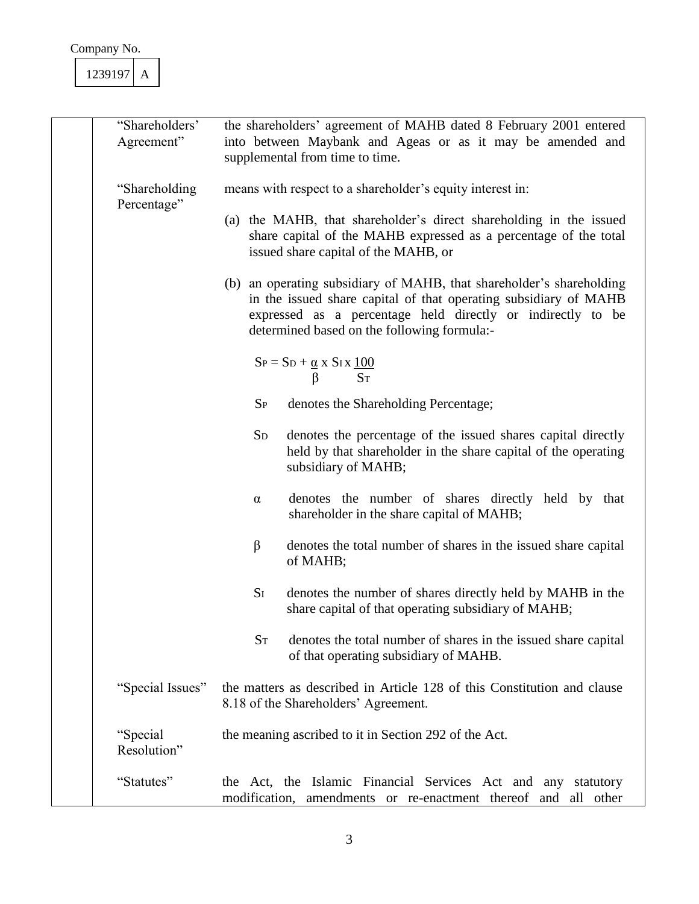Company No.

| 1239197 | A |
|---|---|

| Term | Definition |
|---|---|
| "Shareholders' Agreement" | the shareholders' agreement of MAHB dated 8 February 2001 entered into between Maybank and Ageas or as it may be amended and supplemental from time to time. |
| "Shareholding Percentage" | means with respect to a shareholder's equity interest in:<br><br>(a) the MAHB, that shareholder's direct shareholding in the issued share capital of the MAHB expressed as a percentage of the total issued share capital of the MAHB, or<br><br>(b) an operating subsidiary of MAHB, that shareholder's shareholding in the issued share capital of that operating subsidiary of MAHB expressed as a percentage held directly or indirectly to be determined based on the following formula:-<br><br>$S_P = S_D + \frac{\alpha}{\beta} \times S_I \times \frac{100}{S_T}$<br><br>$S_P$ denotes the Shareholding Percentage;<br><br>$S_D$ denotes the percentage of the issued shares capital directly held by that shareholder in the share capital of the operating subsidiary of MAHB;<br><br>$\alpha$ denotes the number of shares directly held by that shareholder in the share capital of MAHB;<br><br>$\beta$ denotes the total number of shares in the issued share capital of MAHB;<br><br>$S_I$ denotes the number of shares directly held by MAHB in the share capital of that operating subsidiary of MAHB;<br><br>$S_T$ denotes the total number of shares in the issued share capital of that operating subsidiary of MAHB. |
| "Special Issues" | the matters as described in Article 128 of this Constitution and clause 8.18 of the Shareholders' Agreement. |
| "Special Resolution" | the meaning ascribed to it in Section 292 of the Act. |
| "Statutes" | the Act, the Islamic Financial Services Act and any statutory modification, amendments or re-enactment thereof and all other |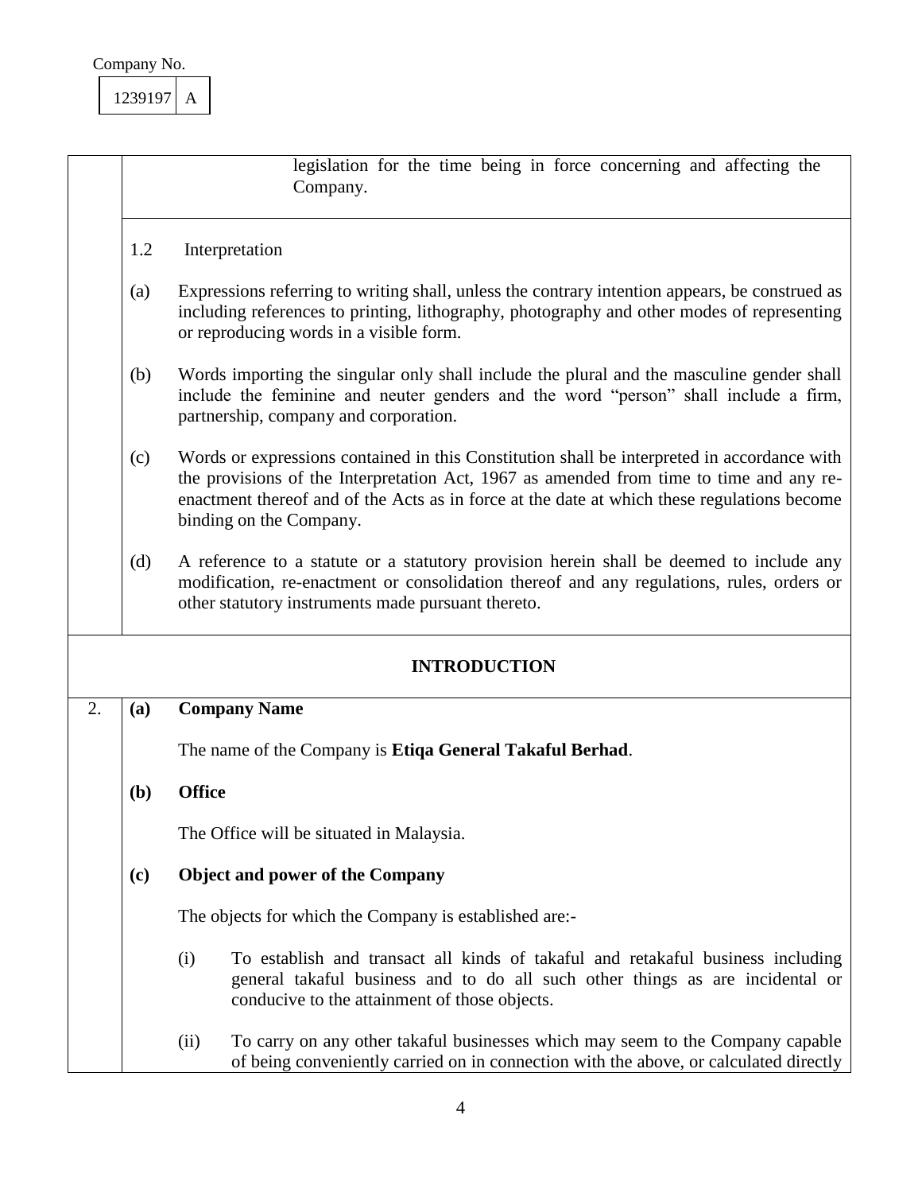legislation for the time being in force concerning and affecting the Company.

1.2 Interpretation

(a) Expressions referring to writing shall, unless the contrary intention appears, be construed as including references to printing, lithography, photography and other modes of representing or reproducing words in a visible form.

(b) Words importing the singular only shall include the plural and the masculine gender shall include the feminine and neuter genders and the word "person" shall include a firm, partnership, company and corporation.

(c) Words or expressions contained in this Constitution shall be interpreted in accordance with the provisions of the Interpretation Act, 1967 as amended from time to time and any re-enactment thereof and of the Acts as in force at the date at which these regulations become binding on the Company.

(d) A reference to a statute or a statutory provision herein shall be deemed to include any modification, re-enactment or consolidation thereof and any regulations, rules, orders or other statutory instruments made pursuant thereto.

## INTRODUCTION

2. **(a) Company Name**

The name of the Company is **Etiqa General Takaful Berhad**.

**(b) Office**

The Office will be situated in Malaysia.

**(c) Object and power of the Company**

The objects for which the Company is established are:-

(i) To establish and transact all kinds of takaful and retakaful business including general takaful business and to do all such other things as are incidental or conducive to the attainment of those objects.

(ii) To carry on any other takaful businesses which may seem to the Company capable of being conveniently carried on in connection with the above, or calculated directly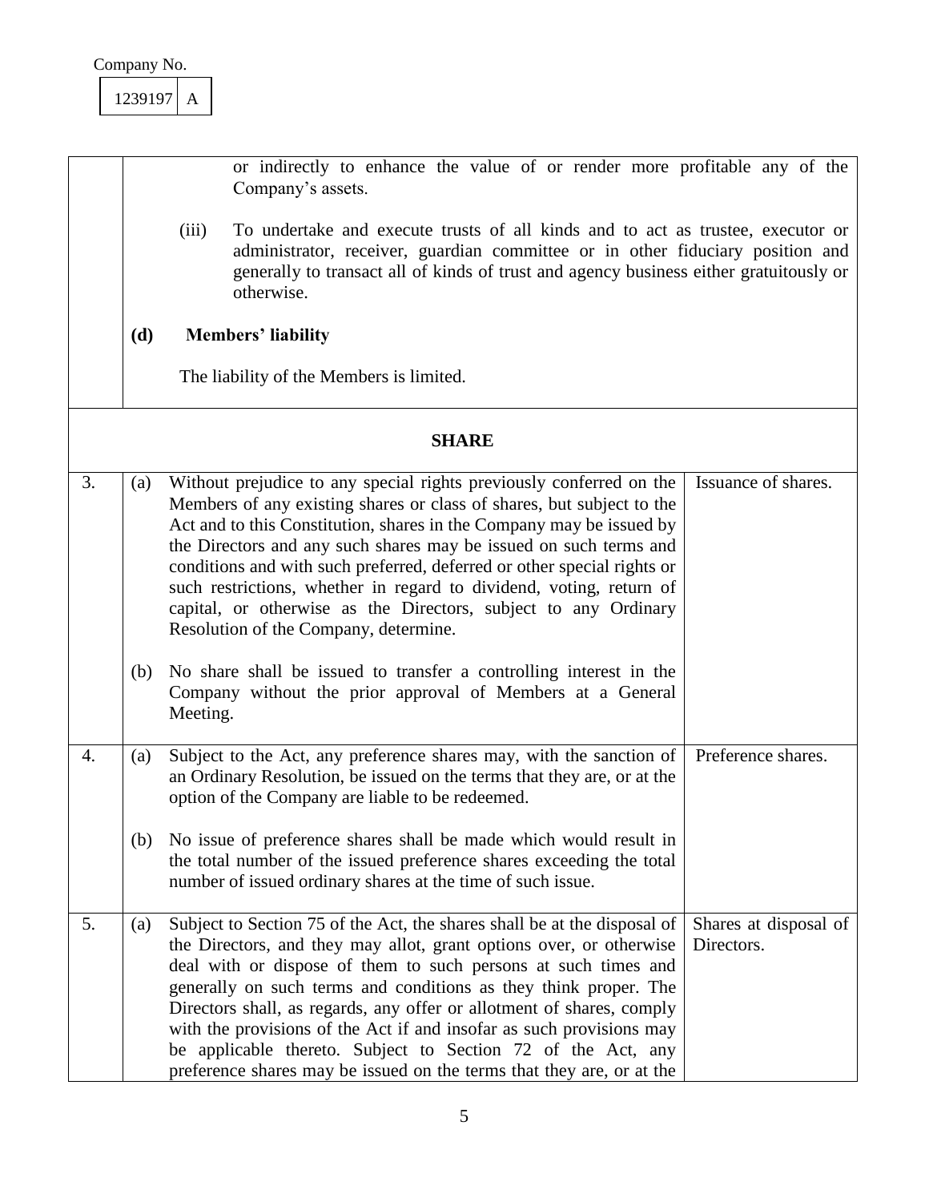Company No.

| 1239197 | A |
|---|---|

or indirectly to enhance the value of or render more profitable any of the Company's assets.

(iii) To undertake and execute trusts of all kinds and to act as trustee, executor or administrator, receiver, guardian committee or in other fiduciary position and generally to transact all of kinds of trust and agency business either gratuitously or otherwise.

**(d) Members' liability**

The liability of the Members is limited.

## SHARE

| | | | |
|---|---|---|---|
| 3. | (a) | Without prejudice to any special rights previously conferred on the Members of any existing shares or class of shares, but subject to the Act and to this Constitution, shares in the Company may be issued by the Directors and any such shares may be issued on such terms and conditions and with such preferred, deferred or other special rights or such restrictions, whether in regard to dividend, voting, return of capital, or otherwise as the Directors, subject to any Ordinary Resolution of the Company, determine. | Issuance of shares. |
| | (b) | No share shall be issued to transfer a controlling interest in the Company without the prior approval of Members at a General Meeting. | |
| 4. | (a) | Subject to the Act, any preference shares may, with the sanction of an Ordinary Resolution, be issued on the terms that they are, or at the option of the Company are liable to be redeemed. | Preference shares. |
| | (b) | No issue of preference shares shall be made which would result in the total number of the issued preference shares exceeding the total number of issued ordinary shares at the time of such issue. | |
| 5. | (a) | Subject to Section 75 of the Act, the shares shall be at the disposal of the Directors, and they may allot, grant options over, or otherwise deal with or dispose of them to such persons at such times and generally on such terms and conditions as they think proper. The Directors shall, as regards, any offer or allotment of shares, comply with the provisions of the Act if and insofar as such provisions may be applicable thereto. Subject to Section 72 of the Act, any preference shares may be issued on the terms that they are, or at the | Shares at disposal of Directors. |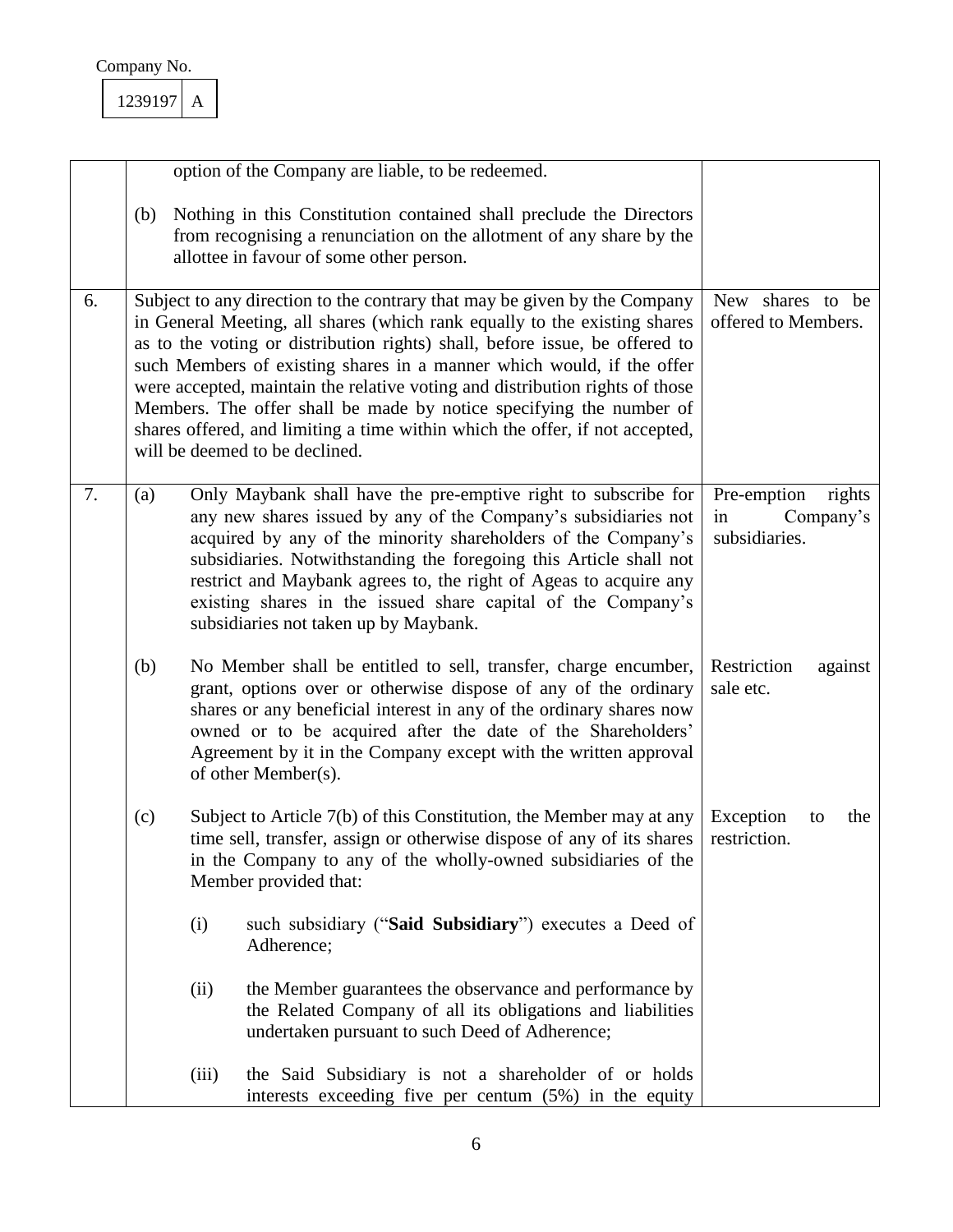Company No.

1239197 A

| | | |
|---|---|---|
| | option of the Company are liable, to be redeemed.<br><br>(b) Nothing in this Constitution contained shall preclude the Directors from recognising a renunciation on the allotment of any share by the allottee in favour of some other person. | |
| 6. | Subject to any direction to the contrary that may be given by the Company in General Meeting, all shares (which rank equally to the existing shares as to the voting or distribution rights) shall, before issue, be offered to such Members of existing shares in a manner which would, if the offer were accepted, maintain the relative voting and distribution rights of those Members. The offer shall be made by notice specifying the number of shares offered, and limiting a time within which the offer, if not accepted, will be deemed to be declined. | New shares to be offered to Members. |
| 7. | (a) Only Maybank shall have the pre-emptive right to subscribe for any new shares issued by any of the Company's subsidiaries not acquired by any of the minority shareholders of the Company's subsidiaries. Notwithstanding the foregoing this Article shall not restrict and Maybank agrees to, the right of Ageas to acquire any existing shares in the issued share capital of the Company's subsidiaries not taken up by Maybank. | Pre-emption rights in Company's subsidiaries. |
| | (b) No Member shall be entitled to sell, transfer, charge encumber, grant, options over or otherwise dispose of any of the ordinary shares or any beneficial interest in any of the ordinary shares now owned or to be acquired after the date of the Shareholders' Agreement by it in the Company except with the written approval of other Member(s). | Restriction against sale etc. |
| | (c) Subject to Article 7(b) of this Constitution, the Member may at any time sell, transfer, assign or otherwise dispose of any of its shares in the Company to any of the wholly-owned subsidiaries of the Member provided that:<br><br>(i) such subsidiary ("**Said Subsidiary**") executes a Deed of Adherence;<br><br>(ii) the Member guarantees the observance and performance by the Related Company of all its obligations and liabilities undertaken pursuant to such Deed of Adherence;<br><br>(iii) the Said Subsidiary is not a shareholder of or holds interests exceeding five per centum (5%) in the equity | Exception to the restriction. |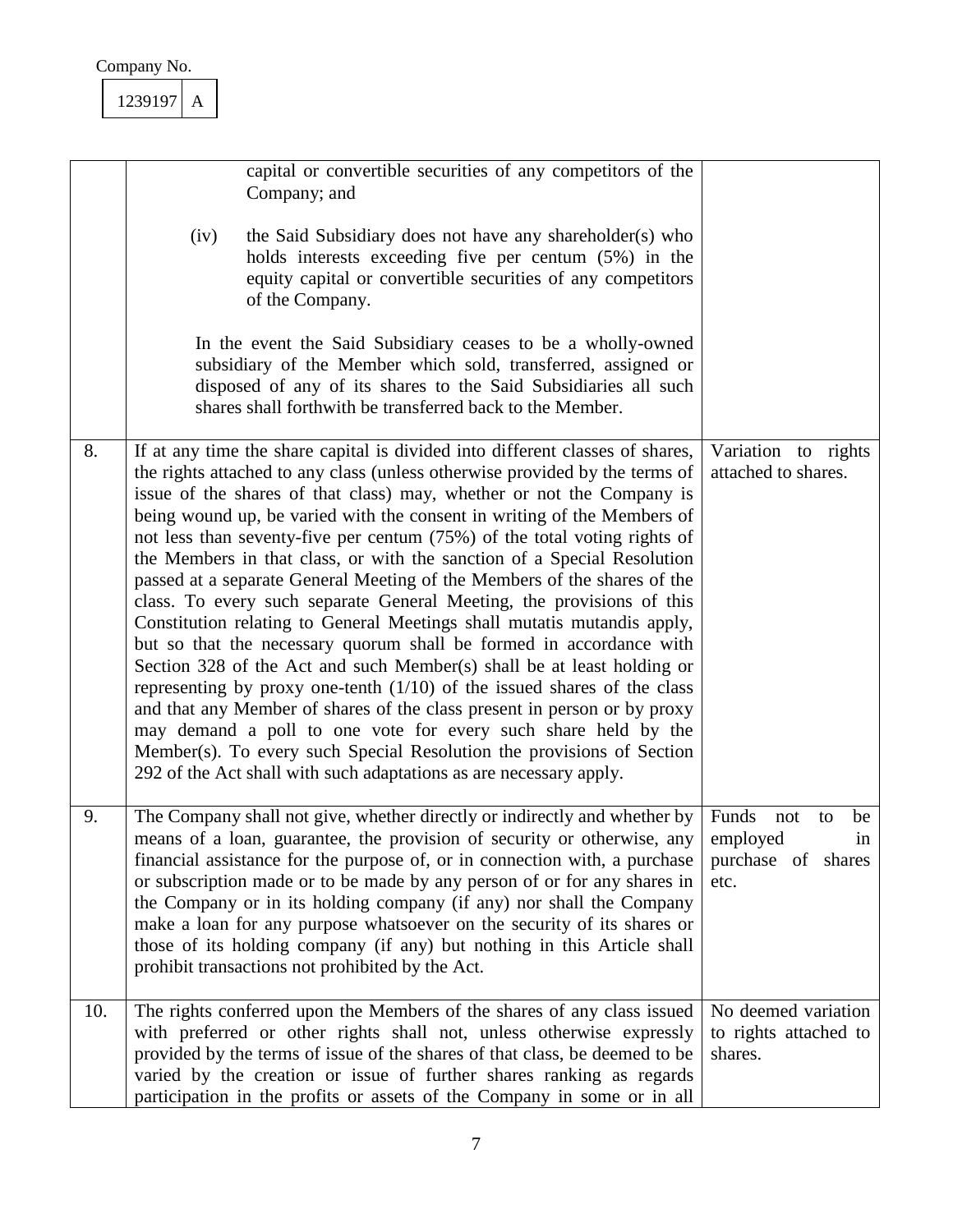Company No.

| 1239197 | A |
|---|---|

| | | |
|---|---|---|
| | capital or convertible securities of any competitors of the Company; and<br><br>(iv) the Said Subsidiary does not have any shareholder(s) who holds interests exceeding five per centum (5%) in the equity capital or convertible securities of any competitors of the Company.<br><br>In the event the Said Subsidiary ceases to be a wholly-owned subsidiary of the Member which sold, transferred, assigned or disposed of any of its shares to the Said Subsidiaries all such shares shall forthwith be transferred back to the Member. | |
| 8. | If at any time the share capital is divided into different classes of shares, the rights attached to any class (unless otherwise provided by the terms of issue of the shares of that class) may, whether or not the Company is being wound up, be varied with the consent in writing of the Members of not less than seventy-five per centum (75%) of the total voting rights of the Members in that class, or with the sanction of a Special Resolution passed at a separate General Meeting of the Members of the shares of the class. To every such separate General Meeting, the provisions of this Constitution relating to General Meetings shall mutatis mutandis apply, but so that the necessary quorum shall be formed in accordance with Section 328 of the Act and such Member(s) shall be at least holding or representing by proxy one-tenth (1/10) of the issued shares of the class and that any Member of shares of the class present in person or by proxy may demand a poll to one vote for every such share held by the Member(s). To every such Special Resolution the provisions of Section 292 of the Act shall with such adaptations as are necessary apply. | Variation to rights attached to shares. |
| 9. | The Company shall not give, whether directly or indirectly and whether by means of a loan, guarantee, the provision of security or otherwise, any financial assistance for the purpose of, or in connection with, a purchase or subscription made or to be made by any person of or for any shares in the Company or in its holding company (if any) nor shall the Company make a loan for any purpose whatsoever on the security of its shares or those of its holding company (if any) but nothing in this Article shall prohibit transactions not prohibited by the Act. | Funds not to be employed in purchase of shares etc. |
| 10. | The rights conferred upon the Members of the shares of any class issued with preferred or other rights shall not, unless otherwise expressly provided by the terms of issue of the shares of that class, be deemed to be varied by the creation or issue of further shares ranking as regards participation in the profits or assets of the Company in some or in all | No deemed variation to rights attached to shares. |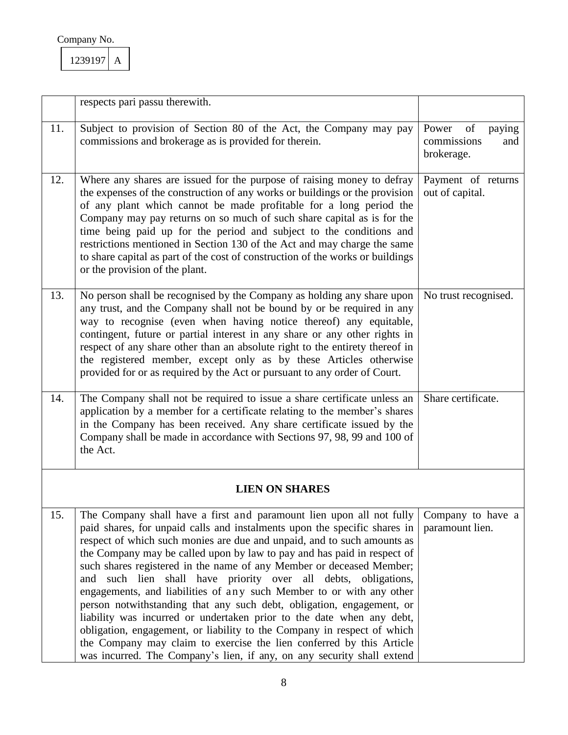Company No.

| 1239197 | A |
|---|---|

| | | |
|---|---|---|
| | respects pari passu therewith. | |
| 11. | Subject to provision of Section 80 of the Act, the Company may pay commissions and brokerage as is provided for therein. | Power of paying commissions and brokerage. |
| 12. | Where any shares are issued for the purpose of raising money to defray the expenses of the construction of any works or buildings or the provision of any plant which cannot be made profitable for a long period the Company may pay returns on so much of such share capital as is for the time being paid up for the period and subject to the conditions and restrictions mentioned in Section 130 of the Act and may charge the same to share capital as part of the cost of construction of the works or buildings or the provision of the plant. | Payment of returns out of capital. |
| 13. | No person shall be recognised by the Company as holding any share upon any trust, and the Company shall not be bound by or be required in any way to recognise (even when having notice thereof) any equitable, contingent, future or partial interest in any share or any other rights in respect of any share other than an absolute right to the entirety thereof in the registered member, except only as by these Articles otherwise provided for or as required by the Act or pursuant to any order of Court. | No trust recognised. |
| 14. | The Company shall not be required to issue a share certificate unless an application by a member for a certificate relating to the member's shares in the Company has been received. Any share certificate issued by the Company shall be made in accordance with Sections 97, 98, 99 and 100 of the Act. | Share certificate. |
| | **LIEN ON SHARES** | |
| 15. | The Company shall have a first and paramount lien upon all not fully paid shares, for unpaid calls and instalments upon the specific shares in respect of which such monies are due and unpaid, and to such amounts as the Company may be called upon by law to pay and has paid in respect of such shares registered in the name of any Member or deceased Member; and such lien shall have priority over all debts, obligations, engagements, and liabilities of any such Member to or with any other person notwithstanding that any such debt, obligation, engagement, or liability was incurred or undertaken prior to the date when any debt, obligation, engagement, or liability to the Company in respect of which the Company may claim to exercise the lien conferred by this Article was incurred. The Company's lien, if any, on any security shall extend | Company to have a paramount lien. |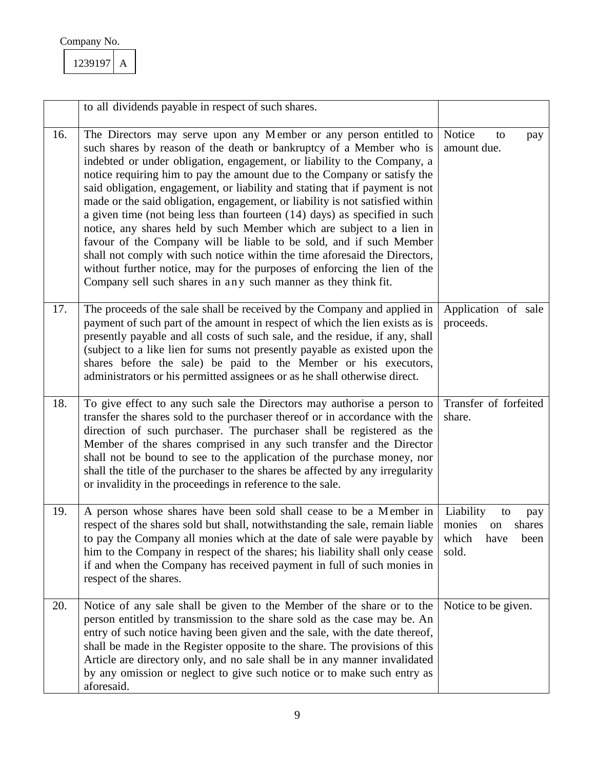Company No.

| 1239197 | A |
|---|---|

| | | |
|---|---|---|
| | to all dividends payable in respect of such shares. | |
| 16. | The Directors may serve upon any Member or any person entitled to such shares by reason of the death or bankruptcy of a Member who is indebted or under obligation, engagement, or liability to the Company, a notice requiring him to pay the amount due to the Company or satisfy the said obligation, engagement, or liability and stating that if payment is not made or the said obligation, engagement, or liability is not satisfied within a given time (not being less than fourteen (14) days) as specified in such notice, any shares held by such Member which are subject to a lien in favour of the Company will be liable to be sold, and if such Member shall not comply with such notice within the time aforesaid the Directors, without further notice, may for the purposes of enforcing the lien of the Company sell such shares in any such manner as they think fit. | Notice to pay amount due. |
| 17. | The proceeds of the sale shall be received by the Company and applied in payment of such part of the amount in respect of which the lien exists as is presently payable and all costs of such sale, and the residue, if any, shall (subject to a like lien for sums not presently payable as existed upon the shares before the sale) be paid to the Member or his executors, administrators or his permitted assignees or as he shall otherwise direct. | Application of sale proceeds. |
| 18. | To give effect to any such sale the Directors may authorise a person to transfer the shares sold to the purchaser thereof or in accordance with the direction of such purchaser. The purchaser shall be registered as the Member of the shares comprised in any such transfer and the Director shall not be bound to see to the application of the purchase money, nor shall the title of the purchaser to the shares be affected by any irregularity or invalidity in the proceedings in reference to the sale. | Transfer of forfeited share. |
| 19. | A person whose shares have been sold shall cease to be a Member in respect of the shares sold but shall, notwithstanding the sale, remain liable to pay the Company all monies which at the date of sale were payable by him to the Company in respect of the shares; his liability shall only cease if and when the Company has received payment in full of such monies in respect of the shares. | Liability to pay monies on shares which have been sold. |
| 20. | Notice of any sale shall be given to the Member of the share or to the person entitled by transmission to the share sold as the case may be. An entry of such notice having been given and the sale, with the date thereof, shall be made in the Register opposite to the share. The provisions of this Article are directory only, and no sale shall be in any manner invalidated by any omission or neglect to give such notice or to make such entry as aforesaid. | Notice to be given. |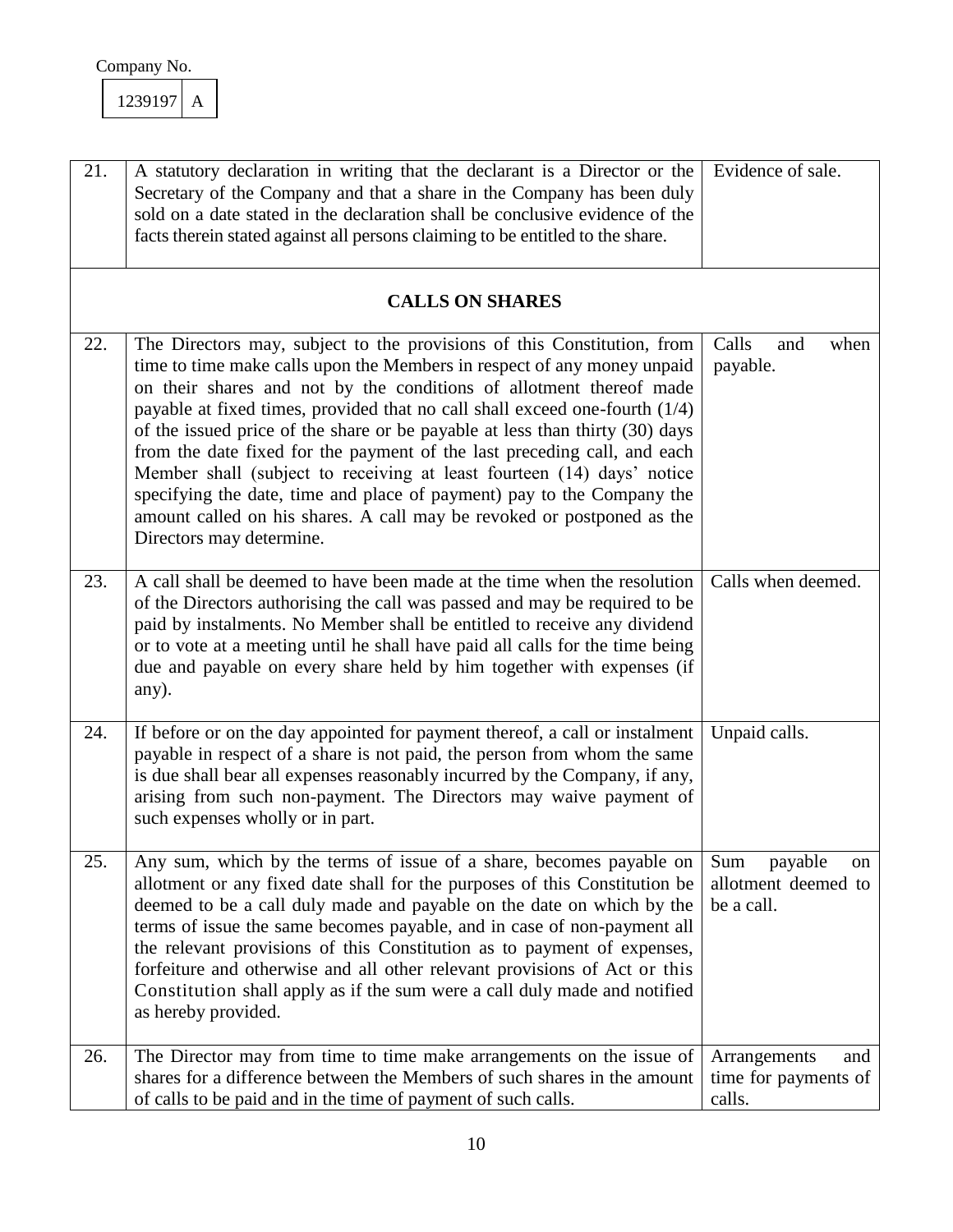Company No.

| 1239197 | A |
|---|---|

| | | |
|---|---|---|
| 21. | A statutory declaration in writing that the declarant is a Director or the Secretary of the Company and that a share in the Company has been duly sold on a date stated in the declaration shall be conclusive evidence of the facts therein stated against all persons claiming to be entitled to the share. | Evidence of sale. |
| | **CALLS ON SHARES** | |
| 22. | The Directors may, subject to the provisions of this Constitution, from time to time make calls upon the Members in respect of any money unpaid on their shares and not by the conditions of allotment thereof made payable at fixed times, provided that no call shall exceed one-fourth (1/4) of the issued price of the share or be payable at less than thirty (30) days from the date fixed for the payment of the last preceding call, and each Member shall (subject to receiving at least fourteen (14) days' notice specifying the date, time and place of payment) pay to the Company the amount called on his shares. A call may be revoked or postponed as the Directors may determine. | Calls and when payable. |
| 23. | A call shall be deemed to have been made at the time when the resolution of the Directors authorising the call was passed and may be required to be paid by instalments. No Member shall be entitled to receive any dividend or to vote at a meeting until he shall have paid all calls for the time being due and payable on every share held by him together with expenses (if any). | Calls when deemed. |
| 24. | If before or on the day appointed for payment thereof, a call or instalment payable in respect of a share is not paid, the person from whom the same is due shall bear all expenses reasonably incurred by the Company, if any, arising from such non-payment. The Directors may waive payment of such expenses wholly or in part. | Unpaid calls. |
| 25. | Any sum, which by the terms of issue of a share, becomes payable on allotment or any fixed date shall for the purposes of this Constitution be deemed to be a call duly made and payable on the date on which by the terms of issue the same becomes payable, and in case of non-payment all the relevant provisions of this Constitution as to payment of expenses, forfeiture and otherwise and all other relevant provisions of Act or this Constitution shall apply as if the sum were a call duly made and notified as hereby provided. | Sum payable on allotment deemed to be a call. |
| 26. | The Director may from time to time make arrangements on the issue of shares for a difference between the Members of such shares in the amount of calls to be paid and in the time of payment of such calls. | Arrangements and time for payments of calls. |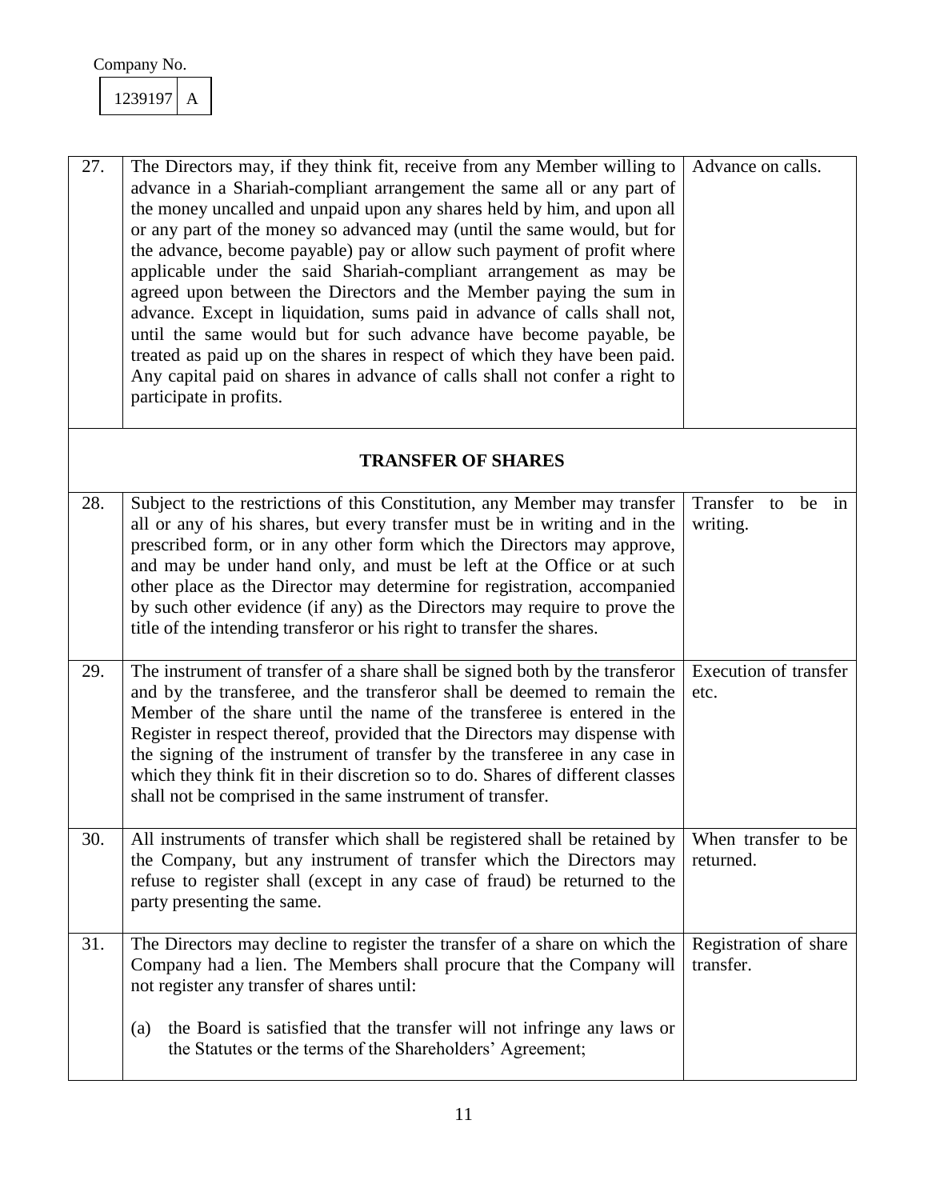Company No.

| 1239197 | A |
|---|---|

| | | |
|---|---|---|
| 27. | The Directors may, if they think fit, receive from any Member willing to advance in a Shariah-compliant arrangement the same all or any part of the money uncalled and unpaid upon any shares held by him, and upon all or any part of the money so advanced may (until the same would, but for the advance, become payable) pay or allow such payment of profit where applicable under the said Shariah-compliant arrangement as may be agreed upon between the Directors and the Member paying the sum in advance. Except in liquidation, sums paid in advance of calls shall not, until the same would but for such advance have become payable, be treated as paid up on the shares in respect of which they have been paid. Any capital paid on shares in advance of calls shall not confer a right to participate in profits. | Advance on calls. |
| | **TRANSFER OF SHARES** | |
| 28. | Subject to the restrictions of this Constitution, any Member may transfer all or any of his shares, but every transfer must be in writing and in the prescribed form, or in any other form which the Directors may approve, and may be under hand only, and must be left at the Office or at such other place as the Director may determine for registration, accompanied by such other evidence (if any) as the Directors may require to prove the title of the intending transferor or his right to transfer the shares. | Transfer to be in writing. |
| 29. | The instrument of transfer of a share shall be signed both by the transferor and by the transferee, and the transferor shall be deemed to remain the Member of the share until the name of the transferee is entered in the Register in respect thereof, provided that the Directors may dispense with the signing of the instrument of transfer by the transferee in any case in which they think fit in their discretion so to do. Shares of different classes shall not be comprised in the same instrument of transfer. | Execution of transfer etc. |
| 30. | All instruments of transfer which shall be registered shall be retained by the Company, but any instrument of transfer which the Directors may refuse to register shall (except in any case of fraud) be returned to the party presenting the same. | When transfer to be returned. |
| 31. | The Directors may decline to register the transfer of a share on which the Company had a lien. The Members shall procure that the Company will not register any transfer of shares until:<br><br>(a) the Board is satisfied that the transfer will not infringe any laws or the Statutes or the terms of the Shareholders' Agreement; | Registration of share transfer. |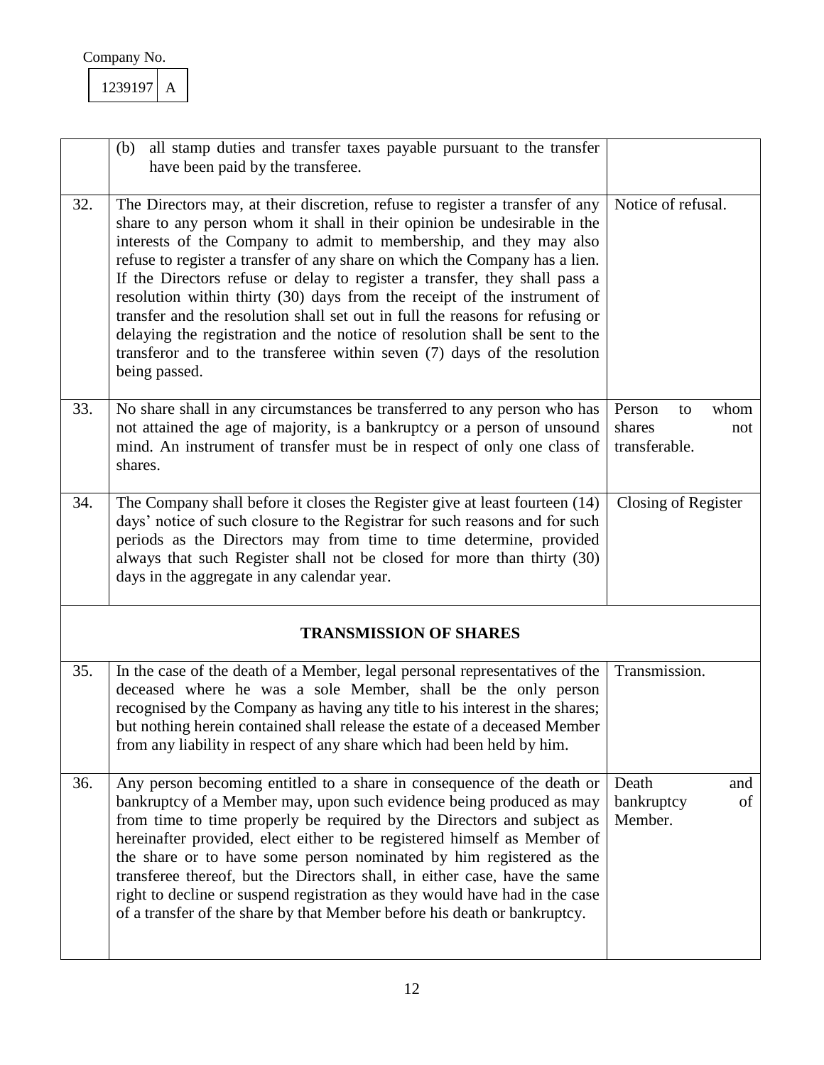Company No.

| 1239197 | A |
|---|---|

| | | |
|---|---|---|
| | (b) all stamp duties and transfer taxes payable pursuant to the transfer have been paid by the transferee. | |
| 32. | The Directors may, at their discretion, refuse to register a transfer of any share to any person whom it shall in their opinion be undesirable in the interests of the Company to admit to membership, and they may also refuse to register a transfer of any share on which the Company has a lien. If the Directors refuse or delay to register a transfer, they shall pass a resolution within thirty (30) days from the receipt of the instrument of transfer and the resolution shall set out in full the reasons for refusing or delaying the registration and the notice of resolution shall be sent to the transferor and to the transferee within seven (7) days of the resolution being passed. | Notice of refusal. |
| 33. | No share shall in any circumstances be transferred to any person who has not attained the age of majority, is a bankruptcy or a person of unsound mind. An instrument of transfer must be in respect of only one class of shares. | Person to whom shares not transferable. |
| 34. | The Company shall before it closes the Register give at least fourteen (14) days' notice of such closure to the Registrar for such reasons and for such periods as the Directors may from time to time determine, provided always that such Register shall not be closed for more than thirty (30) days in the aggregate in any calendar year. | Closing of Register |
| | **TRANSMISSION OF SHARES** | |
| 35. | In the case of the death of a Member, legal personal representatives of the deceased where he was a sole Member, shall be the only person recognised by the Company as having any title to his interest in the shares; but nothing herein contained shall release the estate of a deceased Member from any liability in respect of any share which had been held by him. | Transmission. |
| 36. | Any person becoming entitled to a share in consequence of the death or bankruptcy of a Member may, upon such evidence being produced as may from time to time properly be required by the Directors and subject as hereinafter provided, elect either to be registered himself as Member of the share or to have some person nominated by him registered as the transferee thereof, but the Directors shall, in either case, have the same right to decline or suspend registration as they would have had in the case of a transfer of the share by that Member before his death or bankruptcy. | Death and bankruptcy of Member. |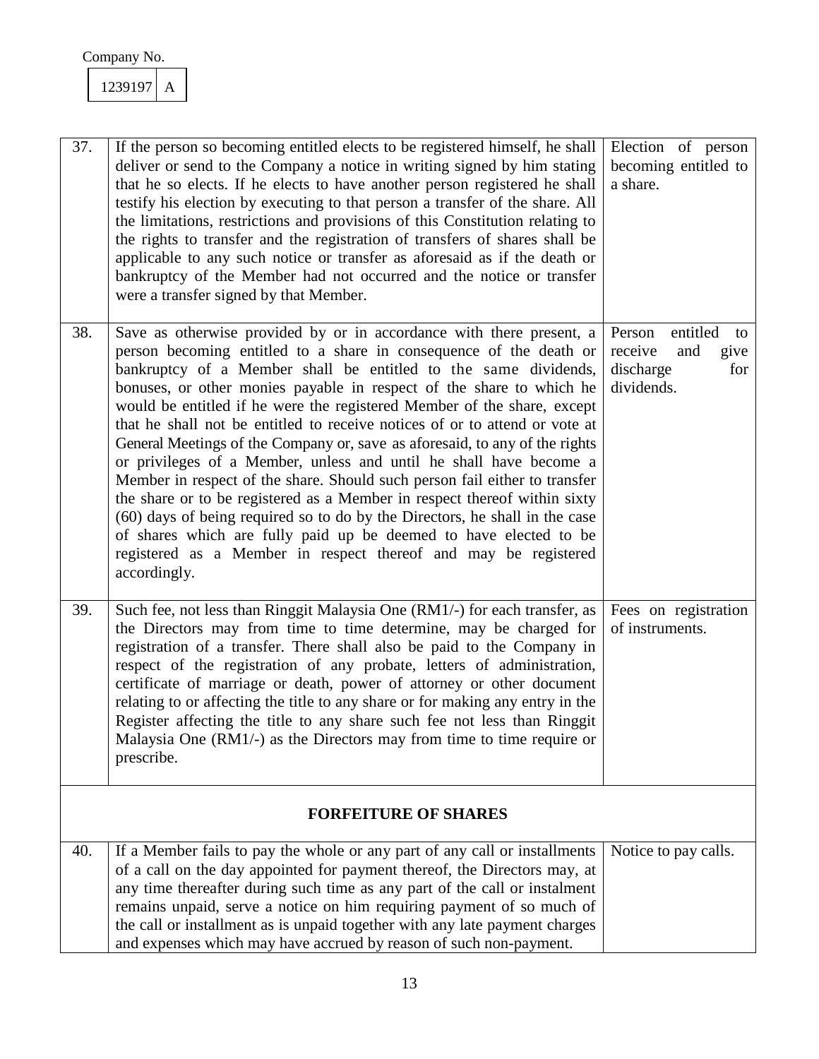Company No.

| 1239197 | A |
|---|---|

| | | |
|---|---|---|
| 37. | If the person so becoming entitled elects to be registered himself, he shall deliver or send to the Company a notice in writing signed by him stating that he so elects. If he elects to have another person registered he shall testify his election by executing to that person a transfer of the share. All the limitations, restrictions and provisions of this Constitution relating to the rights to transfer and the registration of transfers of shares shall be applicable to any such notice or transfer as aforesaid as if the death or bankruptcy of the Member had not occurred and the notice or transfer were a transfer signed by that Member. | Election of person becoming entitled to a share. |
| 38. | Save as otherwise provided by or in accordance with there present, a person becoming entitled to a share in consequence of the death or bankruptcy of a Member shall be entitled to the same dividends, bonuses, or other monies payable in respect of the share to which he would be entitled if he were the registered Member of the share, except that he shall not be entitled to receive notices of or to attend or vote at General Meetings of the Company or, save as aforesaid, to any of the rights or privileges of a Member, unless and until he shall have become a Member in respect of the share. Should such person fail either to transfer the share or to be registered as a Member in respect thereof within sixty (60) days of being required so to do by the Directors, he shall in the case of shares which are fully paid up be deemed to have elected to be registered as a Member in respect thereof and may be registered accordingly. | Person entitled to receive and give discharge for dividends. |
| 39. | Such fee, not less than Ringgit Malaysia One (RM1/-) for each transfer, as the Directors may from time to time determine, may be charged for registration of a transfer. There shall also be paid to the Company in respect of the registration of any probate, letters of administration, certificate of marriage or death, power of attorney or other document relating to or affecting the title to any share or for making any entry in the Register affecting the title to any share such fee not less than Ringgit Malaysia One (RM1/-) as the Directors may from time to time require or prescribe. | Fees on registration of instruments. |
| | **FORFEITURE OF SHARES** | |
| 40. | If a Member fails to pay the whole or any part of any call or installments of a call on the day appointed for payment thereof, the Directors may, at any time thereafter during such time as any part of the call or instalment remains unpaid, serve a notice on him requiring payment of so much of the call or installment as is unpaid together with any late payment charges and expenses which may have accrued by reason of such non-payment. | Notice to pay calls. |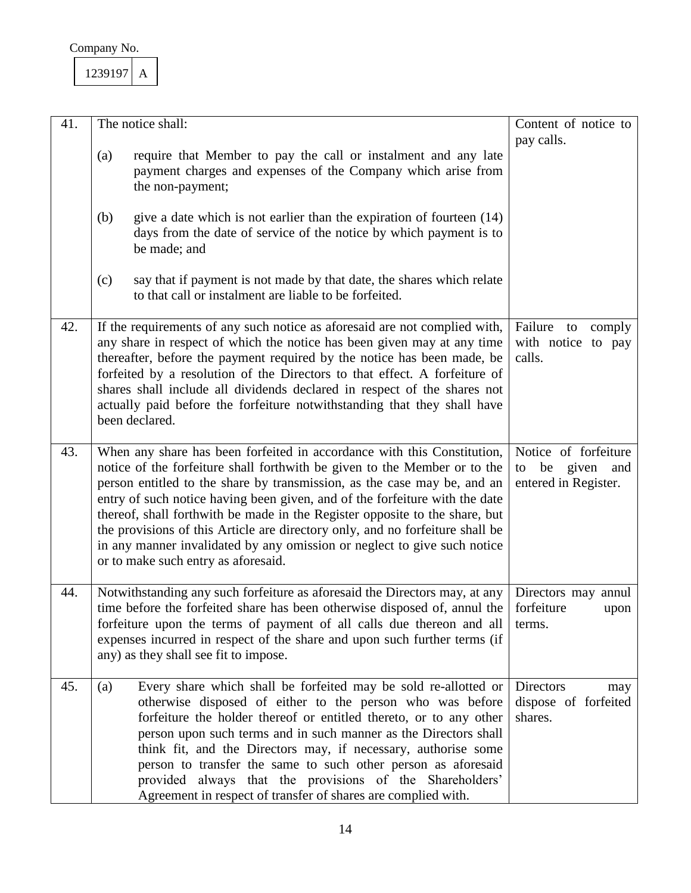Company No.

| 1239197 | A |
|---|---|

| | | |
|---|---|---|
| 41. | The notice shall:<br><br>(a) require that Member to pay the call or instalment and any late payment charges and expenses of the Company which arise from the non-payment;<br><br>(b) give a date which is not earlier than the expiration of fourteen (14) days from the date of service of the notice by which payment is to be made; and<br><br>(c) say that if payment is not made by that date, the shares which relate to that call or instalment are liable to be forfeited. | Content of notice to pay calls. |
| 42. | If the requirements of any such notice as aforesaid are not complied with, any share in respect of which the notice has been given may at any time thereafter, before the payment required by the notice has been made, be forfeited by a resolution of the Directors to that effect. A forfeiture of shares shall include all dividends declared in respect of the shares not actually paid before the forfeiture notwithstanding that they shall have been declared. | Failure to comply with notice to pay calls. |
| 43. | When any share has been forfeited in accordance with this Constitution, notice of the forfeiture shall forthwith be given to the Member or to the person entitled to the share by transmission, as the case may be, and an entry of such notice having been given, and of the forfeiture with the date thereof, shall forthwith be made in the Register opposite to the share, but the provisions of this Article are directory only, and no forfeiture shall be in any manner invalidated by any omission or neglect to give such notice or to make such entry as aforesaid. | Notice of forfeiture to be given and entered in Register. |
| 44. | Notwithstanding any such forfeiture as aforesaid the Directors may, at any time before the forfeited share has been otherwise disposed of, annul the forfeiture upon the terms of payment of all calls due thereon and all expenses incurred in respect of the share and upon such further terms (if any) as they shall see fit to impose. | Directors may annul forfeiture upon terms. |
| 45. | (a) Every share which shall be forfeited may be sold re-allotted or otherwise disposed of either to the person who was before forfeiture the holder thereof or entitled thereto, or to any other person upon such terms and in such manner as the Directors shall think fit, and the Directors may, if necessary, authorise some person to transfer the same to such other person as aforesaid provided always that the provisions of the Shareholders' Agreement in respect of transfer of shares are complied with. | Directors may dispose of forfeited shares. |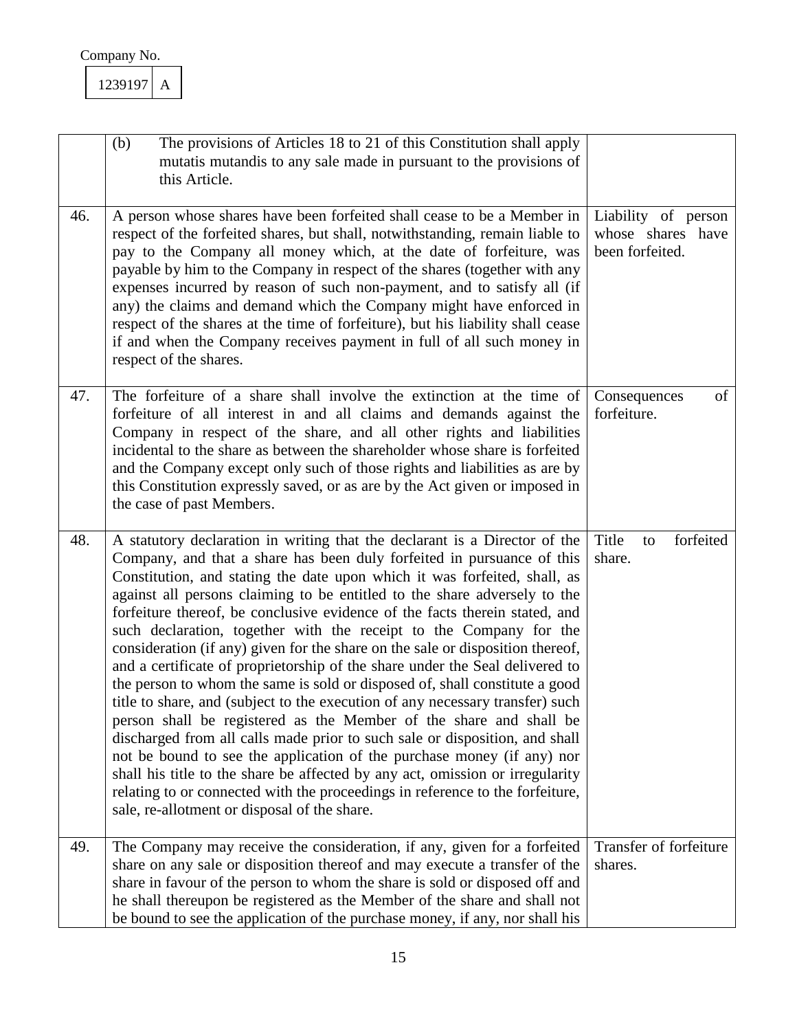Company No.

1239197 | A

| | | |
|---|---|---|
| | (b) The provisions of Articles 18 to 21 of this Constitution shall apply mutatis mutandis to any sale made in pursuant to the provisions of this Article. | |
| 46. | A person whose shares have been forfeited shall cease to be a Member in respect of the forfeited shares, but shall, notwithstanding, remain liable to pay to the Company all money which, at the date of forfeiture, was payable by him to the Company in respect of the shares (together with any expenses incurred by reason of such non-payment, and to satisfy all (if any) the claims and demand which the Company might have enforced in respect of the shares at the time of forfeiture), but his liability shall cease if and when the Company receives payment in full of all such money in respect of the shares. | Liability of person whose shares have been forfeited. |
| 47. | The forfeiture of a share shall involve the extinction at the time of forfeiture of all interest in and all claims and demands against the Company in respect of the share, and all other rights and liabilities incidental to the share as between the shareholder whose share is forfeited and the Company except only such of those rights and liabilities as are by this Constitution expressly saved, or as are by the Act given or imposed in the case of past Members. | Consequences of forfeiture. |
| 48. | A statutory declaration in writing that the declarant is a Director of the Company, and that a share has been duly forfeited in pursuance of this Constitution, and stating the date upon which it was forfeited, shall, as against all persons claiming to be entitled to the share adversely to the forfeiture thereof, be conclusive evidence of the facts therein stated, and such declaration, together with the receipt to the Company for the consideration (if any) given for the share on the sale or disposition thereof, and a certificate of proprietorship of the share under the Seal delivered to the person to whom the same is sold or disposed of, shall constitute a good title to share, and (subject to the execution of any necessary transfer) such person shall be registered as the Member of the share and shall be discharged from all calls made prior to such sale or disposition, and shall not be bound to see the application of the purchase money (if any) nor shall his title to the share be affected by any act, omission or irregularity relating to or connected with the proceedings in reference to the forfeiture, sale, re-allotment or disposal of the share. | Title to forfeited share. |
| 49. | The Company may receive the consideration, if any, given for a forfeited share on any sale or disposition thereof and may execute a transfer of the share in favour of the person to whom the share is sold or disposed off and he shall thereupon be registered as the Member of the share and shall not be bound to see the application of the purchase money, if any, nor shall his | Transfer of forfeiture shares. |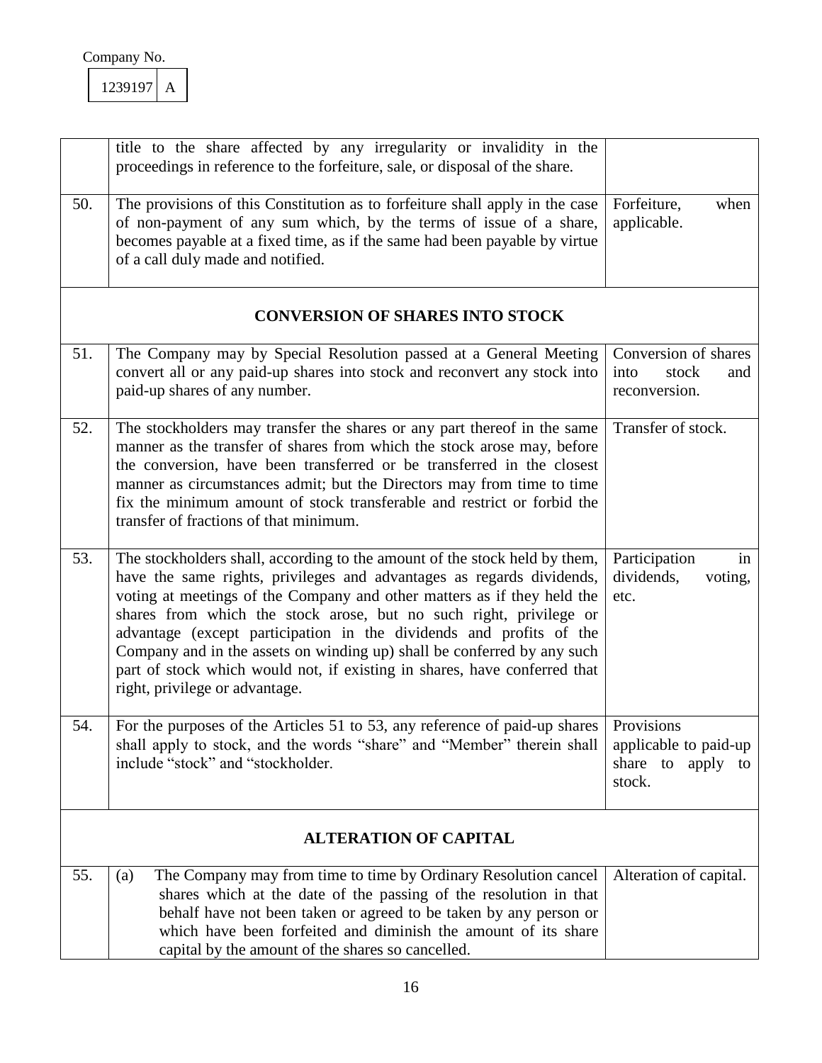Company No.

| 1239197 | A |
|---|---|

| | | |
|---|---|---|
| | title to the share affected by any irregularity or invalidity in the proceedings in reference to the forfeiture, sale, or disposal of the share. | |
| 50. | The provisions of this Constitution as to forfeiture shall apply in the case of non-payment of any sum which, by the terms of issue of a share, becomes payable at a fixed time, as if the same had been payable by virtue of a call duly made and notified. | Forfeiture, when applicable. |
| **CONVERSION OF SHARES INTO STOCK** | | |
| 51. | The Company may by Special Resolution passed at a General Meeting convert all or any paid-up shares into stock and reconvert any stock into paid-up shares of any number. | Conversion of shares into stock and reconversion. |
| 52. | The stockholders may transfer the shares or any part thereof in the same manner as the transfer of shares from which the stock arose may, before the conversion, have been transferred or be transferred in the closest manner as circumstances admit; but the Directors may from time to time fix the minimum amount of stock transferable and restrict or forbid the transfer of fractions of that minimum. | Transfer of stock. |
| 53. | The stockholders shall, according to the amount of the stock held by them, have the same rights, privileges and advantages as regards dividends, voting at meetings of the Company and other matters as if they held the shares from which the stock arose, but no such right, privilege or advantage (except participation in the dividends and profits of the Company and in the assets on winding up) shall be conferred by any such part of stock which would not, if existing in shares, have conferred that right, privilege or advantage. | Participation in dividends, voting, etc. |
| 54. | For the purposes of the Articles 51 to 53, any reference of paid-up shares shall apply to stock, and the words "share" and "Member" therein shall include "stock" and "stockholder. | Provisions applicable to paid-up share to apply to stock. |
| **ALTERATION OF CAPITAL** | | |
| 55. | (a) The Company may from time to time by Ordinary Resolution cancel shares which at the date of the passing of the resolution in that behalf have not been taken or agreed to be taken by any person or which have been forfeited and diminish the amount of its share capital by the amount of the shares so cancelled. | Alteration of capital. |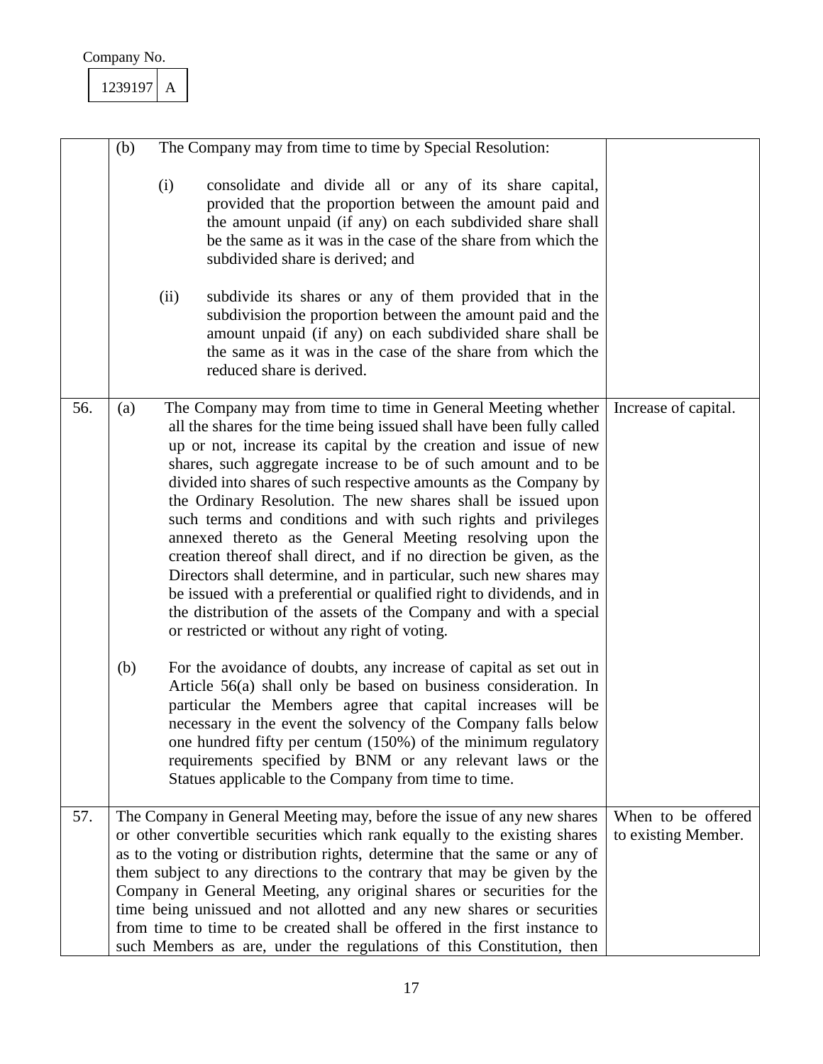Company No.

| 1239197 | A |
|---|---|

| | | |
|---|---|---|
| | (b) The Company may from time to time by Special Resolution:<br><br>(i) consolidate and divide all or any of its share capital, provided that the proportion between the amount paid and the amount unpaid (if any) on each subdivided share shall be the same as it was in the case of the share from which the subdivided share is derived; and<br><br>(ii) subdivide its shares or any of them provided that in the subdivision the proportion between the amount paid and the amount unpaid (if any) on each subdivided share shall be the same as it was in the case of the share from which the reduced share is derived. | |
| 56. | (a) The Company may from time to time in General Meeting whether all the shares for the time being issued shall have been fully called up or not, increase its capital by the creation and issue of new shares, such aggregate increase to be of such amount and to be divided into shares of such respective amounts as the Company by the Ordinary Resolution. The new shares shall be issued upon such terms and conditions and with such rights and privileges annexed thereto as the General Meeting resolving upon the creation thereof shall direct, and if no direction be given, as the Directors shall determine, and in particular, such new shares may be issued with a preferential or qualified right to dividends, and in the distribution of the assets of the Company and with a special or restricted or without any right of voting.<br><br>(b) For the avoidance of doubts, any increase of capital as set out in Article 56(a) shall only be based on business consideration. In particular the Members agree that capital increases will be necessary in the event the solvency of the Company falls below one hundred fifty per centum (150%) of the minimum regulatory requirements specified by BNM or any relevant laws or the Statues applicable to the Company from time to time. | Increase of capital. |
| 57. | The Company in General Meeting may, before the issue of any new shares or other convertible securities which rank equally to the existing shares as to the voting or distribution rights, determine that the same or any of them subject to any directions to the contrary that may be given by the Company in General Meeting, any original shares or securities for the time being unissued and not allotted and any new shares or securities from time to time to be created shall be offered in the first instance to such Members as are, under the regulations of this Constitution, then | When to be offered to existing Member. |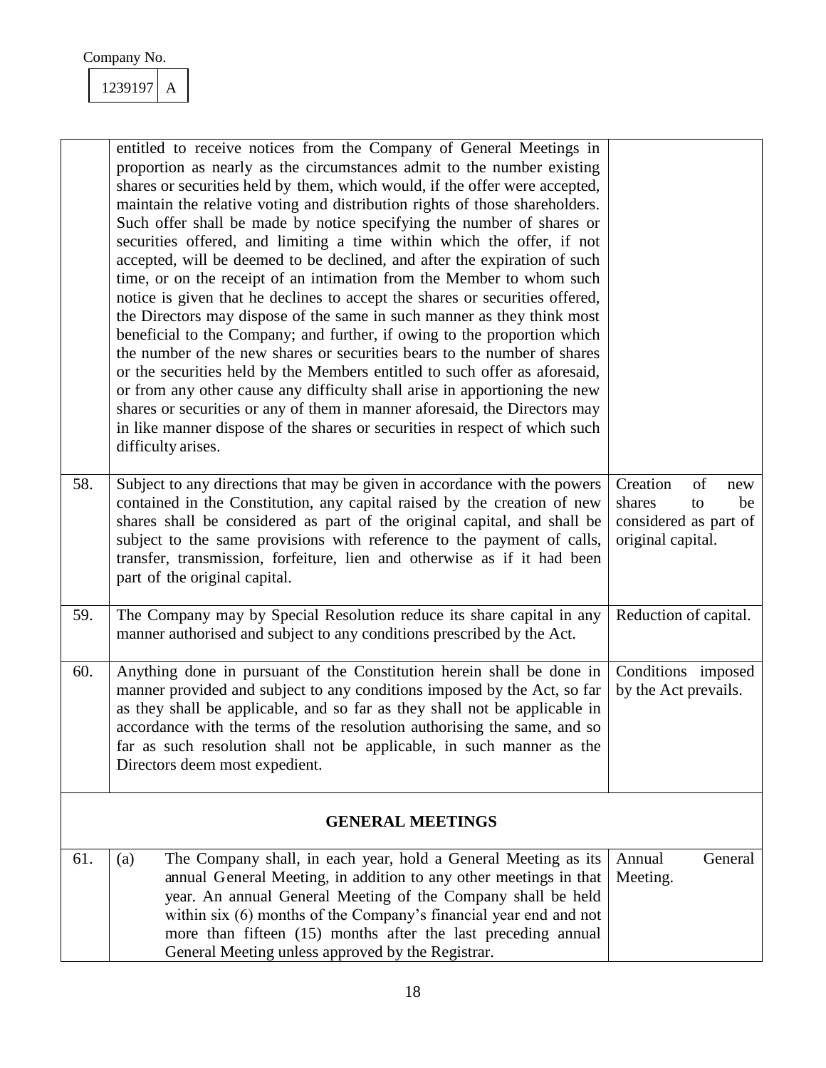Company No.

| 1239197 | A |
|---|---|

| | | |
|---|---|---|
| | entitled to receive notices from the Company of General Meetings in proportion as nearly as the circumstances admit to the number existing shares or securities held by them, which would, if the offer were accepted, maintain the relative voting and distribution rights of those shareholders. Such offer shall be made by notice specifying the number of shares or securities offered, and limiting a time within which the offer, if not accepted, will be deemed to be declined, and after the expiration of such time, or on the receipt of an intimation from the Member to whom such notice is given that he declines to accept the shares or securities offered, the Directors may dispose of the same in such manner as they think most beneficial to the Company; and further, if owing to the proportion which the number of the new shares or securities bears to the number of shares or the securities held by the Members entitled to such offer as aforesaid, or from any other cause any difficulty shall arise in apportioning the new shares or securities or any of them in manner aforesaid, the Directors may in like manner dispose of the shares or securities in respect of which such difficulty arises. | |
| 58. | Subject to any directions that may be given in accordance with the powers contained in the Constitution, any capital raised by the creation of new shares shall be considered as part of the original capital, and shall be subject to the same provisions with reference to the payment of calls, transfer, transmission, forfeiture, lien and otherwise as if it had been part of the original capital. | Creation of new shares to be considered as part of original capital. |
| 59. | The Company may by Special Resolution reduce its share capital in any manner authorised and subject to any conditions prescribed by the Act. | Reduction of capital. |
| 60. | Anything done in pursuant of the Constitution herein shall be done in manner provided and subject to any conditions imposed by the Act, so far as they shall be applicable, and so far as they shall not be applicable in accordance with the terms of the resolution authorising the same, and so far as such resolution shall not be applicable, in such manner as the Directors deem most expedient. | Conditions imposed by the Act prevails. |
| | **GENERAL MEETINGS** | |
| 61. | (a) The Company shall, in each year, hold a General Meeting as its annual General Meeting, in addition to any other meetings in that year. An annual General Meeting of the Company shall be held within six (6) months of the Company's financial year end and not more than fifteen (15) months after the last preceding annual General Meeting unless approved by the Registrar. | Annual General Meeting. |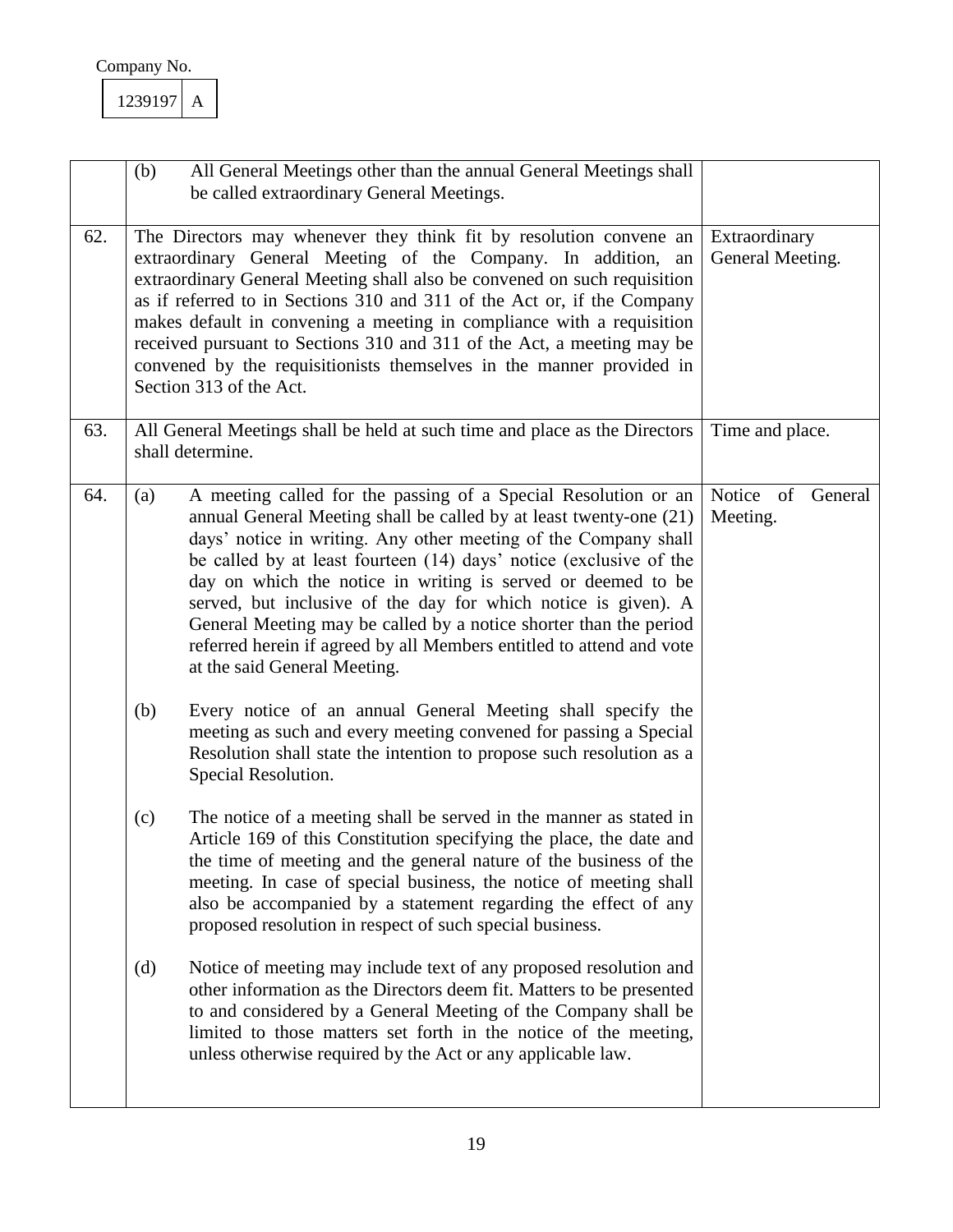Company No.

| 1239197 | A |
|---|---|

| | | |
|---|---|---|
| | (b) All General Meetings other than the annual General Meetings shall be called extraordinary General Meetings. | |
| 62. | The Directors may whenever they think fit by resolution convene an extraordinary General Meeting of the Company. In addition, an extraordinary General Meeting shall also be convened on such requisition as if referred to in Sections 310 and 311 of the Act or, if the Company makes default in convening a meeting in compliance with a requisition received pursuant to Sections 310 and 311 of the Act, a meeting may be convened by the requisitionists themselves in the manner provided in Section 313 of the Act. | Extraordinary General Meeting. |
| 63. | All General Meetings shall be held at such time and place as the Directors shall determine. | Time and place. |
| 64. | (a) A meeting called for the passing of a Special Resolution or an annual General Meeting shall be called by at least twenty-one (21) days' notice in writing. Any other meeting of the Company shall be called by at least fourteen (14) days' notice (exclusive of the day on which the notice in writing is served or deemed to be served, but inclusive of the day for which notice is given). A General Meeting may be called by a notice shorter than the period referred herein if agreed by all Members entitled to attend and vote at the said General Meeting.<br><br>(b) Every notice of an annual General Meeting shall specify the meeting as such and every meeting convened for passing a Special Resolution shall state the intention to propose such resolution as a Special Resolution.<br><br>(c) The notice of a meeting shall be served in the manner as stated in Article 169 of this Constitution specifying the place, the date and the time of meeting and the general nature of the business of the meeting. In case of special business, the notice of meeting shall also be accompanied by a statement regarding the effect of any proposed resolution in respect of such special business.<br><br>(d) Notice of meeting may include text of any proposed resolution and other information as the Directors deem fit. Matters to be presented to and considered by a General Meeting of the Company shall be limited to those matters set forth in the notice of the meeting, unless otherwise required by the Act or any applicable law. | Notice of General Meeting. |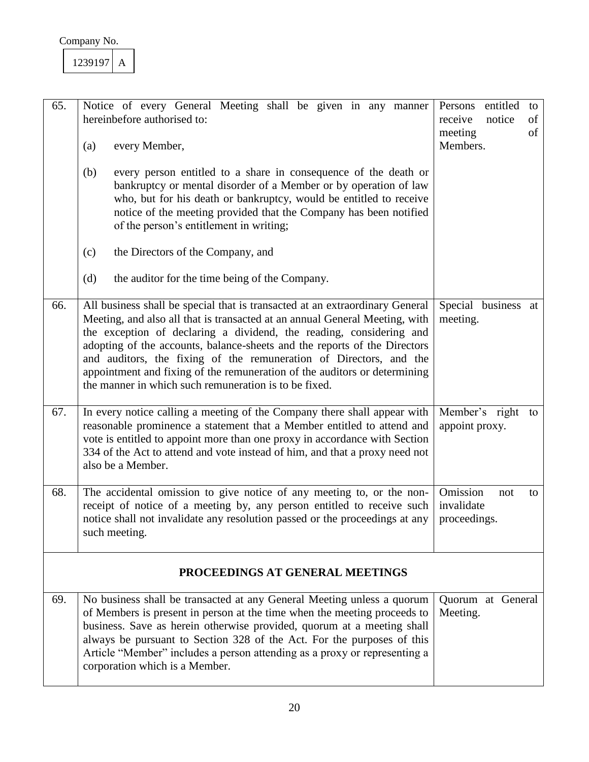Company No.

| 1239197 | A |
|---|---|

| | | |
|---|---|---|
| 65. | Notice of every General Meeting shall be given in any manner hereinbefore authorised to:<br><br>(a) every Member,<br><br>(b) every person entitled to a share in consequence of the death or bankruptcy or mental disorder of a Member or by operation of law who, but for his death or bankruptcy, would be entitled to receive notice of the meeting provided that the Company has been notified of the person's entitlement in writing;<br><br>(c) the Directors of the Company, and<br><br>(d) the auditor for the time being of the Company. | Persons entitled to receive notice of meeting of Members. |
| 66. | All business shall be special that is transacted at an extraordinary General Meeting, and also all that is transacted at an annual General Meeting, with the exception of declaring a dividend, the reading, considering and adopting of the accounts, balance-sheets and the reports of the Directors and auditors, the fixing of the remuneration of Directors, and the appointment and fixing of the remuneration of the auditors or determining the manner in which such remuneration is to be fixed. | Special business at meeting. |
| 67. | In every notice calling a meeting of the Company there shall appear with reasonable prominence a statement that a Member entitled to attend and vote is entitled to appoint more than one proxy in accordance with Section 334 of the Act to attend and vote instead of him, and that a proxy need not also be a Member. | Member's right to appoint proxy. |
| 68. | The accidental omission to give notice of any meeting to, or the non-receipt of notice of a meeting by, any person entitled to receive such notice shall not invalidate any resolution passed or the proceedings at any such meeting. | Omission not to invalidate proceedings. |
| | **PROCEEDINGS AT GENERAL MEETINGS** | |
| 69. | No business shall be transacted at any General Meeting unless a quorum of Members is present in person at the time when the meeting proceeds to business. Save as herein otherwise provided, quorum at a meeting shall always be pursuant to Section 328 of the Act. For the purposes of this Article "Member" includes a person attending as a proxy or representing a corporation which is a Member. | Quorum at General Meeting. |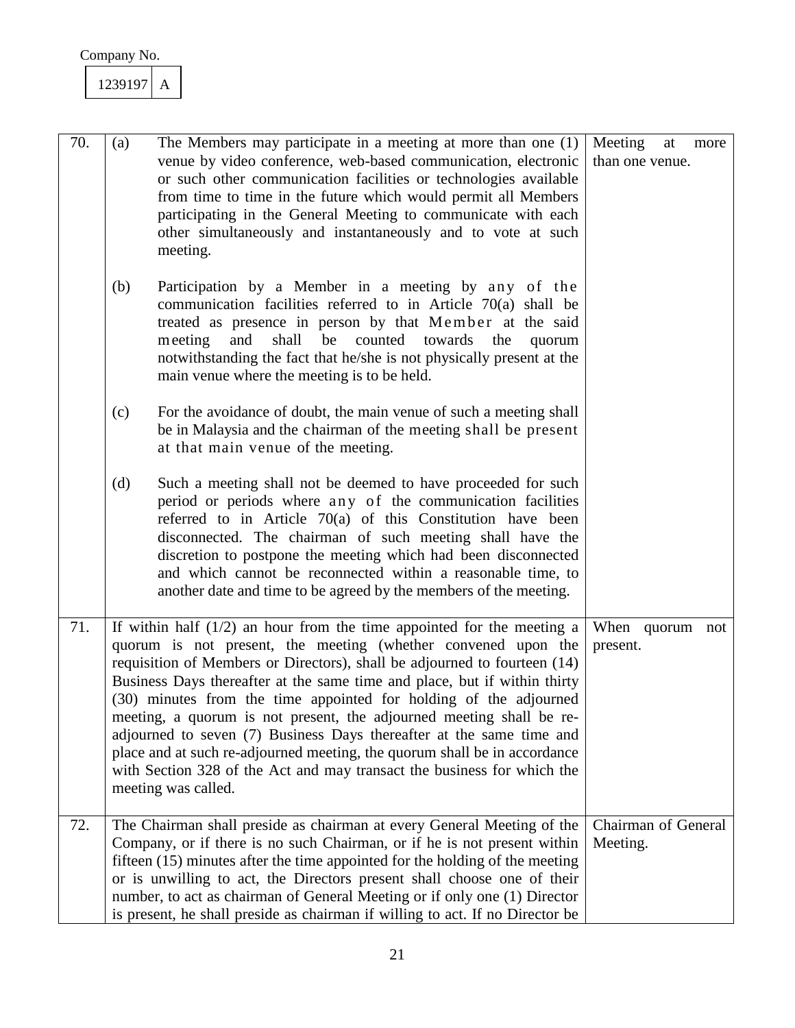Company No.

| 1239197 | A |
|---|---|

| | | |
|---|---|---|
| 70. | (a) The Members may participate in a meeting at more than one (1) venue by video conference, web-based communication, electronic or such other communication facilities or technologies available from time to time in the future which would permit all Members participating in the General Meeting to communicate with each other simultaneously and instantaneously and to vote at such meeting.<br><br>(b) Participation by a Member in a meeting by any of the communication facilities referred to in Article 70(a) shall be treated as presence in person by that Member at the said meeting and shall be counted towards the quorum notwithstanding the fact that he/she is not physically present at the main venue where the meeting is to be held.<br><br>(c) For the avoidance of doubt, the main venue of such a meeting shall be in Malaysia and the chairman of the meeting shall be present at that main venue of the meeting.<br><br>(d) Such a meeting shall not be deemed to have proceeded for such period or periods where any of the communication facilities referred to in Article 70(a) of this Constitution have been disconnected. The chairman of such meeting shall have the discretion to postpone the meeting which had been disconnected and which cannot be reconnected within a reasonable time, to another date and time to be agreed by the members of the meeting. | Meeting at more than one venue. |
| 71. | If within half (1/2) an hour from the time appointed for the meeting a quorum is not present, the meeting (whether convened upon the requisition of Members or Directors), shall be adjourned to fourteen (14) Business Days thereafter at the same time and place, but if within thirty (30) minutes from the time appointed for holding of the adjourned meeting, a quorum is not present, the adjourned meeting shall be re-adjourned to seven (7) Business Days thereafter at the same time and place and at such re-adjourned meeting, the quorum shall be in accordance with Section 328 of the Act and may transact the business for which the meeting was called. | When quorum not present. |
| 72. | The Chairman shall preside as chairman at every General Meeting of the Company, or if there is no such Chairman, or if he is not present within fifteen (15) minutes after the time appointed for the holding of the meeting or is unwilling to act, the Directors present shall choose one of their number, to act as chairman of General Meeting or if only one (1) Director is present, he shall preside as chairman if willing to act. If no Director be | Chairman of General Meeting. |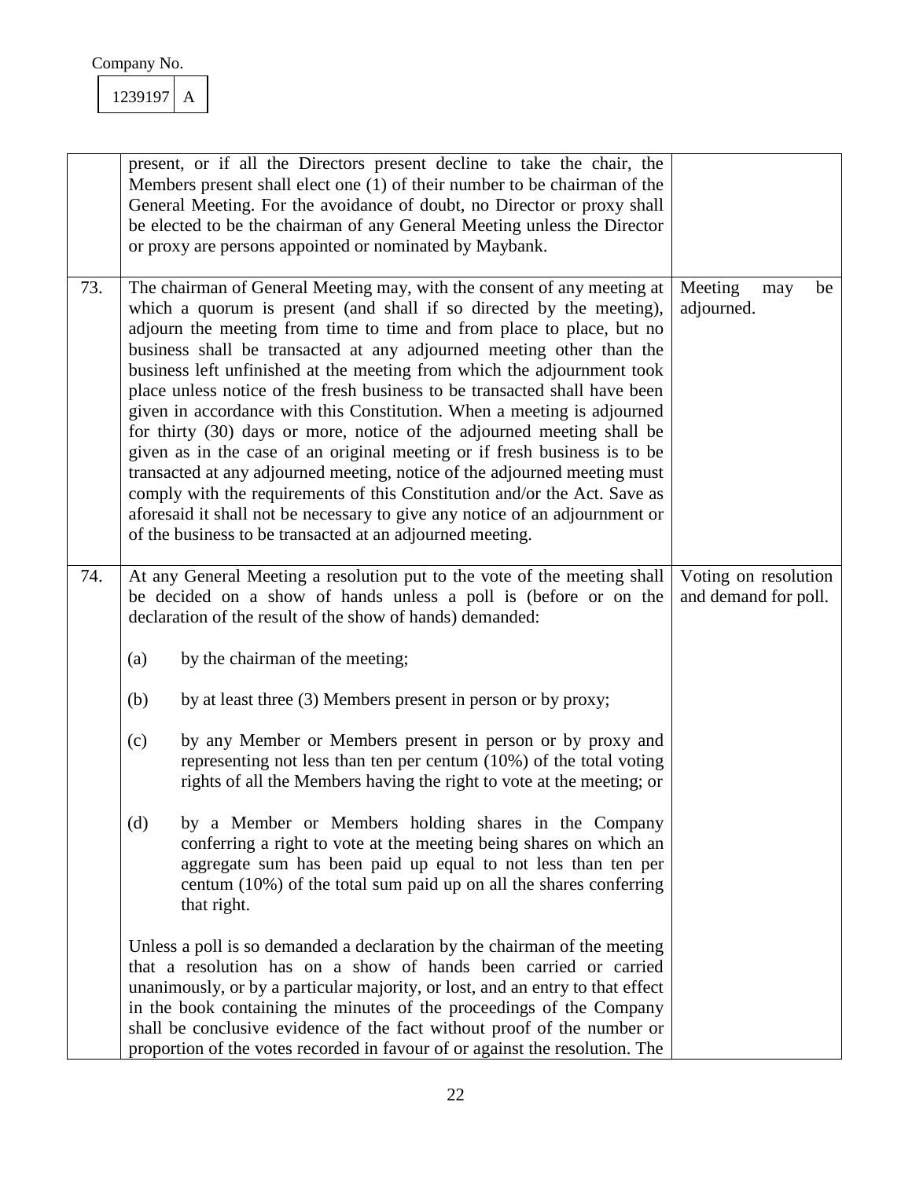Company No.

| 1239197 | A |
|---|---|

| | | |
|---|---|---|
| | present, or if all the Directors present decline to take the chair, the Members present shall elect one (1) of their number to be chairman of the General Meeting. For the avoidance of doubt, no Director or proxy shall be elected to be the chairman of any General Meeting unless the Director or proxy are persons appointed or nominated by Maybank. | |
| 73. | The chairman of General Meeting may, with the consent of any meeting at which a quorum is present (and shall if so directed by the meeting), adjourn the meeting from time to time and from place to place, but no business shall be transacted at any adjourned meeting other than the business left unfinished at the meeting from which the adjournment took place unless notice of the fresh business to be transacted shall have been given in accordance with this Constitution. When a meeting is adjourned for thirty (30) days or more, notice of the adjourned meeting shall be given as in the case of an original meeting or if fresh business is to be transacted at any adjourned meeting, notice of the adjourned meeting must comply with the requirements of this Constitution and/or the Act. Save as aforesaid it shall not be necessary to give any notice of an adjournment or of the business to be transacted at an adjourned meeting. | Meeting may be adjourned. |
| 74. | At any General Meeting a resolution put to the vote of the meeting shall be decided on a show of hands unless a poll is (before or on the declaration of the result of the show of hands) demanded:<br><br>(a) by the chairman of the meeting;<br><br>(b) by at least three (3) Members present in person or by proxy;<br><br>(c) by any Member or Members present in person or by proxy and representing not less than ten per centum (10%) of the total voting rights of all the Members having the right to vote at the meeting; or<br><br>(d) by a Member or Members holding shares in the Company conferring a right to vote at the meeting being shares on which an aggregate sum has been paid up equal to not less than ten per centum (10%) of the total sum paid up on all the shares conferring that right.<br><br>Unless a poll is so demanded a declaration by the chairman of the meeting that a resolution has on a show of hands been carried or carried unanimously, or by a particular majority, or lost, and an entry to that effect in the book containing the minutes of the proceedings of the Company shall be conclusive evidence of the fact without proof of the number or proportion of the votes recorded in favour of or against the resolution. The | Voting on resolution and demand for poll. |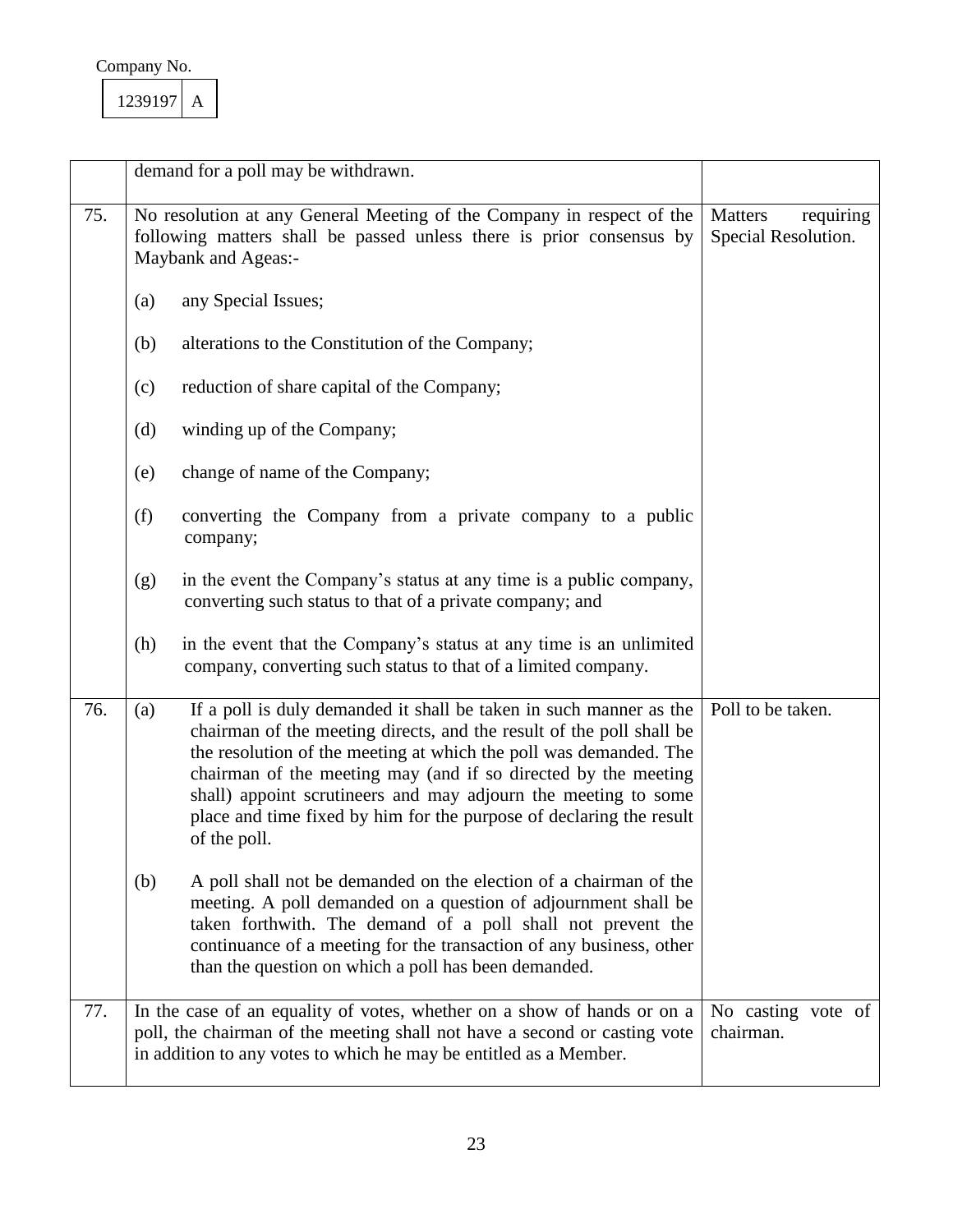Company No.

| 1239197 | A |
|---|---|

| | | |
|---|---|---|
| | demand for a poll may be withdrawn. | |
| 75. | No resolution at any General Meeting of the Company in respect of the following matters shall be passed unless there is prior consensus by Maybank and Ageas:-<br><br>(a) any Special Issues;<br><br>(b) alterations to the Constitution of the Company;<br><br>(c) reduction of share capital of the Company;<br><br>(d) winding up of the Company;<br><br>(e) change of name of the Company;<br><br>(f) converting the Company from a private company to a public company;<br><br>(g) in the event the Company's status at any time is a public company, converting such status to that of a private company; and<br><br>(h) in the event that the Company's status at any time is an unlimited company, converting such status to that of a limited company. | Matters requiring Special Resolution. |
| 76. | (a) If a poll is duly demanded it shall be taken in such manner as the chairman of the meeting directs, and the result of the poll shall be the resolution of the meeting at which the poll was demanded. The chairman of the meeting may (and if so directed by the meeting shall) appoint scrutineers and may adjourn the meeting to some place and time fixed by him for the purpose of declaring the result of the poll.<br><br>(b) A poll shall not be demanded on the election of a chairman of the meeting. A poll demanded on a question of adjournment shall be taken forthwith. The demand of a poll shall not prevent the continuance of a meeting for the transaction of any business, other than the question on which a poll has been demanded. | Poll to be taken. |
| 77. | In the case of an equality of votes, whether on a show of hands or on a poll, the chairman of the meeting shall not have a second or casting vote in addition to any votes to which he may be entitled as a Member. | No casting vote of chairman. |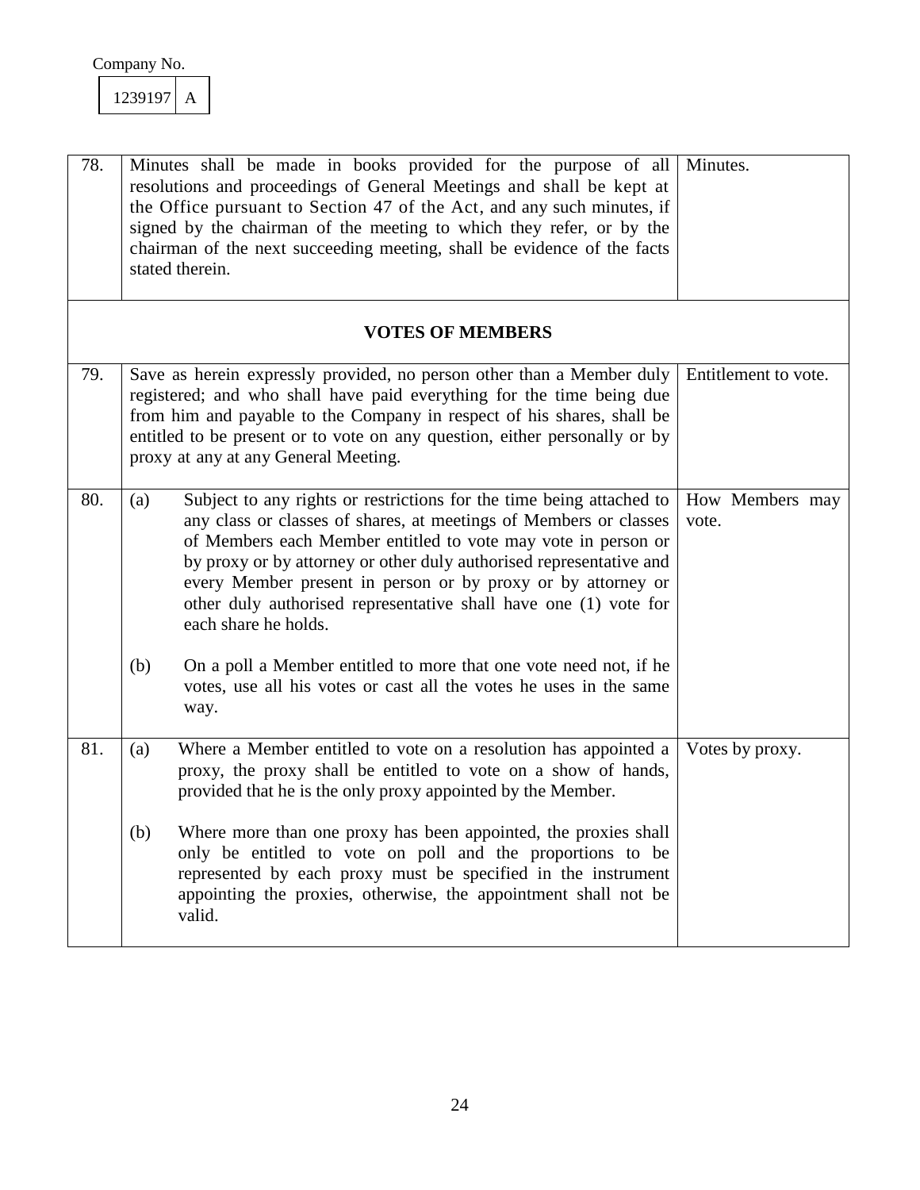Company No.

| 1239197 | A |
|---|---|

| | | |
|---|---|---|
| 78. | Minutes shall be made in books provided for the purpose of all resolutions and proceedings of General Meetings and shall be kept at the Office pursuant to Section 47 of the Act, and any such minutes, if signed by the chairman of the meeting to which they refer, or by the chairman of the next succeeding meeting, shall be evidence of the facts stated therein. | Minutes. |
| | **VOTES OF MEMBERS** | |
| 79. | Save as herein expressly provided, no person other than a Member duly registered; and who shall have paid everything for the time being due from him and payable to the Company in respect of his shares, shall be entitled to be present or to vote on any question, either personally or by proxy at any at any General Meeting. | Entitlement to vote. |
| 80. | (a) Subject to any rights or restrictions for the time being attached to any class or classes of shares, at meetings of Members or classes of Members each Member entitled to vote may vote in person or by proxy or by attorney or other duly authorised representative and every Member present in person or by proxy or by attorney or other duly authorised representative shall have one (1) vote for each share he holds.<br><br>(b) On a poll a Member entitled to more that one vote need not, if he votes, use all his votes or cast all the votes he uses in the same way. | How Members may vote. |
| 81. | (a) Where a Member entitled to vote on a resolution has appointed a proxy, the proxy shall be entitled to vote on a show of hands, provided that he is the only proxy appointed by the Member.<br><br>(b) Where more than one proxy has been appointed, the proxies shall only be entitled to vote on poll and the proportions to be represented by each proxy must be specified in the instrument appointing the proxies, otherwise, the appointment shall not be valid. | Votes by proxy. |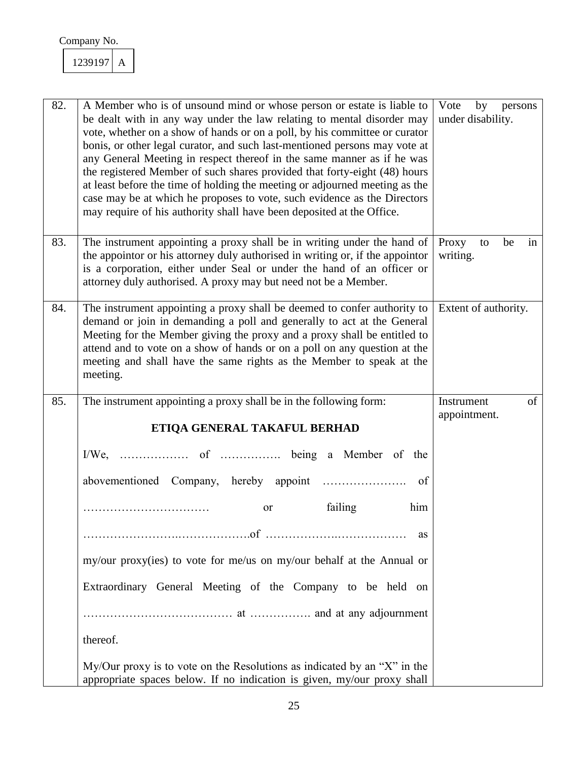Company No.

| 1239197 | A |
|---|---|

| | | |
|---|---|---|
| 82. | A Member who is of unsound mind or whose person or estate is liable to be dealt with in any way under the law relating to mental disorder may vote, whether on a show of hands or on a poll, by his committee or curator bonis, or other legal curator, and such last-mentioned persons may vote at any General Meeting in respect thereof in the same manner as if he was the registered Member of such shares provided that forty-eight (48) hours at least before the time of holding the meeting or adjourned meeting as the case may be at which he proposes to vote, such evidence as the Directors may require of his authority shall have been deposited at the Office. | Vote by persons under disability. |
| 83. | The instrument appointing a proxy shall be in writing under the hand of the appointor or his attorney duly authorised in writing or, if the appointor is a corporation, either under Seal or under the hand of an officer or attorney duly authorised. A proxy may but need not be a Member. | Proxy to be in writing. |
| 84. | The instrument appointing a proxy shall be deemed to confer authority to demand or join in demanding a poll and generally to act at the General Meeting for the Member giving the proxy and a proxy shall be entitled to attend and to vote on a show of hands or on a poll on any question at the meeting and shall have the same rights as the Member to speak at the meeting. | Extent of authority. |
| 85. | The instrument appointing a proxy shall be in the following form:<br><br>**ETIQA GENERAL TAKAFUL BERHAD**<br><br>I/We, ……………… of ……………. being a Member of the abovementioned Company, hereby appoint …………………. of …………………………… or failing him ……………………..……………….of ……………….……………… as my/our proxy(ies) to vote for me/us on my/our behalf at the Annual or Extraordinary General Meeting of the Company to be held on ………………………………… at ……………. and at any adjournment thereof.<br><br>My/Our proxy is to vote on the Resolutions as indicated by an "X" in the appropriate spaces below. If no indication is given, my/our proxy shall | Instrument of appointment. |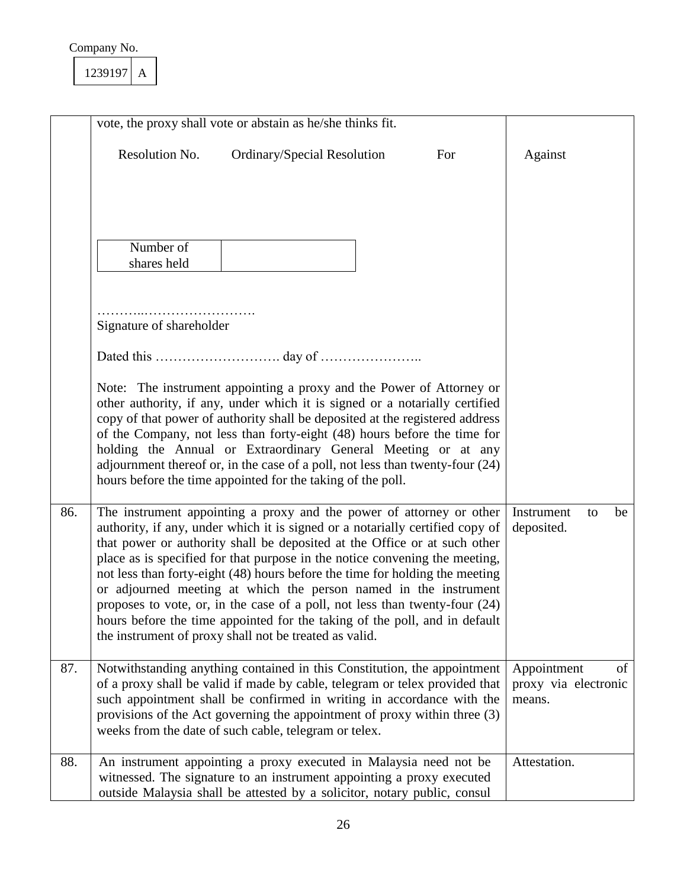Company No.

| 1239197 | A |
|---|---|

| | | |
|---|---|---|
| | vote, the proxy shall vote or abstain as he/she thinks fit.<br><br>Resolution No. Ordinary/Special Resolution For Against<br><br>Number of shares held \| <br><br>……….……………………<br>Signature of shareholder<br><br>Dated this ………………………. day of …………………..<br><br>Note: The instrument appointing a proxy and the Power of Attorney or other authority, if any, under which it is signed or a notarially certified copy of that power of authority shall be deposited at the registered address of the Company, not less than forty-eight (48) hours before the time for holding the Annual or Extraordinary General Meeting or at any adjournment thereof or, in the case of a poll, not less than twenty-four (24) hours before the time appointed for the taking of the poll. | |
| 86. | The instrument appointing a proxy and the power of attorney or other authority, if any, under which it is signed or a notarially certified copy of that power or authority shall be deposited at the Office or at such other place as is specified for that purpose in the notice convening the meeting, not less than forty-eight (48) hours before the time for holding the meeting or adjourned meeting at which the person named in the instrument proposes to vote, or, in the case of a poll, not less than twenty-four (24) hours before the time appointed for the taking of the poll, and in default the instrument of proxy shall not be treated as valid. | Instrument to be deposited. |
| 87. | Notwithstanding anything contained in this Constitution, the appointment of a proxy shall be valid if made by cable, telegram or telex provided that such appointment shall be confirmed in writing in accordance with the provisions of the Act governing the appointment of proxy within three (3) weeks from the date of such cable, telegram or telex. | Appointment of proxy via electronic means. |
| 88. | An instrument appointing a proxy executed in Malaysia need not be witnessed. The signature to an instrument appointing a proxy executed outside Malaysia shall be attested by a solicitor, notary public, consul | Attestation. |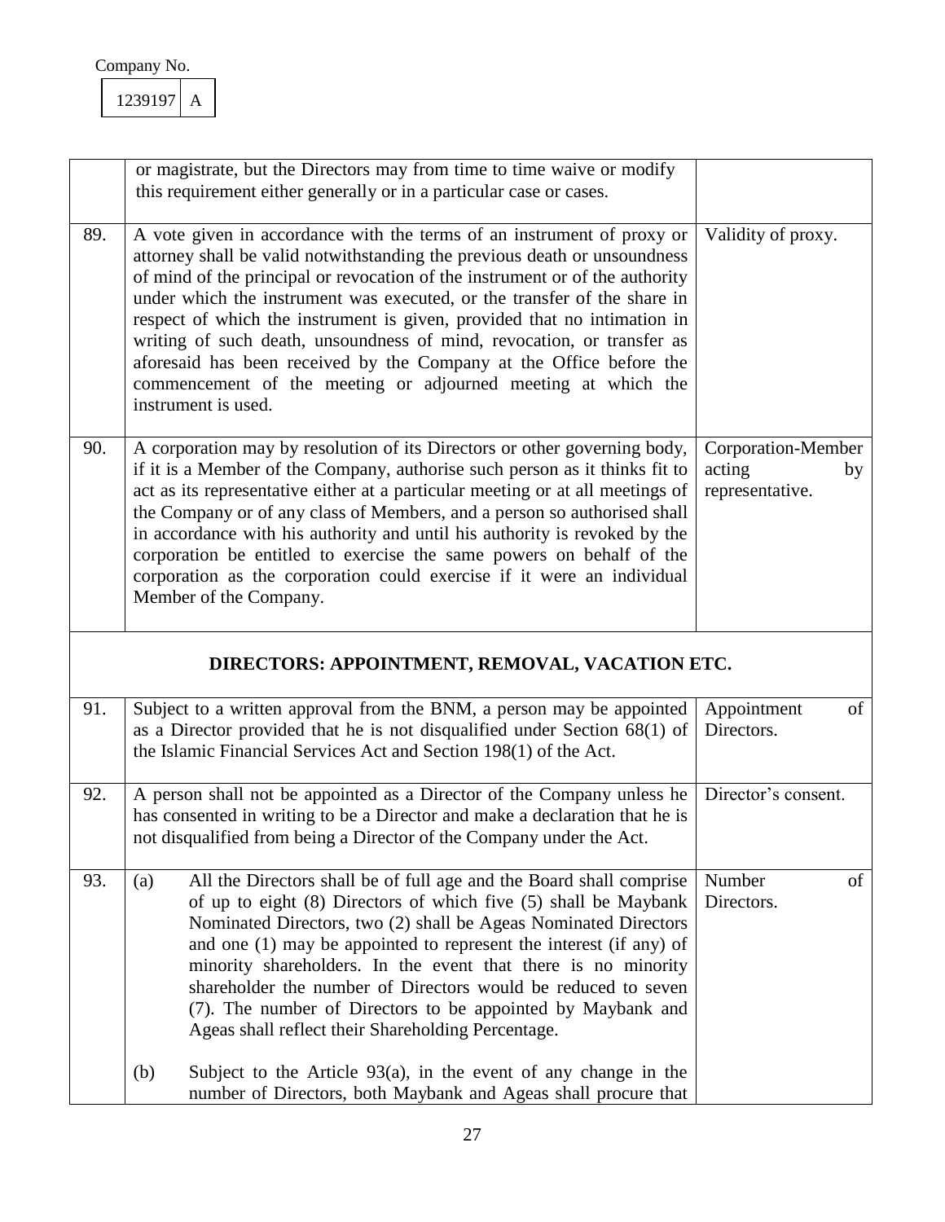Company No.

1239197 A

| | | |
|---|---|---|
| | or magistrate, but the Directors may from time to time waive or modify this requirement either generally or in a particular case or cases. | |
| 89. | A vote given in accordance with the terms of an instrument of proxy or attorney shall be valid notwithstanding the previous death or unsoundness of mind of the principal or revocation of the instrument or of the authority under which the instrument was executed, or the transfer of the share in respect of which the instrument is given, provided that no intimation in writing of such death, unsoundness of mind, revocation, or transfer as aforesaid has been received by the Company at the Office before the commencement of the meeting or adjourned meeting at which the instrument is used. | Validity of proxy. |
| 90. | A corporation may by resolution of its Directors or other governing body, if it is a Member of the Company, authorise such person as it thinks fit to act as its representative either at a particular meeting or at all meetings of the Company or of any class of Members, and a person so authorised shall in accordance with his authority and until his authority is revoked by the corporation be entitled to exercise the same powers on behalf of the corporation as the corporation could exercise if it were an individual Member of the Company. | Corporation-Member acting by representative. |
| | **DIRECTORS: APPOINTMENT, REMOVAL, VACATION ETC.** | |
| 91. | Subject to a written approval from the BNM, a person may be appointed as a Director provided that he is not disqualified under Section 68(1) of the Islamic Financial Services Act and Section 198(1) of the Act. | Appointment of Directors. |
| 92. | A person shall not be appointed as a Director of the Company unless he has consented in writing to be a Director and make a declaration that he is not disqualified from being a Director of the Company under the Act. | Director's consent. |
| 93. | (a) All the Directors shall be of full age and the Board shall comprise of up to eight (8) Directors of which five (5) shall be Maybank Nominated Directors, two (2) shall be Ageas Nominated Directors and one (1) may be appointed to represent the interest (if any) of minority shareholders. In the event that there is no minority shareholder the number of Directors would be reduced to seven (7). The number of Directors to be appointed by Maybank and Ageas shall reflect their Shareholding Percentage.<br><br>(b) Subject to the Article 93(a), in the event of any change in the number of Directors, both Maybank and Ageas shall procure that | Number of Directors. |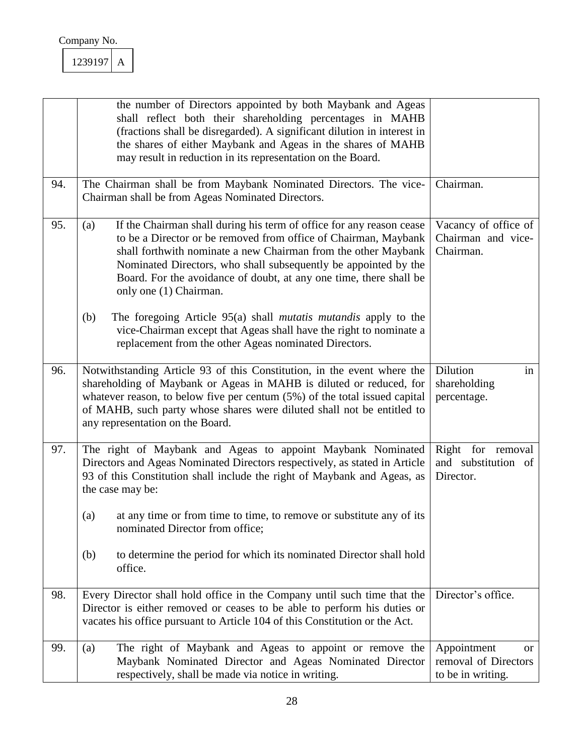Company No.

| 1239197 | A |
|---|---|

| | | |
|---|---|---|
| | the number of Directors appointed by both Maybank and Ageas shall reflect both their shareholding percentages in MAHB (fractions shall be disregarded). A significant dilution in interest in the shares of either Maybank and Ageas in the shares of MAHB may result in reduction in its representation on the Board. | |
| 94. | The Chairman shall be from Maybank Nominated Directors. The vice-Chairman shall be from Ageas Nominated Directors. | Chairman. |
| 95. | (a) If the Chairman shall during his term of office for any reason cease to be a Director or be removed from office of Chairman, Maybank shall forthwith nominate a new Chairman from the other Maybank Nominated Directors, who shall subsequently be appointed by the Board. For the avoidance of doubt, at any one time, there shall be only one (1) Chairman.<br><br>(b) The foregoing Article 95(a) shall *mutatis mutandis* apply to the vice-Chairman except that Ageas shall have the right to nominate a replacement from the other Ageas nominated Directors. | Vacancy of office of Chairman and vice-Chairman. |
| 96. | Notwithstanding Article 93 of this Constitution, in the event where the shareholding of Maybank or Ageas in MAHB is diluted or reduced, for whatever reason, to below five per centum (5%) of the total issued capital of MAHB, such party whose shares were diluted shall not be entitled to any representation on the Board. | Dilution in shareholding percentage. |
| 97. | The right of Maybank and Ageas to appoint Maybank Nominated Directors and Ageas Nominated Directors respectively, as stated in Article 93 of this Constitution shall include the right of Maybank and Ageas, as the case may be:<br><br>(a) at any time or from time to time, to remove or substitute any of its nominated Director from office;<br><br>(b) to determine the period for which its nominated Director shall hold office. | Right for removal and substitution of Director. |
| 98. | Every Director shall hold office in the Company until such time that the Director is either removed or ceases to be able to perform his duties or vacates his office pursuant to Article 104 of this Constitution or the Act. | Director's office. |
| 99. | (a) The right of Maybank and Ageas to appoint or remove the Maybank Nominated Director and Ageas Nominated Director respectively, shall be made via notice in writing. | Appointment or removal of Directors to be in writing. |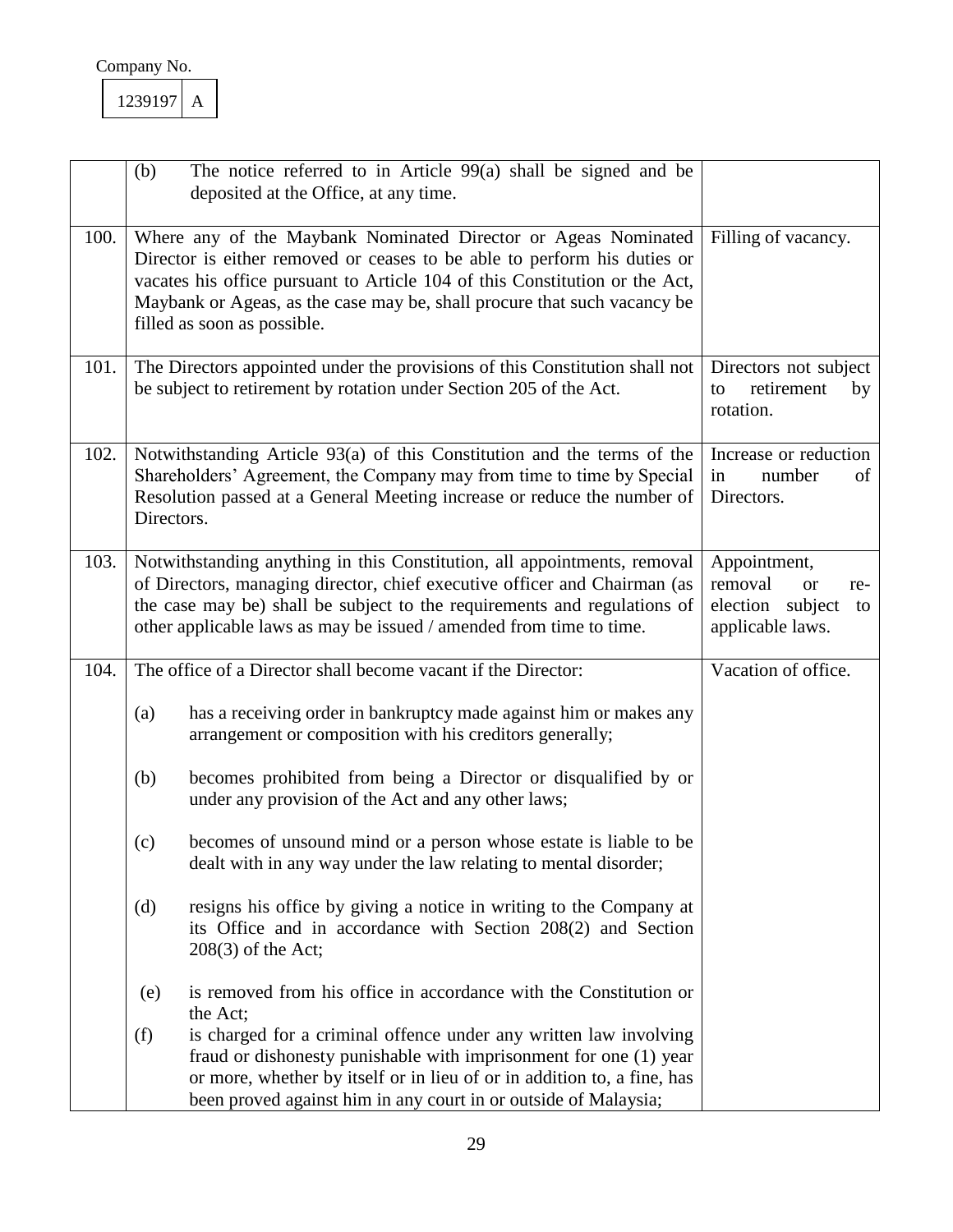Company No.

| 1239197 | A |
|---|---|

| | | |
|---|---|---|
| | (b) The notice referred to in Article 99(a) shall be signed and be deposited at the Office, at any time. | |
| 100. | Where any of the Maybank Nominated Director or Ageas Nominated Director is either removed or ceases to be able to perform his duties or vacates his office pursuant to Article 104 of this Constitution or the Act, Maybank or Ageas, as the case may be, shall procure that such vacancy be filled as soon as possible. | Filling of vacancy. |
| 101. | The Directors appointed under the provisions of this Constitution shall not be subject to retirement by rotation under Section 205 of the Act. | Directors not subject to retirement by rotation. |
| 102. | Notwithstanding Article 93(a) of this Constitution and the terms of the Shareholders' Agreement, the Company may from time to time by Special Resolution passed at a General Meeting increase or reduce the number of Directors. | Increase or reduction in number of Directors. |
| 103. | Notwithstanding anything in this Constitution, all appointments, removal of Directors, managing director, chief executive officer and Chairman (as the case may be) shall be subject to the requirements and regulations of other applicable laws as may be issued / amended from time to time. | Appointment, removal or re-election subject to applicable laws. |
| 104. | The office of a Director shall become vacant if the Director:<br><br>(a) has a receiving order in bankruptcy made against him or makes any arrangement or composition with his creditors generally;<br><br>(b) becomes prohibited from being a Director or disqualified by or under any provision of the Act and any other laws;<br><br>(c) becomes of unsound mind or a person whose estate is liable to be dealt with in any way under the law relating to mental disorder;<br><br>(d) resigns his office by giving a notice in writing to the Company at its Office and in accordance with Section 208(2) and Section 208(3) of the Act;<br><br>(e) is removed from his office in accordance with the Constitution or the Act;<br>(f) is charged for a criminal offence under any written law involving fraud or dishonesty punishable with imprisonment for one (1) year or more, whether by itself or in lieu of or in addition to, a fine, has been proved against him in any court in or outside of Malaysia; | Vacation of office. |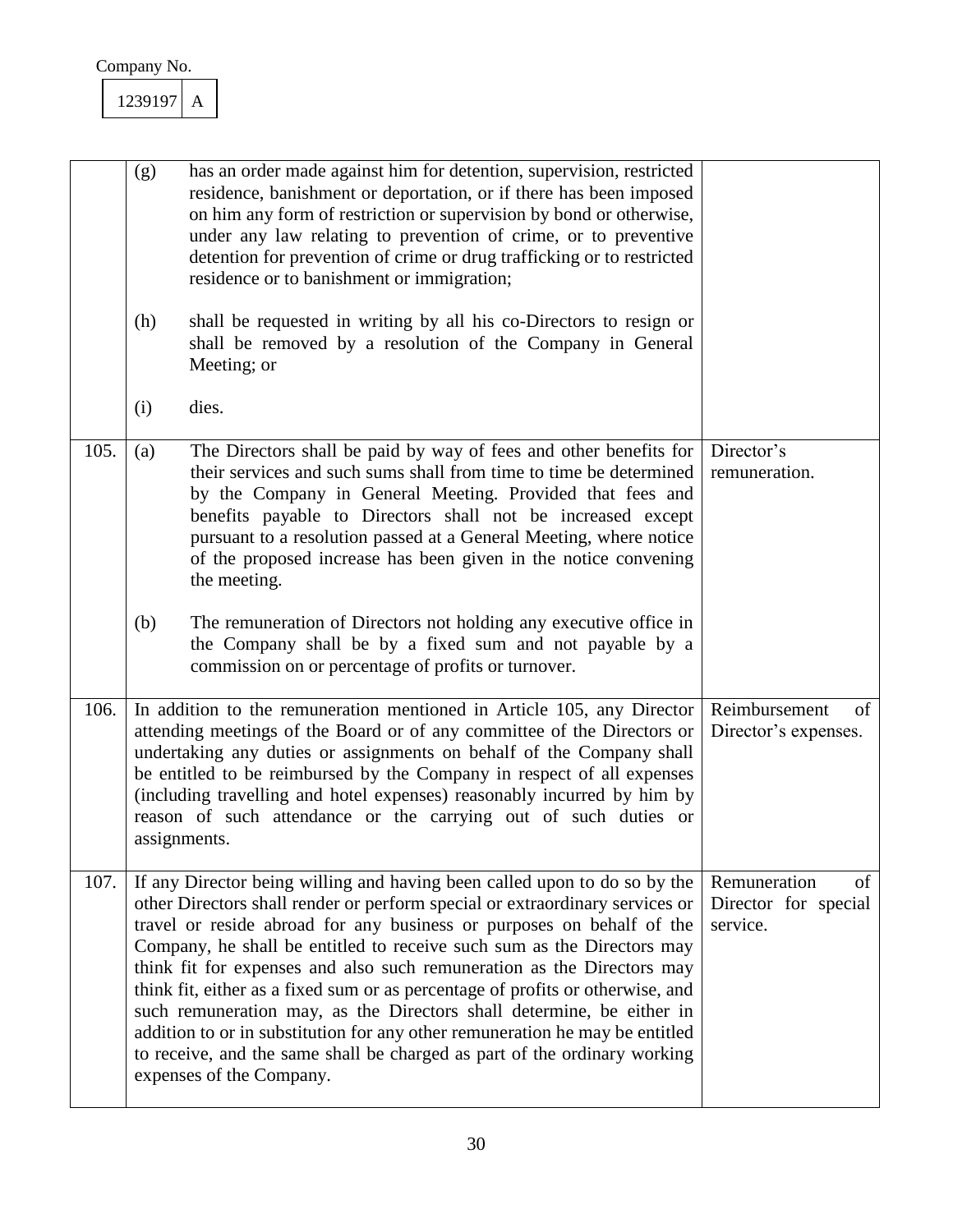Company No.

| 1239197 | A |
|---|---|

| | | |
|---|---|---|
| | (g) has an order made against him for detention, supervision, restricted residence, banishment or deportation, or if there has been imposed on him any form of restriction or supervision by bond or otherwise, under any law relating to prevention of crime, or to preventive detention for prevention of crime or drug trafficking or to restricted residence or to banishment or immigration;<br><br>(h) shall be requested in writing by all his co-Directors to resign or shall be removed by a resolution of the Company in General Meeting; or<br><br>(i) dies. | |
| 105. | (a) The Directors shall be paid by way of fees and other benefits for their services and such sums shall from time to time be determined by the Company in General Meeting. Provided that fees and benefits payable to Directors shall not be increased except pursuant to a resolution passed at a General Meeting, where notice of the proposed increase has been given in the notice convening the meeting.<br><br>(b) The remuneration of Directors not holding any executive office in the Company shall be by a fixed sum and not payable by a commission on or percentage of profits or turnover. | Director's remuneration. |
| 106. | In addition to the remuneration mentioned in Article 105, any Director attending meetings of the Board or of any committee of the Directors or undertaking any duties or assignments on behalf of the Company shall be entitled to be reimbursed by the Company in respect of all expenses (including travelling and hotel expenses) reasonably incurred by him by reason of such attendance or the carrying out of such duties or assignments. | Reimbursement of Director's expenses. |
| 107. | If any Director being willing and having been called upon to do so by the other Directors shall render or perform special or extraordinary services or travel or reside abroad for any business or purposes on behalf of the Company, he shall be entitled to receive such sum as the Directors may think fit for expenses and also such remuneration as the Directors may think fit, either as a fixed sum or as percentage of profits or otherwise, and such remuneration may, as the Directors shall determine, be either in addition to or in substitution for any other remuneration he may be entitled to receive, and the same shall be charged as part of the ordinary working expenses of the Company. | Remuneration of Director for special service. |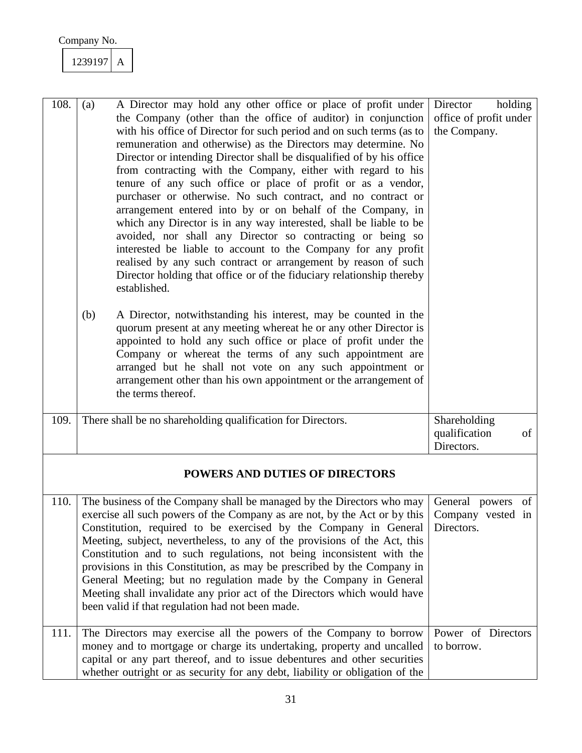Company No.

| 1239197 | A |
|---|---|

| | | |
|---|---|---|
| 108. | (a) A Director may hold any other office or place of profit under the Company (other than the office of auditor) in conjunction with his office of Director for such period and on such terms (as to remuneration and otherwise) as the Directors may determine. No Director or intending Director shall be disqualified of by his office from contracting with the Company, either with regard to his tenure of any such office or place of profit or as a vendor, purchaser or otherwise. No such contract, and no contract or arrangement entered into by or on behalf of the Company, in which any Director is in any way interested, shall be liable to be avoided, nor shall any Director so contracting or being so interested be liable to account to the Company for any profit realised by any such contract or arrangement by reason of such Director holding that office or of the fiduciary relationship thereby established.<br><br>(b) A Director, notwithstanding his interest, may be counted in the quorum present at any meeting whereat he or any other Director is appointed to hold any such office or place of profit under the Company or whereat the terms of any such appointment are arranged but he shall not vote on any such appointment or arrangement other than his own appointment or the arrangement of the terms thereof. | Director holding office of profit under the Company. |
| 109. | There shall be no shareholding qualification for Directors. | Shareholding qualification of Directors. |
| | **POWERS AND DUTIES OF DIRECTORS** | |
| 110. | The business of the Company shall be managed by the Directors who may exercise all such powers of the Company as are not, by the Act or by this Constitution, required to be exercised by the Company in General Meeting, subject, nevertheless, to any of the provisions of the Act, this Constitution and to such regulations, not being inconsistent with the provisions in this Constitution, as may be prescribed by the Company in General Meeting; but no regulation made by the Company in General Meeting shall invalidate any prior act of the Directors which would have been valid if that regulation had not been made. | General powers of Company vested in Directors. |
| 111. | The Directors may exercise all the powers of the Company to borrow money and to mortgage or charge its undertaking, property and uncalled capital or any part thereof, and to issue debentures and other securities whether outright or as security for any debt, liability or obligation of the | Power of Directors to borrow. |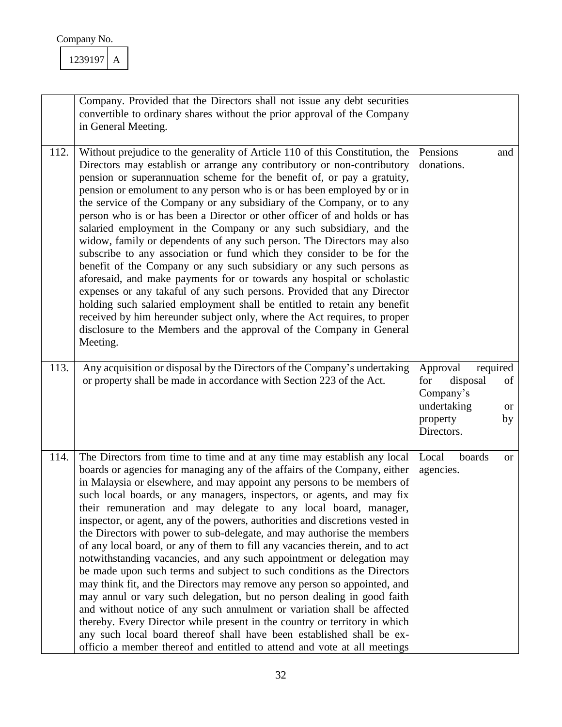Company No.

| 1239197 | A |
|---|---|

| | | |
|---|---|---|
| | Company. Provided that the Directors shall not issue any debt securities convertible to ordinary shares without the prior approval of the Company in General Meeting. | |
| 112. | Without prejudice to the generality of Article 110 of this Constitution, the Directors may establish or arrange any contributory or non-contributory pension or superannuation scheme for the benefit of, or pay a gratuity, pension or emolument to any person who is or has been employed by or in the service of the Company or any subsidiary of the Company, or to any person who is or has been a Director or other officer of and holds or has salaried employment in the Company or any such subsidiary, and the widow, family or dependents of any such person. The Directors may also subscribe to any association or fund which they consider to be for the benefit of the Company or any such subsidiary or any such persons as aforesaid, and make payments for or towards any hospital or scholastic expenses or any takaful of any such persons. Provided that any Director holding such salaried employment shall be entitled to retain any benefit received by him hereunder subject only, where the Act requires, to proper disclosure to the Members and the approval of the Company in General Meeting. | Pensions and donations. |
| 113. | Any acquisition or disposal by the Directors of the Company's undertaking or property shall be made in accordance with Section 223 of the Act. | Approval required for disposal of Company's undertaking or property by Directors. |
| 114. | The Directors from time to time and at any time may establish any local boards or agencies for managing any of the affairs of the Company, either in Malaysia or elsewhere, and may appoint any persons to be members of such local boards, or any managers, inspectors, or agents, and may fix their remuneration and may delegate to any local board, manager, inspector, or agent, any of the powers, authorities and discretions vested in the Directors with power to sub-delegate, and may authorise the members of any local board, or any of them to fill any vacancies therein, and to act notwithstanding vacancies, and any such appointment or delegation may be made upon such terms and subject to such conditions as the Directors may think fit, and the Directors may remove any person so appointed, and may annul or vary such delegation, but no person dealing in good faith and without notice of any such annulment or variation shall be affected thereby. Every Director while present in the country or territory in which any such local board thereof shall have been established shall be ex-officio a member thereof and entitled to attend and vote at all meetings | Local boards or agencies. |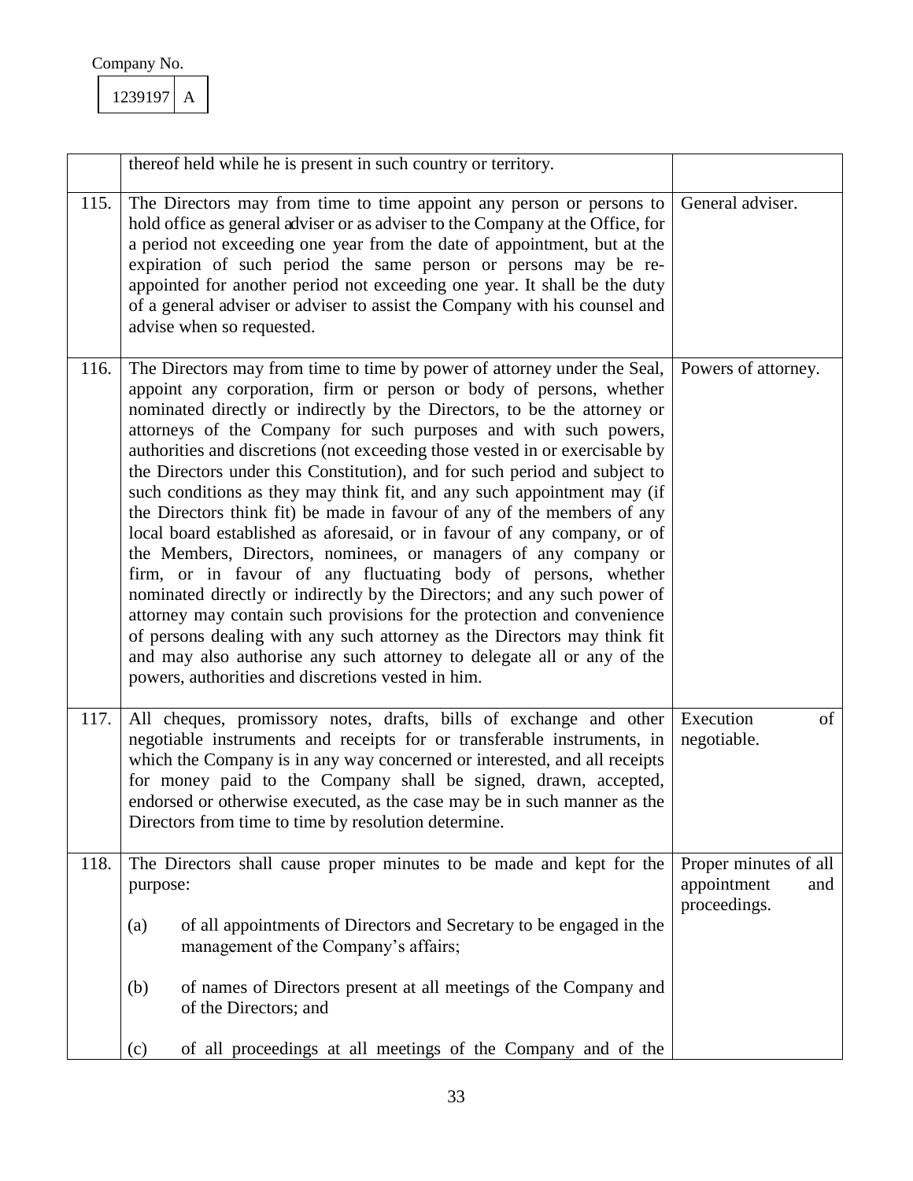Company No.

| 1239197 | A |
|---|---|

| | | |
|---|---|---|
| | thereof held while he is present in such country or territory. | |
| 115. | The Directors may from time to time appoint any person or persons to hold office as general adviser or as adviser to the Company at the Office, for a period not exceeding one year from the date of appointment, but at the expiration of such period the same person or persons may be re-appointed for another period not exceeding one year. It shall be the duty of a general adviser or adviser to assist the Company with his counsel and advise when so requested. | General adviser. |
| 116. | The Directors may from time to time by power of attorney under the Seal, appoint any corporation, firm or person or body of persons, whether nominated directly or indirectly by the Directors, to be the attorney or attorneys of the Company for such purposes and with such powers, authorities and discretions (not exceeding those vested in or exercisable by the Directors under this Constitution), and for such period and subject to such conditions as they may think fit, and any such appointment may (if the Directors think fit) be made in favour of any of the members of any local board established as aforesaid, or in favour of any company, or of the Members, Directors, nominees, or managers of any company or firm, or in favour of any fluctuating body of persons, whether nominated directly or indirectly by the Directors; and any such power of attorney may contain such provisions for the protection and convenience of persons dealing with any such attorney as the Directors may think fit and may also authorise any such attorney to delegate all or any of the powers, authorities and discretions vested in him. | Powers of attorney. |
| 117. | All cheques, promissory notes, drafts, bills of exchange and other negotiable instruments and receipts for or transferable instruments, in which the Company is in any way concerned or interested, and all receipts for money paid to the Company shall be signed, drawn, accepted, endorsed or otherwise executed, as the case may be in such manner as the Directors from time to time by resolution determine. | Execution of negotiable. |
| 118. | The Directors shall cause proper minutes to be made and kept for the purpose:<br><br>(a) of all appointments of Directors and Secretary to be engaged in the management of the Company's affairs;<br><br>(b) of names of Directors present at all meetings of the Company and of the Directors; and<br><br>(c) of all proceedings at all meetings of the Company and of the | Proper minutes of all appointment and proceedings. |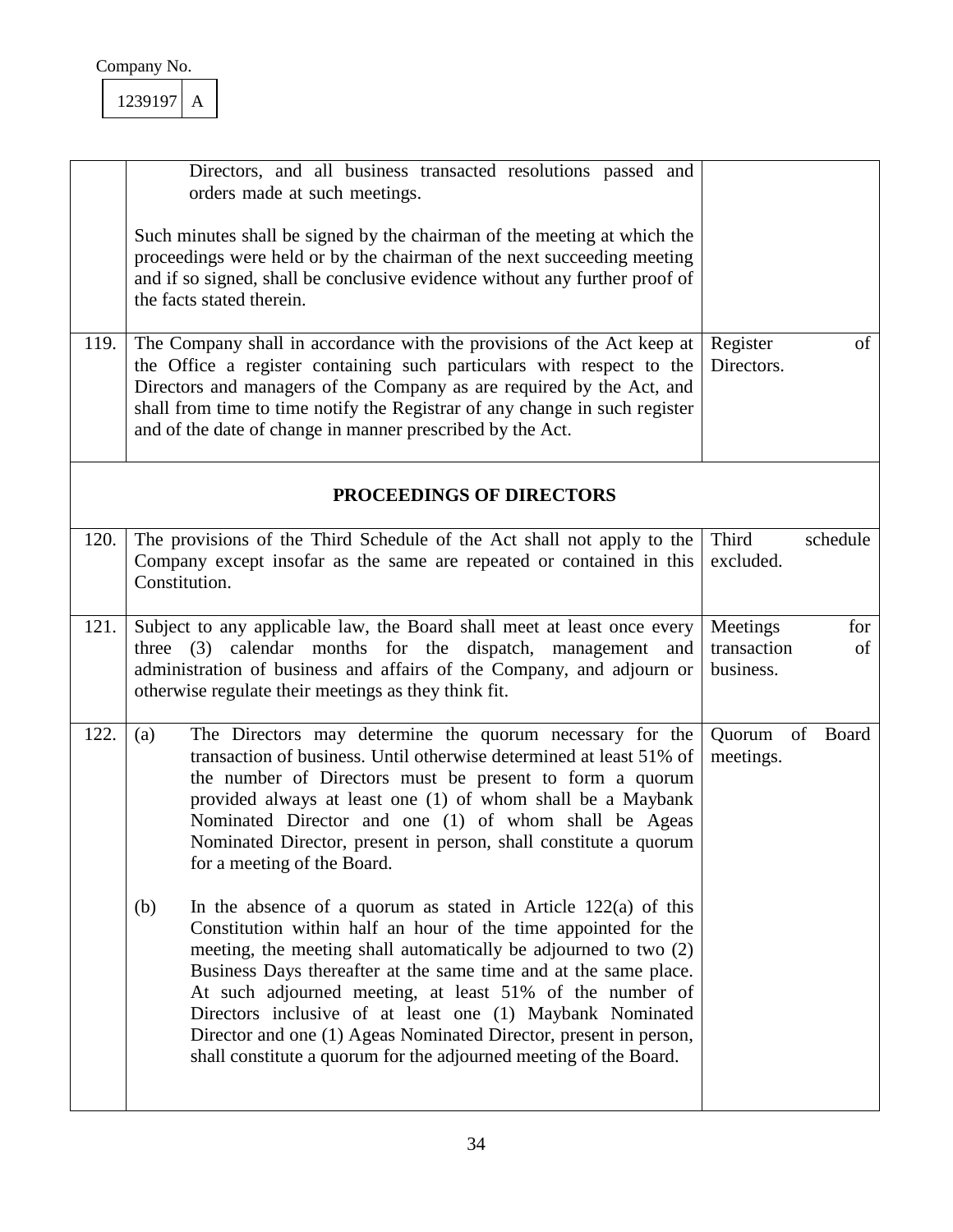Company No.

| 1239197 | A |
|---|---|

| | | |
|---|---|---|
| | Directors, and all business transacted resolutions passed and orders made at such meetings.<br><br>Such minutes shall be signed by the chairman of the meeting at which the proceedings were held or by the chairman of the next succeeding meeting and if so signed, shall be conclusive evidence without any further proof of the facts stated therein. | |
| 119. | The Company shall in accordance with the provisions of the Act keep at the Office a register containing such particulars with respect to the Directors and managers of the Company as are required by the Act, and shall from time to time notify the Registrar of any change in such register and of the date of change in manner prescribed by the Act. | Register of Directors. |
| | **PROCEEDINGS OF DIRECTORS** | |
| 120. | The provisions of the Third Schedule of the Act shall not apply to the Company except insofar as the same are repeated or contained in this Constitution. | Third schedule excluded. |
| 121. | Subject to any applicable law, the Board shall meet at least once every three (3) calendar months for the dispatch, management and administration of business and affairs of the Company, and adjourn or otherwise regulate their meetings as they think fit. | Meetings for transaction of business. |
| 122. | (a) The Directors may determine the quorum necessary for the transaction of business. Until otherwise determined at least 51% of the number of Directors must be present to form a quorum provided always at least one (1) of whom shall be a Maybank Nominated Director and one (1) of whom shall be Ageas Nominated Director, present in person, shall constitute a quorum for a meeting of the Board.<br><br>(b) In the absence of a quorum as stated in Article 122(a) of this Constitution within half an hour of the time appointed for the meeting, the meeting shall automatically be adjourned to two (2) Business Days thereafter at the same time and at the same place. At such adjourned meeting, at least 51% of the number of Directors inclusive of at least one (1) Maybank Nominated Director and one (1) Ageas Nominated Director, present in person, shall constitute a quorum for the adjourned meeting of the Board. | Quorum of Board meetings. |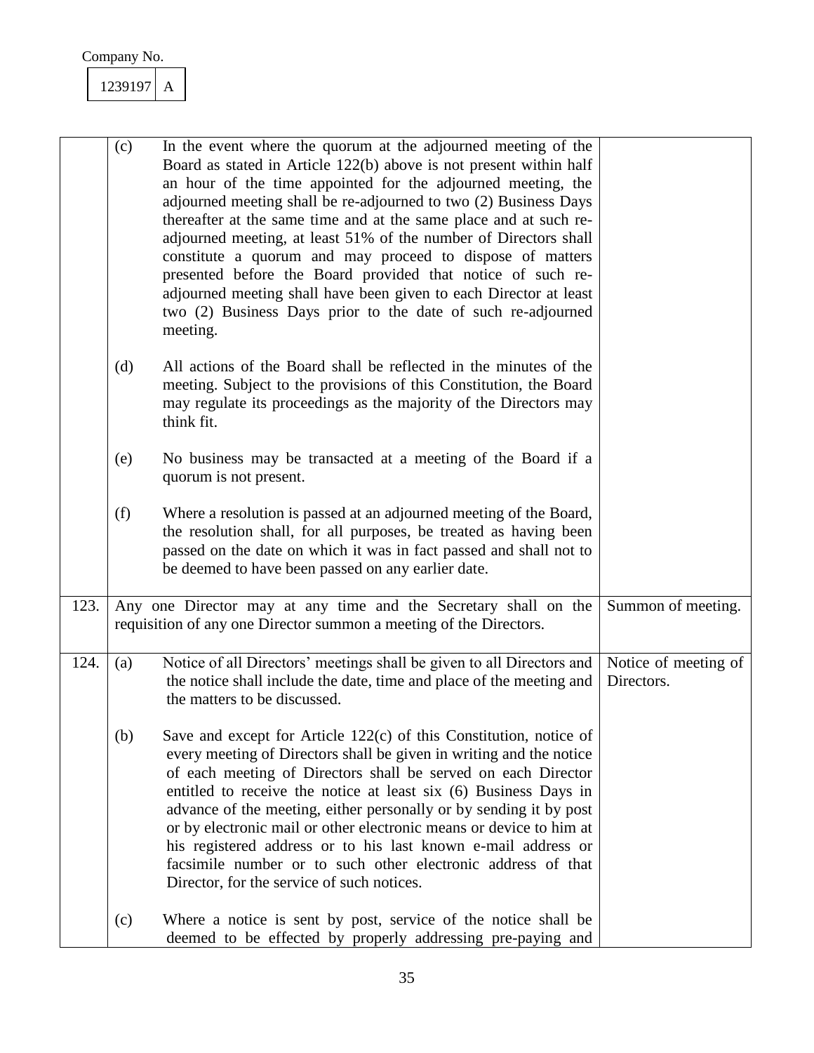Company No.

| 1239197 | A |
|---|---|

| | | |
|---|---|---|
| | (c) In the event where the quorum at the adjourned meeting of the Board as stated in Article 122(b) above is not present within half an hour of the time appointed for the adjourned meeting, the adjourned meeting shall be re-adjourned to two (2) Business Days thereafter at the same time and at the same place and at such re-adjourned meeting, at least 51% of the number of Directors shall constitute a quorum and may proceed to dispose of matters presented before the Board provided that notice of such re-adjourned meeting shall have been given to each Director at least two (2) Business Days prior to the date of such re-adjourned meeting.<br><br>(d) All actions of the Board shall be reflected in the minutes of the meeting. Subject to the provisions of this Constitution, the Board may regulate its proceedings as the majority of the Directors may think fit.<br><br>(e) No business may be transacted at a meeting of the Board if a quorum is not present.<br><br>(f) Where a resolution is passed at an adjourned meeting of the Board, the resolution shall, for all purposes, be treated as having been passed on the date on which it was in fact passed and shall not to be deemed to have been passed on any earlier date. | |
| 123. | Any one Director may at any time and the Secretary shall on the requisition of any one Director summon a meeting of the Directors. | Summon of meeting. |
| 124. | (a) Notice of all Directors' meetings shall be given to all Directors and the notice shall include the date, time and place of the meeting and the matters to be discussed.<br><br>(b) Save and except for Article 122(c) of this Constitution, notice of every meeting of Directors shall be given in writing and the notice of each meeting of Directors shall be served on each Director entitled to receive the notice at least six (6) Business Days in advance of the meeting, either personally or by sending it by post or by electronic mail or other electronic means or device to him at his registered address or to his last known e-mail address or facsimile number or to such other electronic address of that Director, for the service of such notices.<br><br>(c) Where a notice is sent by post, service of the notice shall be deemed to be effected by properly addressing pre-paying and | Notice of meeting of Directors. |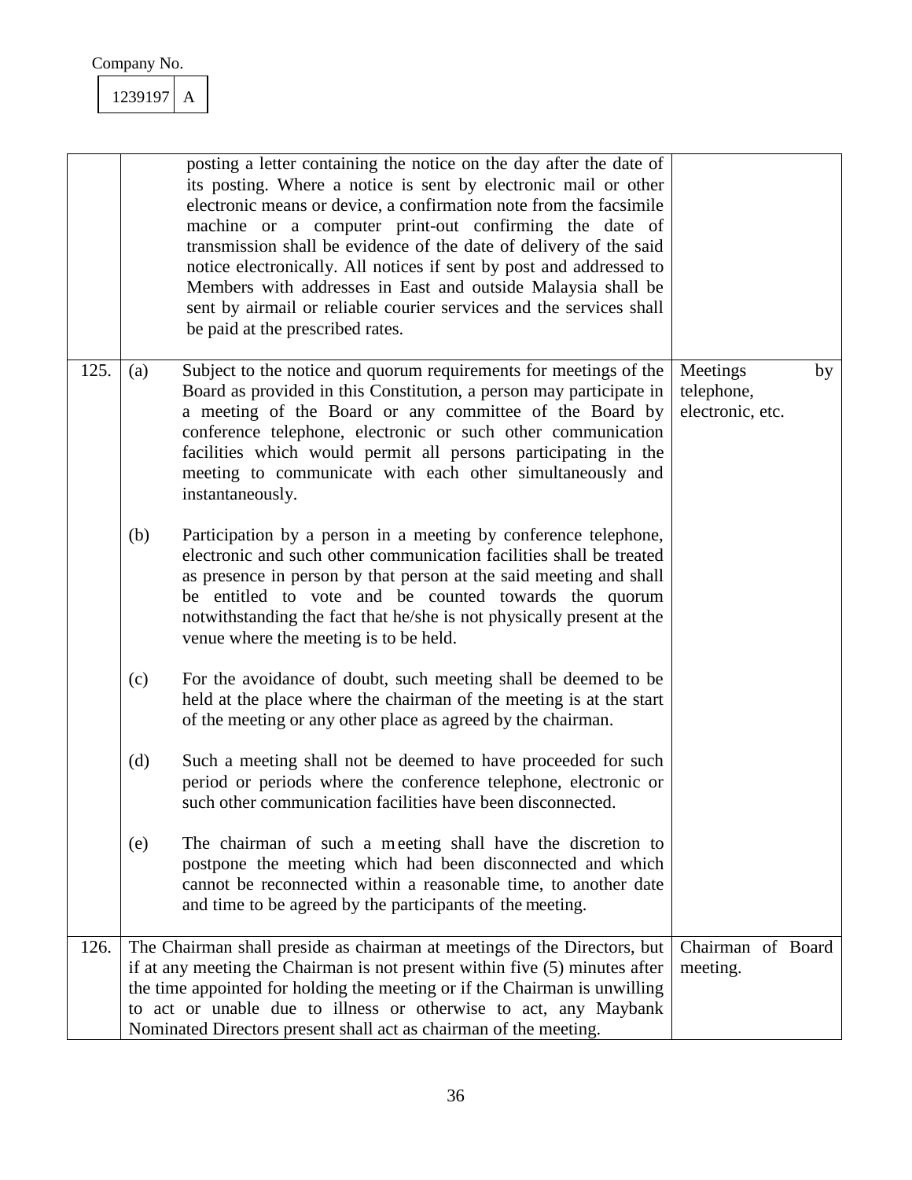Company No.

| 1239197 | A |
|---|---|

| | | | |
|---|---|---|---|
| | | posting a letter containing the notice on the day after the date of its posting. Where a notice is sent by electronic mail or other electronic means or device, a confirmation note from the facsimile machine or a computer print-out confirming the date of transmission shall be evidence of the date of delivery of the said notice electronically. All notices if sent by post and addressed to Members with addresses in East and outside Malaysia shall be sent by airmail or reliable courier services and the services shall be paid at the prescribed rates. | |
| 125. | (a) | Subject to the notice and quorum requirements for meetings of the Board as provided in this Constitution, a person may participate in a meeting of the Board or any committee of the Board by conference telephone, electronic or such other communication facilities which would permit all persons participating in the meeting to communicate with each other simultaneously and instantaneously. | Meetings by telephone, electronic, etc. |
| | (b) | Participation by a person in a meeting by conference telephone, electronic and such other communication facilities shall be treated as presence in person by that person at the said meeting and shall be entitled to vote and be counted towards the quorum notwithstanding the fact that he/she is not physically present at the venue where the meeting is to be held. | |
| | (c) | For the avoidance of doubt, such meeting shall be deemed to be held at the place where the chairman of the meeting is at the start of the meeting or any other place as agreed by the chairman. | |
| | (d) | Such a meeting shall not be deemed to have proceeded for such period or periods where the conference telephone, electronic or such other communication facilities have been disconnected. | |
| | (e) | The chairman of such a meeting shall have the discretion to postpone the meeting which had been disconnected and which cannot be reconnected within a reasonable time, to another date and time to be agreed by the participants of the meeting. | |
| 126. | | The Chairman shall preside as chairman at meetings of the Directors, but if at any meeting the Chairman is not present within five (5) minutes after the time appointed for holding the meeting or if the Chairman is unwilling to act or unable due to illness or otherwise to act, any Maybank Nominated Directors present shall act as chairman of the meeting. | Chairman of Board meeting. |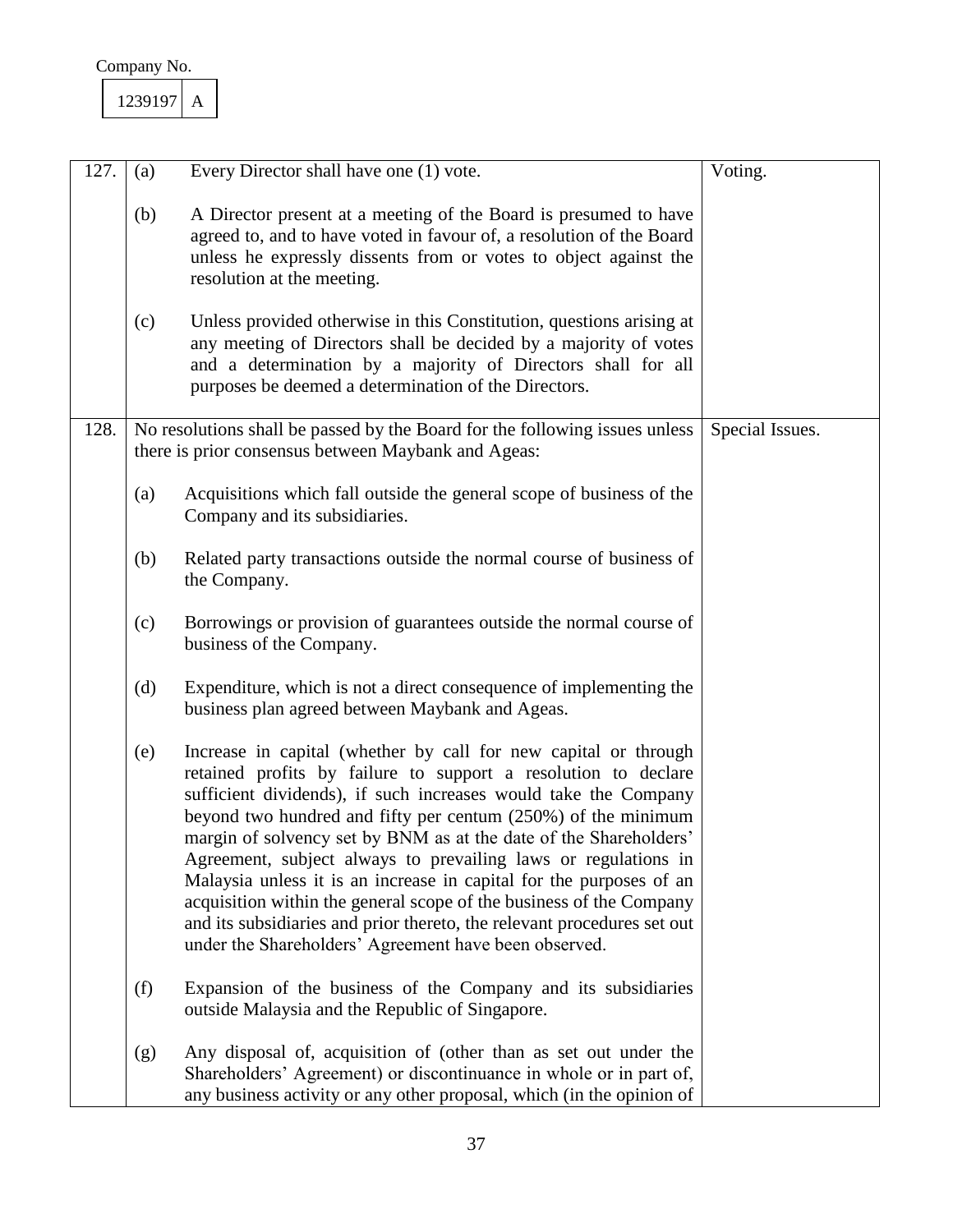Company No.

| 1239197 | A |
|---|---|

| | | |
|---|---|---|
| 127. | (a) Every Director shall have one (1) vote.<br><br>(b) A Director present at a meeting of the Board is presumed to have agreed to, and to have voted in favour of, a resolution of the Board unless he expressly dissents from or votes to object against the resolution at the meeting.<br><br>(c) Unless provided otherwise in this Constitution, questions arising at any meeting of Directors shall be decided by a majority of votes and a determination by a majority of Directors shall for all purposes be deemed a determination of the Directors. | Voting. |
| 128. | No resolutions shall be passed by the Board for the following issues unless there is prior consensus between Maybank and Ageas:<br><br>(a) Acquisitions which fall outside the general scope of business of the Company and its subsidiaries.<br><br>(b) Related party transactions outside the normal course of business of the Company.<br><br>(c) Borrowings or provision of guarantees outside the normal course of business of the Company.<br><br>(d) Expenditure, which is not a direct consequence of implementing the business plan agreed between Maybank and Ageas.<br><br>(e) Increase in capital (whether by call for new capital or through retained profits by failure to support a resolution to declare sufficient dividends), if such increases would take the Company beyond two hundred and fifty per centum (250%) of the minimum margin of solvency set by BNM as at the date of the Shareholders' Agreement, subject always to prevailing laws or regulations in Malaysia unless it is an increase in capital for the purposes of an acquisition within the general scope of the business of the Company and its subsidiaries and prior thereto, the relevant procedures set out under the Shareholders' Agreement have been observed.<br><br>(f) Expansion of the business of the Company and its subsidiaries outside Malaysia and the Republic of Singapore.<br><br>(g) Any disposal of, acquisition of (other than as set out under the Shareholders' Agreement) or discontinuance in whole or in part of, any business activity or any other proposal, which (in the opinion of | Special Issues. |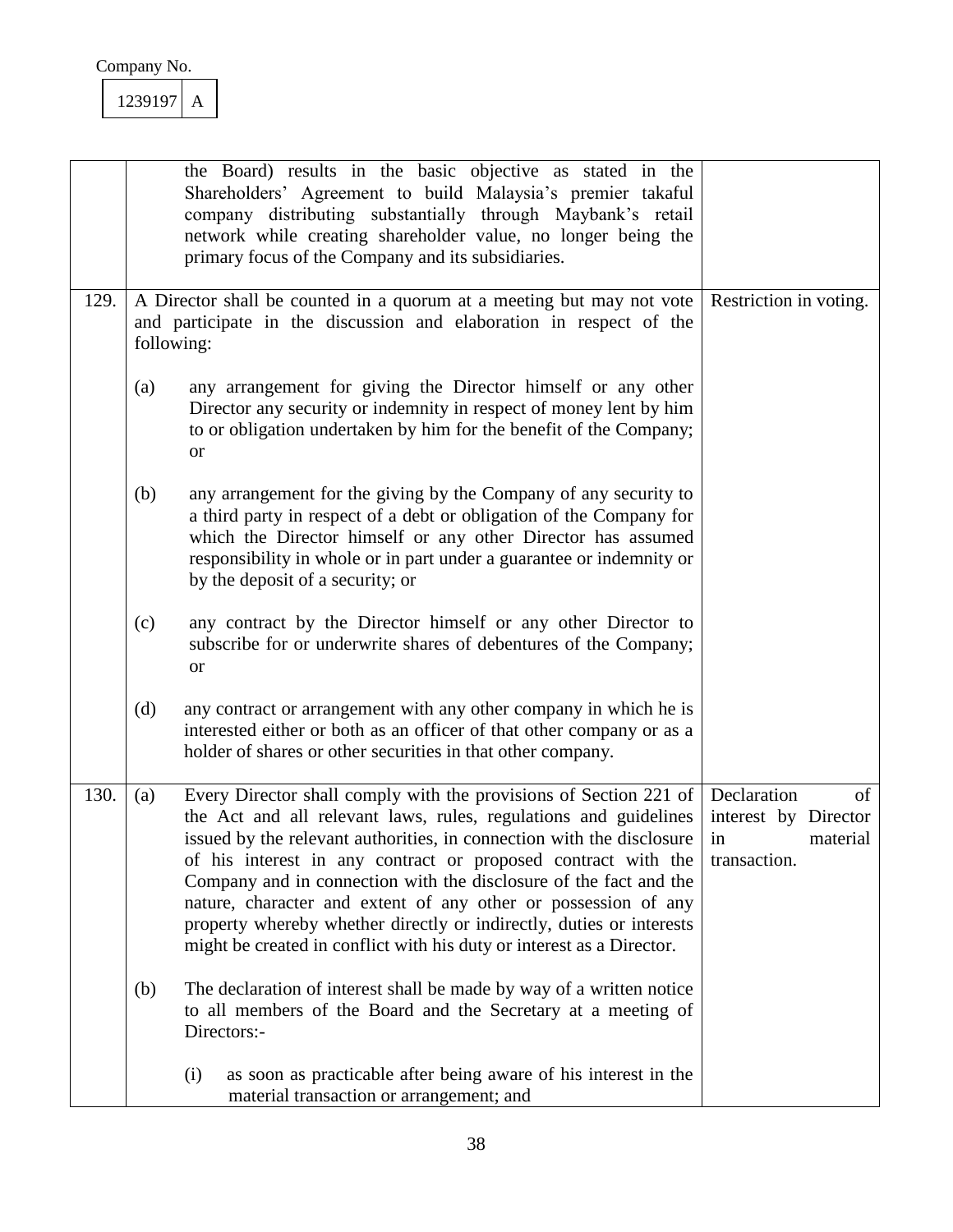Company No.

| 1239197 | A |
|---|---|

| | | |
|---|---|---|
| | the Board) results in the basic objective as stated in the Shareholders' Agreement to build Malaysia's premier takaful company distributing substantially through Maybank's retail network while creating shareholder value, no longer being the primary focus of the Company and its subsidiaries. | |
| 129. | A Director shall be counted in a quorum at a meeting but may not vote and participate in the discussion and elaboration in respect of the following:<br><br>(a) any arrangement for giving the Director himself or any other Director any security or indemnity in respect of money lent by him to or obligation undertaken by him for the benefit of the Company; or<br><br>(b) any arrangement for the giving by the Company of any security to a third party in respect of a debt or obligation of the Company for which the Director himself or any other Director has assumed responsibility in whole or in part under a guarantee or indemnity or by the deposit of a security; or<br><br>(c) any contract by the Director himself or any other Director to subscribe for or underwrite shares of debentures of the Company; or<br><br>(d) any contract or arrangement with any other company in which he is interested either or both as an officer of that other company or as a holder of shares or other securities in that other company. | Restriction in voting. |
| 130. | (a) Every Director shall comply with the provisions of Section 221 of the Act and all relevant laws, rules, regulations and guidelines issued by the relevant authorities, in connection with the disclosure of his interest in any contract or proposed contract with the Company and in connection with the disclosure of the fact and the nature, character and extent of any other or possession of any property whereby whether directly or indirectly, duties or interests might be created in conflict with his duty or interest as a Director.<br><br>(b) The declaration of interest shall be made by way of a written notice to all members of the Board and the Secretary at a meeting of Directors:-<br><br>(i) as soon as practicable after being aware of his interest in the material transaction or arrangement; and | Declaration of interest by Director in material transaction. |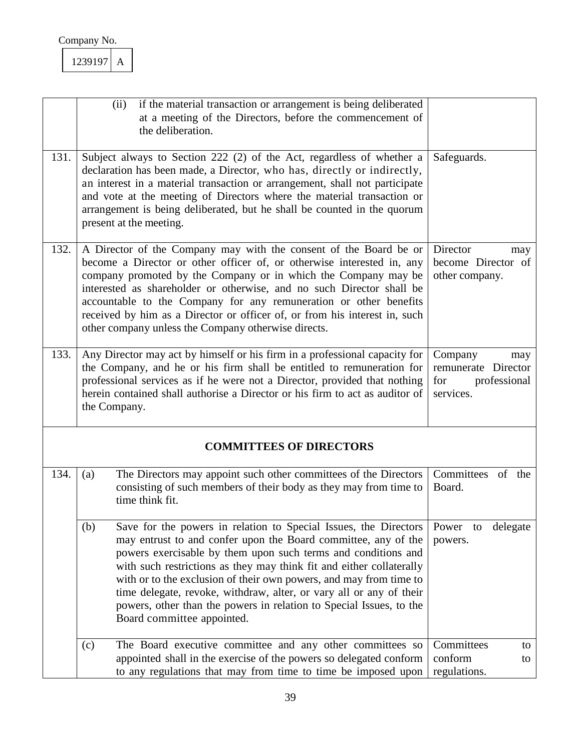Company No.

| 1239197 | A |
|---|---|

| | | |
|---|---|---|
| | (ii) if the material transaction or arrangement is being deliberated at a meeting of the Directors, before the commencement of the deliberation. | |
| 131. | Subject always to Section 222 (2) of the Act, regardless of whether a declaration has been made, a Director, who has, directly or indirectly, an interest in a material transaction or arrangement, shall not participate and vote at the meeting of Directors where the material transaction or arrangement is being deliberated, but he shall be counted in the quorum present at the meeting. | Safeguards. |
| 132. | A Director of the Company may with the consent of the Board be or become a Director or other officer of, or otherwise interested in, any company promoted by the Company or in which the Company may be interested as shareholder or otherwise, and no such Director shall be accountable to the Company for any remuneration or other benefits received by him as a Director or officer of, or from his interest in, such other company unless the Company otherwise directs. | Director may become Director of other company. |
| 133. | Any Director may act by himself or his firm in a professional capacity for the Company, and he or his firm shall be entitled to remuneration for professional services as if he were not a Director, provided that nothing herein contained shall authorise a Director or his firm to act as auditor of the Company. | Company may remunerate Director for professional services. |
| | **COMMITTEES OF DIRECTORS** | |
| 134. | (a) The Directors may appoint such other committees of the Directors consisting of such members of their body as they may from time to time think fit. | Committees of the Board. |
| | (b) Save for the powers in relation to Special Issues, the Directors may entrust to and confer upon the Board committee, any of the powers exercisable by them upon such terms and conditions and with such restrictions as they may think fit and either collaterally with or to the exclusion of their own powers, and may from time to time delegate, revoke, withdraw, alter, or vary all or any of their powers, other than the powers in relation to Special Issues, to the Board committee appointed. | Power to delegate powers. |
| | (c) The Board executive committee and any other committees so appointed shall in the exercise of the powers so delegated conform to any regulations that may from time to time be imposed upon | Committees to conform to regulations. |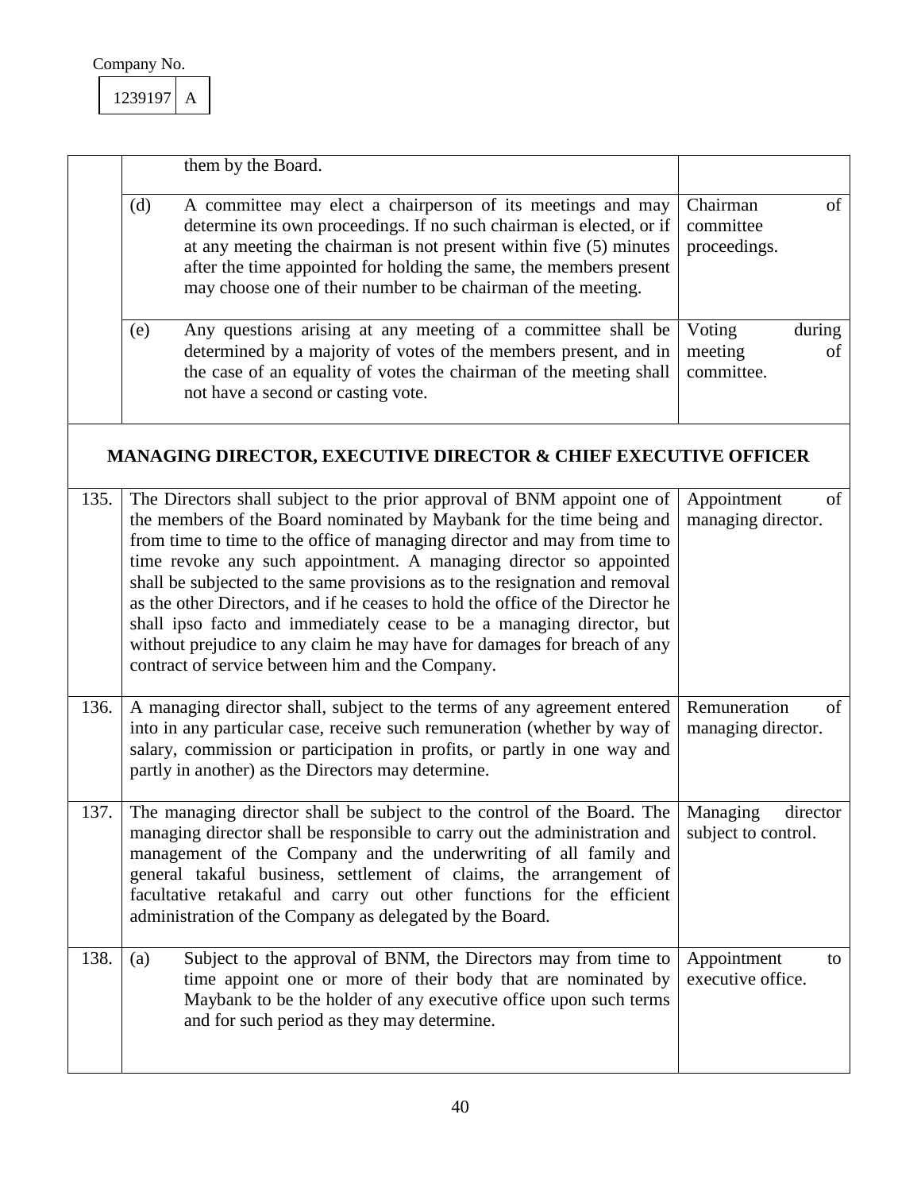Company No.

| 1239197 | A |
|---|---|

| | | |
|---|---|---|
| | them by the Board. | |
| | (d) A committee may elect a chairperson of its meetings and may determine its own proceedings. If no such chairman is elected, or if at any meeting the chairman is not present within five (5) minutes after the time appointed for holding the same, the members present may choose one of their number to be chairman of the meeting. | Chairman of committee proceedings. |
| | (e) Any questions arising at any meeting of a committee shall be determined by a majority of votes of the members present, and in the case of an equality of votes the chairman of the meeting shall not have a second or casting vote. | Voting during meeting of committee. |

## MANAGING DIRECTOR, EXECUTIVE DIRECTOR & CHIEF EXECUTIVE OFFICER

| | | |
|---|---|---|
| 135. | The Directors shall subject to the prior approval of BNM appoint one of the members of the Board nominated by Maybank for the time being and from time to time to the office of managing director and may from time to time revoke any such appointment. A managing director so appointed shall be subjected to the same provisions as to the resignation and removal as the other Directors, and if he ceases to hold the office of the Director he shall ipso facto and immediately cease to be a managing director, but without prejudice to any claim he may have for damages for breach of any contract of service between him and the Company. | Appointment of managing director. |
| 136. | A managing director shall, subject to the terms of any agreement entered into in any particular case, receive such remuneration (whether by way of salary, commission or participation in profits, or partly in one way and partly in another) as the Directors may determine. | Remuneration of managing director. |
| 137. | The managing director shall be subject to the control of the Board. The managing director shall be responsible to carry out the administration and management of the Company and the underwriting of all family and general takaful business, settlement of claims, the arrangement of facultative retakaful and carry out other functions for the efficient administration of the Company as delegated by the Board. | Managing director subject to control. |
| 138. | (a) Subject to the approval of BNM, the Directors may from time to time appoint one or more of their body that are nominated by Maybank to be the holder of any executive office upon such terms and for such period as they may determine. | Appointment to executive office. |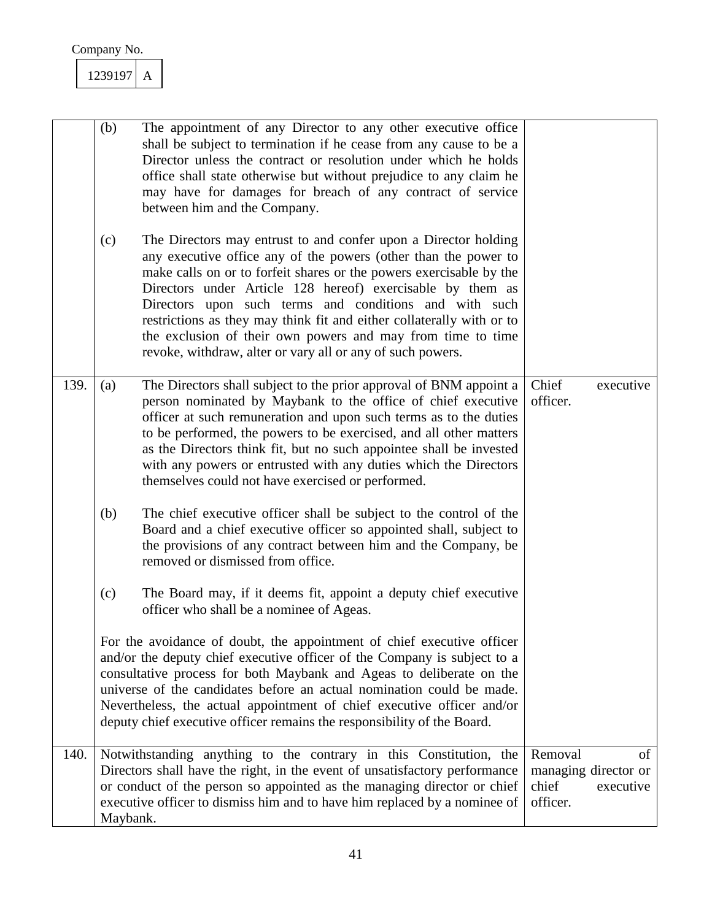Company No.

| 1239197 | A |
|---|---|

| | | |
|---|---|---|
| | (b) The appointment of any Director to any other executive office shall be subject to termination if he cease from any cause to be a Director unless the contract or resolution under which he holds office shall state otherwise but without prejudice to any claim he may have for damages for breach of any contract of service between him and the Company.<br><br>(c) The Directors may entrust to and confer upon a Director holding any executive office any of the powers (other than the power to make calls on or to forfeit shares or the powers exercisable by the Directors under Article 128 hereof) exercisable by them as Directors upon such terms and conditions and with such restrictions as they may think fit and either collaterally with or to the exclusion of their own powers and may from time to time revoke, withdraw, alter or vary all or any of such powers. | |
| 139. | (a) The Directors shall subject to the prior approval of BNM appoint a person nominated by Maybank to the office of chief executive officer at such remuneration and upon such terms as to the duties to be performed, the powers to be exercised, and all other matters as the Directors think fit, but no such appointee shall be invested with any powers or entrusted with any duties which the Directors themselves could not have exercised or performed.<br><br>(b) The chief executive officer shall be subject to the control of the Board and a chief executive officer so appointed shall, subject to the provisions of any contract between him and the Company, be removed or dismissed from office.<br><br>(c) The Board may, if it deems fit, appoint a deputy chief executive officer who shall be a nominee of Ageas.<br><br>For the avoidance of doubt, the appointment of chief executive officer and/or the deputy chief executive officer of the Company is subject to a consultative process for both Maybank and Ageas to deliberate on the universe of the candidates before an actual nomination could be made. Nevertheless, the actual appointment of chief executive officer and/or deputy chief executive officer remains the responsibility of the Board. | Chief executive officer. |
| 140. | Notwithstanding anything to the contrary in this Constitution, the Directors shall have the right, in the event of unsatisfactory performance or conduct of the person so appointed as the managing director or chief executive officer to dismiss him and to have him replaced by a nominee of Maybank. | Removal of managing director or chief executive officer. |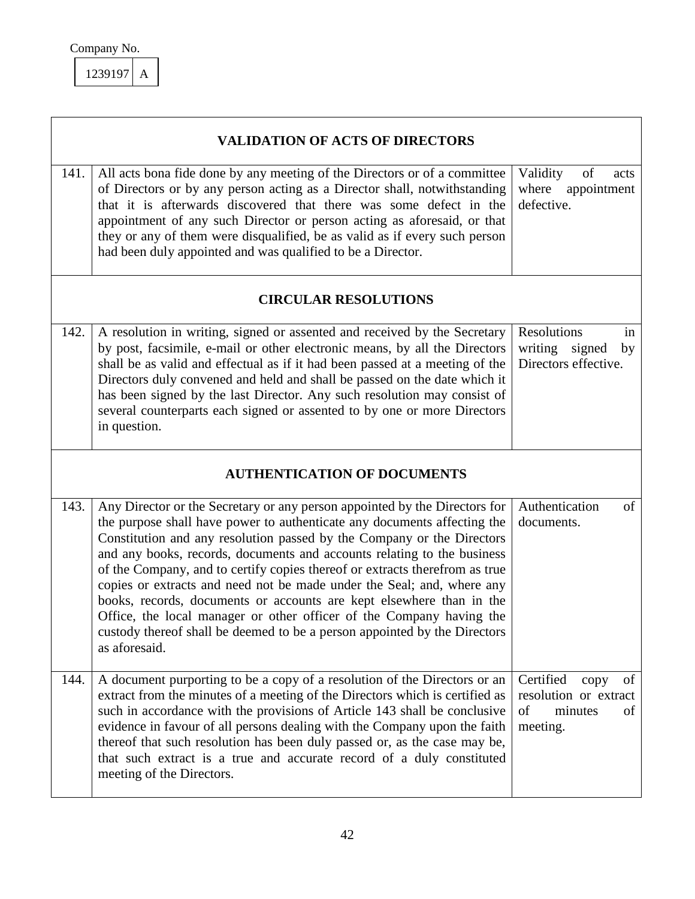Company No.

| 1239197 | A |
|---|---|

## VALIDATION OF ACTS OF DIRECTORS

| | | |
|---|---|---|
| 141. | All acts bona fide done by any meeting of the Directors or of a committee of Directors or by any person acting as a Director shall, notwithstanding that it is afterwards discovered that there was some defect in the appointment of any such Director or person acting as aforesaid, or that they or any of them were disqualified, be as valid as if every such person had been duly appointed and was qualified to be a Director. | Validity of acts where appointment defective. |

## CIRCULAR RESOLUTIONS

| | | |
|---|---|---|
| 142. | A resolution in writing, signed or assented and received by the Secretary by post, facsimile, e-mail or other electronic means, by all the Directors shall be as valid and effectual as if it had been passed at a meeting of the Directors duly convened and held and shall be passed on the date which it has been signed by the last Director. Any such resolution may consist of several counterparts each signed or assented to by one or more Directors in question. | Resolutions in writing signed by Directors effective. |

## AUTHENTICATION OF DOCUMENTS

| | | |
|---|---|---|
| 143. | Any Director or the Secretary or any person appointed by the Directors for the purpose shall have power to authenticate any documents affecting the Constitution and any resolution passed by the Company or the Directors and any books, records, documents and accounts relating to the business of the Company, and to certify copies thereof or extracts therefrom as true copies or extracts and need not be made under the Seal; and, where any books, records, documents or accounts are kept elsewhere than in the Office, the local manager or other officer of the Company having the custody thereof shall be deemed to be a person appointed by the Directors as aforesaid. | Authentication of documents. |
| 144. | A document purporting to be a copy of a resolution of the Directors or an extract from the minutes of a meeting of the Directors which is certified as such in accordance with the provisions of Article 143 shall be conclusive evidence in favour of all persons dealing with the Company upon the faith thereof that such resolution has been duly passed or, as the case may be, that such extract is a true and accurate record of a duly constituted meeting of the Directors. | Certified copy of resolution or extract of minutes of meeting. |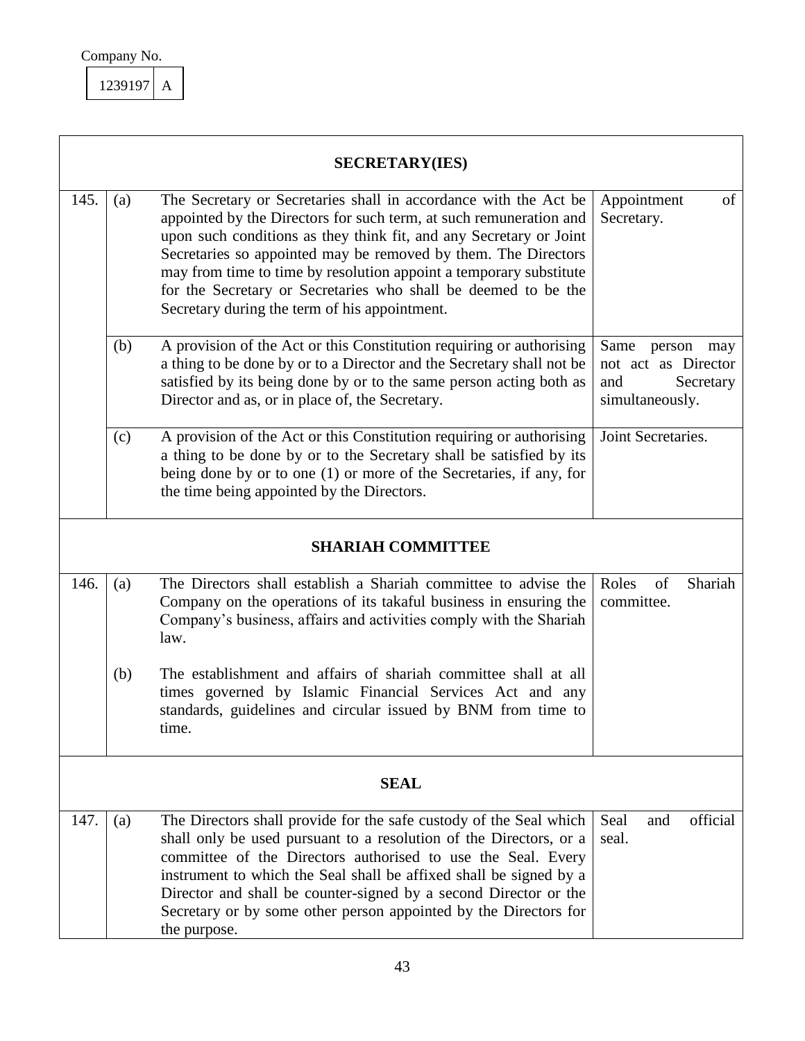Company No.

| 1239197 | A |
|---|---|

| SECRETARY(IES) | | | |
|---|---|---|---|
| 145. | (a) | The Secretary or Secretaries shall in accordance with the Act be appointed by the Directors for such term, at such remuneration and upon such conditions as they think fit, and any Secretary or Joint Secretaries so appointed may be removed by them. The Directors may from time to time by resolution appoint a temporary substitute for the Secretary or Secretaries who shall be deemed to be the Secretary during the term of his appointment. | Appointment of Secretary. |
| | (b) | A provision of the Act or this Constitution requiring or authorising a thing to be done by or to a Director and the Secretary shall not be satisfied by its being done by or to the same person acting both as Director and as, or in place of, the Secretary. | Same person may not act as Director and Secretary simultaneously. |
| | (c) | A provision of the Act or this Constitution requiring or authorising a thing to be done by or to the Secretary shall be satisfied by its being done by or to one (1) or more of the Secretaries, if any, for the time being appointed by the Directors. | Joint Secretaries. |
| **SHARIAH COMMITTEE** | | | |
| 146. | (a) | The Directors shall establish a Shariah committee to advise the Company on the operations of its takaful business in ensuring the Company's business, affairs and activities comply with the Shariah law. | Roles of Shariah committee. |
| | (b) | The establishment and affairs of shariah committee shall at all times governed by Islamic Financial Services Act and any standards, guidelines and circular issued by BNM from time to time. | |
| **SEAL** | | | |
| 147. | (a) | The Directors shall provide for the safe custody of the Seal which shall only be used pursuant to a resolution of the Directors, or a committee of the Directors authorised to use the Seal. Every instrument to which the Seal shall be affixed shall be signed by a Director and shall be counter-signed by a second Director or the Secretary or by some other person appointed by the Directors for the purpose. | Seal and official seal. |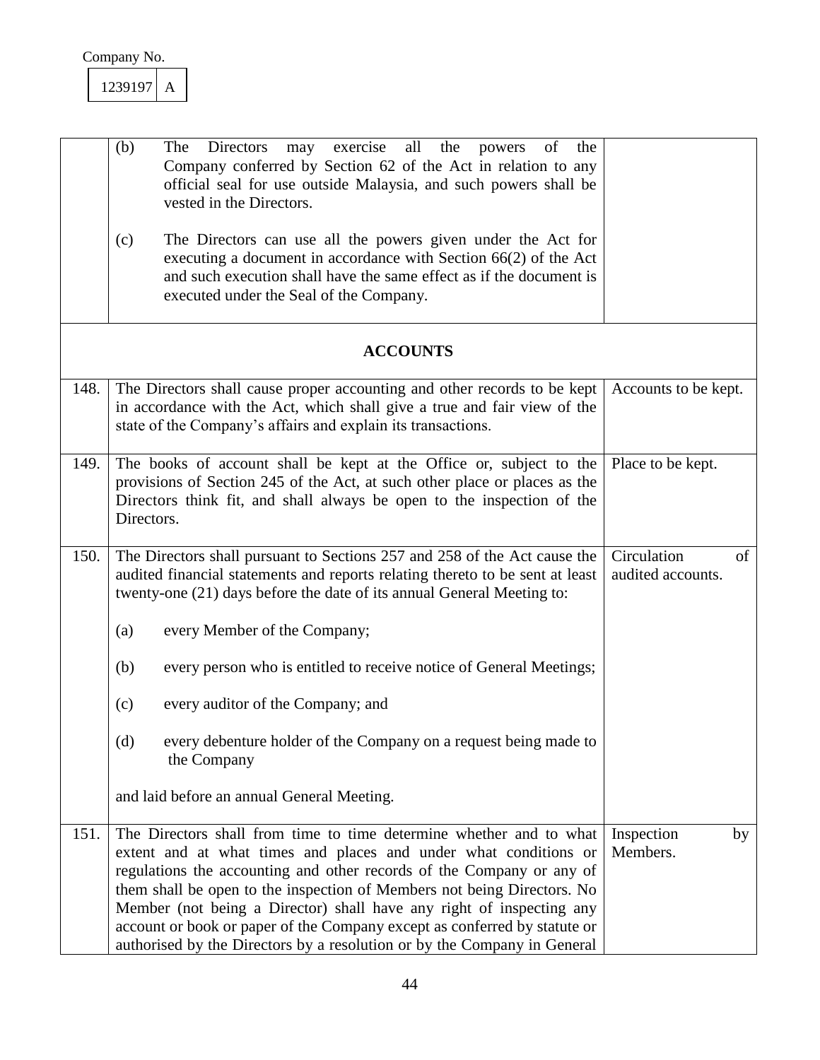Company No.

| 1239197 | A |
|---|---|

| | | |
|---|---|---|
| | (b) The Directors may exercise all the powers of the Company conferred by Section 62 of the Act in relation to any official seal for use outside Malaysia, and such powers shall be vested in the Directors.<br><br>(c) The Directors can use all the powers given under the Act for executing a document in accordance with Section 66(2) of the Act and such execution shall have the same effect as if the document is executed under the Seal of the Company. | |
| | **ACCOUNTS** | |
| 148. | The Directors shall cause proper accounting and other records to be kept in accordance with the Act, which shall give a true and fair view of the state of the Company's affairs and explain its transactions. | Accounts to be kept. |
| 149. | The books of account shall be kept at the Office or, subject to the provisions of Section 245 of the Act, at such other place or places as the Directors think fit, and shall always be open to the inspection of the Directors. | Place to be kept. |
| 150. | The Directors shall pursuant to Sections 257 and 258 of the Act cause the audited financial statements and reports relating thereto to be sent at least twenty-one (21) days before the date of its annual General Meeting to:<br><br>(a) every Member of the Company;<br><br>(b) every person who is entitled to receive notice of General Meetings;<br><br>(c) every auditor of the Company; and<br><br>(d) every debenture holder of the Company on a request being made to the Company<br><br>and laid before an annual General Meeting. | Circulation of audited accounts. |
| 151. | The Directors shall from time to time determine whether and to what extent and at what times and places and under what conditions or regulations the accounting and other records of the Company or any of them shall be open to the inspection of Members not being Directors. No Member (not being a Director) shall have any right of inspecting any account or book or paper of the Company except as conferred by statute or authorised by the Directors by a resolution or by the Company in General | Inspection by Members. |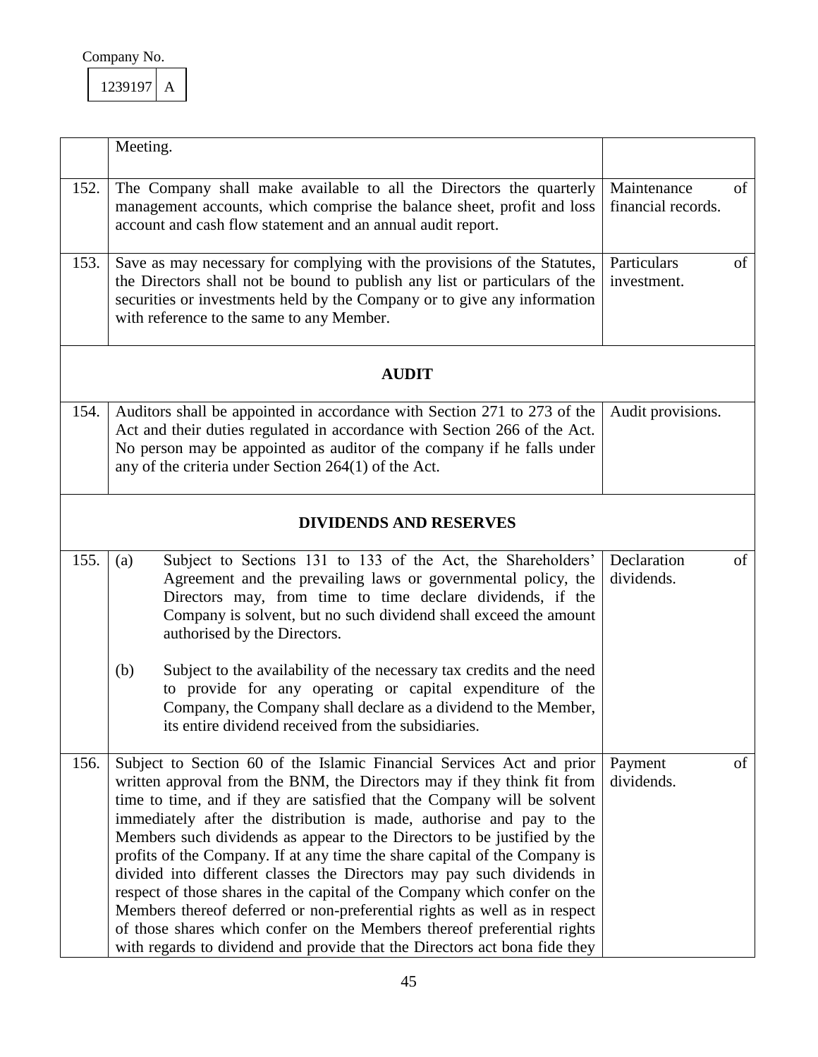Company No.

1239197 A

| | | |
|---|---|---|
| | Meeting. | |
| 152. | The Company shall make available to all the Directors the quarterly management accounts, which comprise the balance sheet, profit and loss account and cash flow statement and an annual audit report. | Maintenance of financial records. |
| 153. | Save as may necessary for complying with the provisions of the Statutes, the Directors shall not be bound to publish any list or particulars of the securities or investments held by the Company or to give any information with reference to the same to any Member. | Particulars of investment. |
| | **AUDIT** | |
| 154. | Auditors shall be appointed in accordance with Section 271 to 273 of the Act and their duties regulated in accordance with Section 266 of the Act. No person may be appointed as auditor of the company if he falls under any of the criteria under Section 264(1) of the Act. | Audit provisions. |
| | **DIVIDENDS AND RESERVES** | |
| 155. | (a) Subject to Sections 131 to 133 of the Act, the Shareholders' Agreement and the prevailing laws or governmental policy, the Directors may, from time to time declare dividends, if the Company is solvent, but no such dividend shall exceed the amount authorised by the Directors.<br><br>(b) Subject to the availability of the necessary tax credits and the need to provide for any operating or capital expenditure of the Company, the Company shall declare as a dividend to the Member, its entire dividend received from the subsidiaries. | Declaration of dividends. |
| 156. | Subject to Section 60 of the Islamic Financial Services Act and prior written approval from the BNM, the Directors may if they think fit from time to time, and if they are satisfied that the Company will be solvent immediately after the distribution is made, authorise and pay to the Members such dividends as appear to the Directors to be justified by the profits of the Company. If at any time the share capital of the Company is divided into different classes the Directors may pay such dividends in respect of those shares in the capital of the Company which confer on the Members thereof deferred or non-preferential rights as well as in respect of those shares which confer on the Members thereof preferential rights with regards to dividend and provide that the Directors act bona fide they | Payment of dividends. |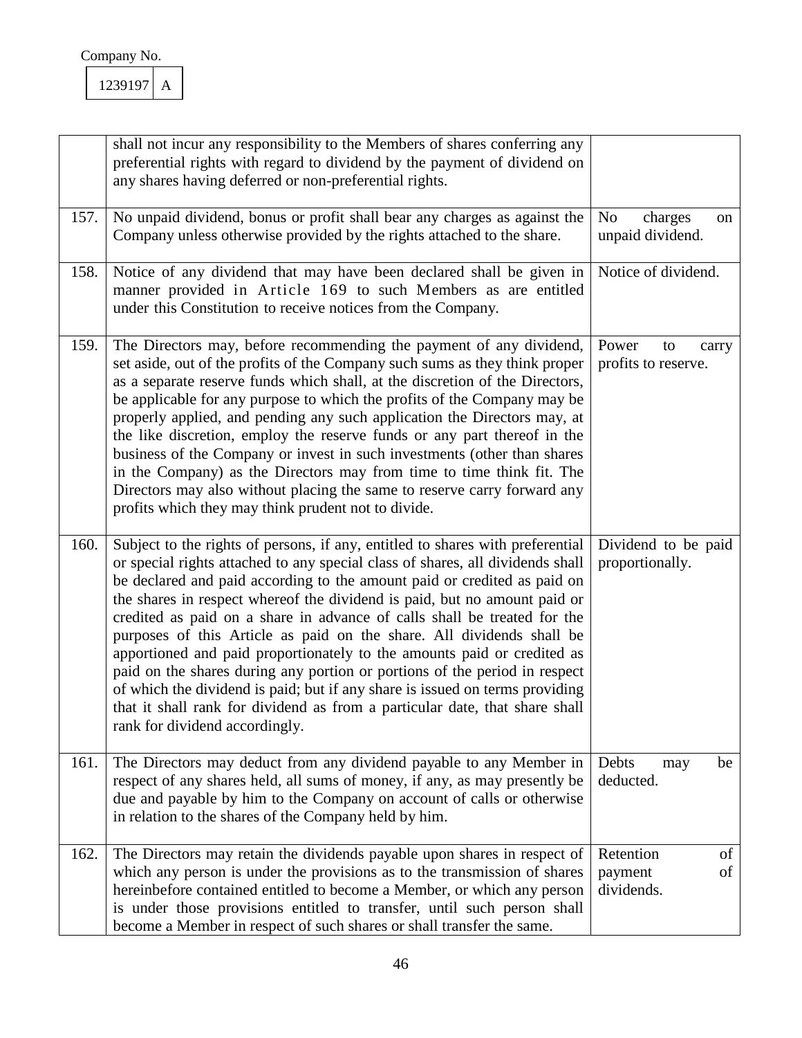Company No.

| 1239197 | A |
|---|---|

| | | |
|---|---|---|
| | shall not incur any responsibility to the Members of shares conferring any preferential rights with regard to dividend by the payment of dividend on any shares having deferred or non-preferential rights. | |
| 157. | No unpaid dividend, bonus or profit shall bear any charges as against the Company unless otherwise provided by the rights attached to the share. | No charges on unpaid dividend. |
| 158. | Notice of any dividend that may have been declared shall be given in manner provided in Article 169 to such Members as are entitled under this Constitution to receive notices from the Company. | Notice of dividend. |
| 159. | The Directors may, before recommending the payment of any dividend, set aside, out of the profits of the Company such sums as they think proper as a separate reserve funds which shall, at the discretion of the Directors, be applicable for any purpose to which the profits of the Company may be properly applied, and pending any such application the Directors may, at the like discretion, employ the reserve funds or any part thereof in the business of the Company or invest in such investments (other than shares in the Company) as the Directors may from time to time think fit. The Directors may also without placing the same to reserve carry forward any profits which they may think prudent not to divide. | Power to carry profits to reserve. |
| 160. | Subject to the rights of persons, if any, entitled to shares with preferential or special rights attached to any special class of shares, all dividends shall be declared and paid according to the amount paid or credited as paid on the shares in respect whereof the dividend is paid, but no amount paid or credited as paid on a share in advance of calls shall be treated for the purposes of this Article as paid on the share. All dividends shall be apportioned and paid proportionately to the amounts paid or credited as paid on the shares during any portion or portions of the period in respect of which the dividend is paid; but if any share is issued on terms providing that it shall rank for dividend as from a particular date, that share shall rank for dividend accordingly. | Dividend to be paid proportionally. |
| 161. | The Directors may deduct from any dividend payable to any Member in respect of any shares held, all sums of money, if any, as may presently be due and payable by him to the Company on account of calls or otherwise in relation to the shares of the Company held by him. | Debts may be deducted. |
| 162. | The Directors may retain the dividends payable upon shares in respect of which any person is under the provisions as to the transmission of shares hereinbefore contained entitled to become a Member, or which any person is under those provisions entitled to transfer, until such person shall become a Member in respect of such shares or shall transfer the same. | Retention of payment of dividends. |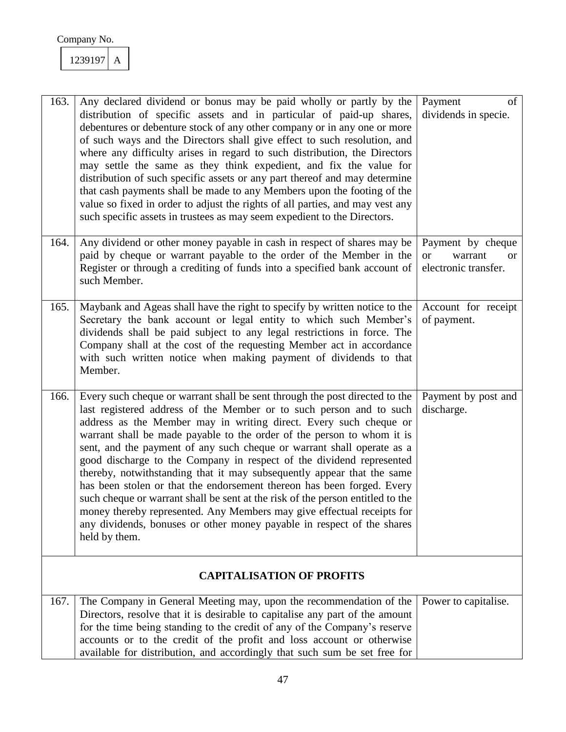Company No.

| 1239197 | A |
|---|---|

| | | |
|---|---|---|
| 163. | Any declared dividend or bonus may be paid wholly or partly by the distribution of specific assets and in particular of paid-up shares, debentures or debenture stock of any other company or in any one or more of such ways and the Directors shall give effect to such resolution, and where any difficulty arises in regard to such distribution, the Directors may settle the same as they think expedient, and fix the value for distribution of such specific assets or any part thereof and may determine that cash payments shall be made to any Members upon the footing of the value so fixed in order to adjust the rights of all parties, and may vest any such specific assets in trustees as may seem expedient to the Directors. | Payment of dividends in specie. |
| 164. | Any dividend or other money payable in cash in respect of shares may be paid by cheque or warrant payable to the order of the Member in the Register or through a crediting of funds into a specified bank account of such Member. | Payment by cheque or warrant or electronic transfer. |
| 165. | Maybank and Ageas shall have the right to specify by written notice to the Secretary the bank account or legal entity to which such Member's dividends shall be paid subject to any legal restrictions in force. The Company shall at the cost of the requesting Member act in accordance with such written notice when making payment of dividends to that Member. | Account for receipt of payment. |
| 166. | Every such cheque or warrant shall be sent through the post directed to the last registered address of the Member or to such person and to such address as the Member may in writing direct. Every such cheque or warrant shall be made payable to the order of the person to whom it is sent, and the payment of any such cheque or warrant shall operate as a good discharge to the Company in respect of the dividend represented thereby, notwithstanding that it may subsequently appear that the same has been stolen or that the endorsement thereon has been forged. Every such cheque or warrant shall be sent at the risk of the person entitled to the money thereby represented. Any Members may give effectual receipts for any dividends, bonuses or other money payable in respect of the shares held by them. | Payment by post and discharge. |
| | **CAPITALISATION OF PROFITS** | |
| 167. | The Company in General Meeting may, upon the recommendation of the Directors, resolve that it is desirable to capitalise any part of the amount for the time being standing to the credit of any of the Company's reserve accounts or to the credit of the profit and loss account or otherwise available for distribution, and accordingly that such sum be set free for | Power to capitalise. |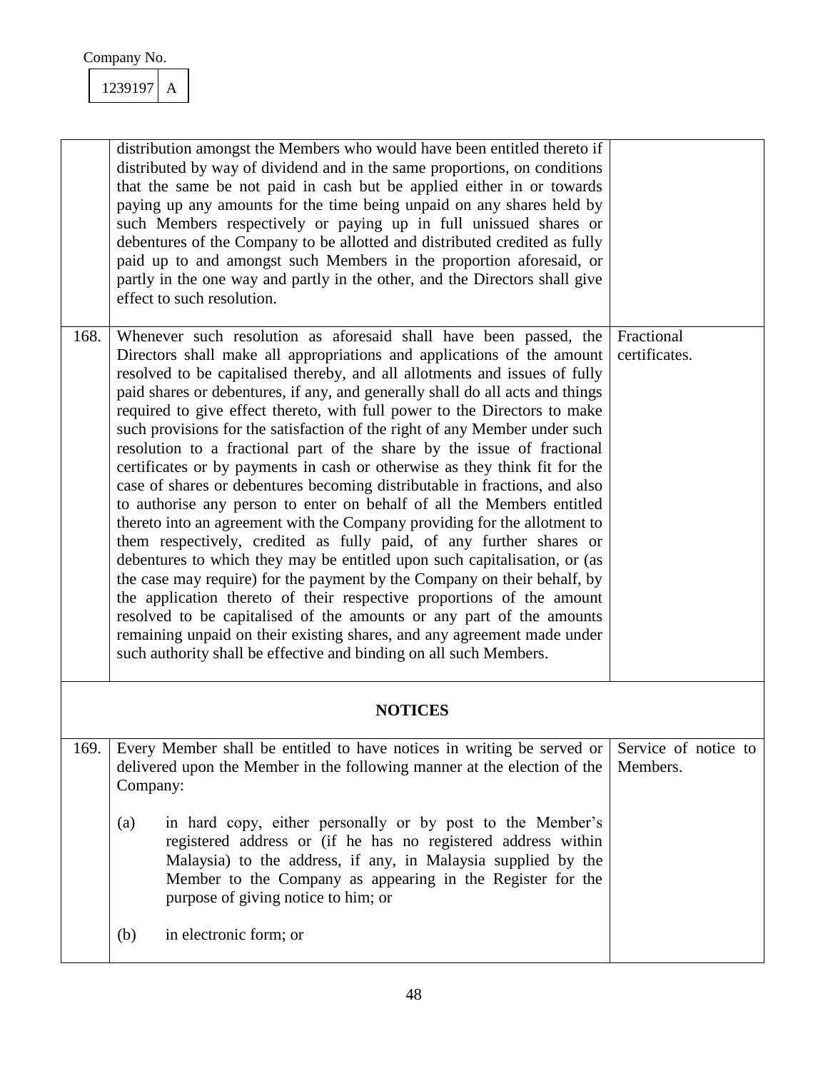| | | |
|---|---|---|
| | distribution amongst the Members who would have been entitled thereto if distributed by way of dividend and in the same proportions, on conditions that the same be not paid in cash but be applied either in or towards paying up any amounts for the time being unpaid on any shares held by such Members respectively or paying up in full unissued shares or debentures of the Company to be allotted and distributed credited as fully paid up to and amongst such Members in the proportion aforesaid, or partly in the one way and partly in the other, and the Directors shall give effect to such resolution. | |
| 168. | Whenever such resolution as aforesaid shall have been passed, the Directors shall make all appropriations and applications of the amount resolved to be capitalised thereby, and all allotments and issues of fully paid shares or debentures, if any, and generally shall do all acts and things required to give effect thereto, with full power to the Directors to make such provisions for the satisfaction of the right of any Member under such resolution to a fractional part of the share by the issue of fractional certificates or by payments in cash or otherwise as they think fit for the case of shares or debentures becoming distributable in fractions, and also to authorise any person to enter on behalf of all the Members entitled thereto into an agreement with the Company providing for the allotment to them respectively, credited as fully paid, of any further shares or debentures to which they may be entitled upon such capitalisation, or (as the case may require) for the payment by the Company on their behalf, by the application thereto of their respective proportions of the amount resolved to be capitalised of the amounts or any part of the amounts remaining unpaid on their existing shares, and any agreement made under such authority shall be effective and binding on all such Members. | Fractional certificates. |

## NOTICES

| | | |
|---|---|---|
| 169. | Every Member shall be entitled to have notices in writing be served or delivered upon the Member in the following manner at the election of the Company:<br><br>(a) in hard copy, either personally or by post to the Member's registered address or (if he has no registered address within Malaysia) to the address, if any, in Malaysia supplied by the Member to the Company as appearing in the Register for the purpose of giving notice to him; or<br><br>(b) in electronic form; or | Service of notice to Members. |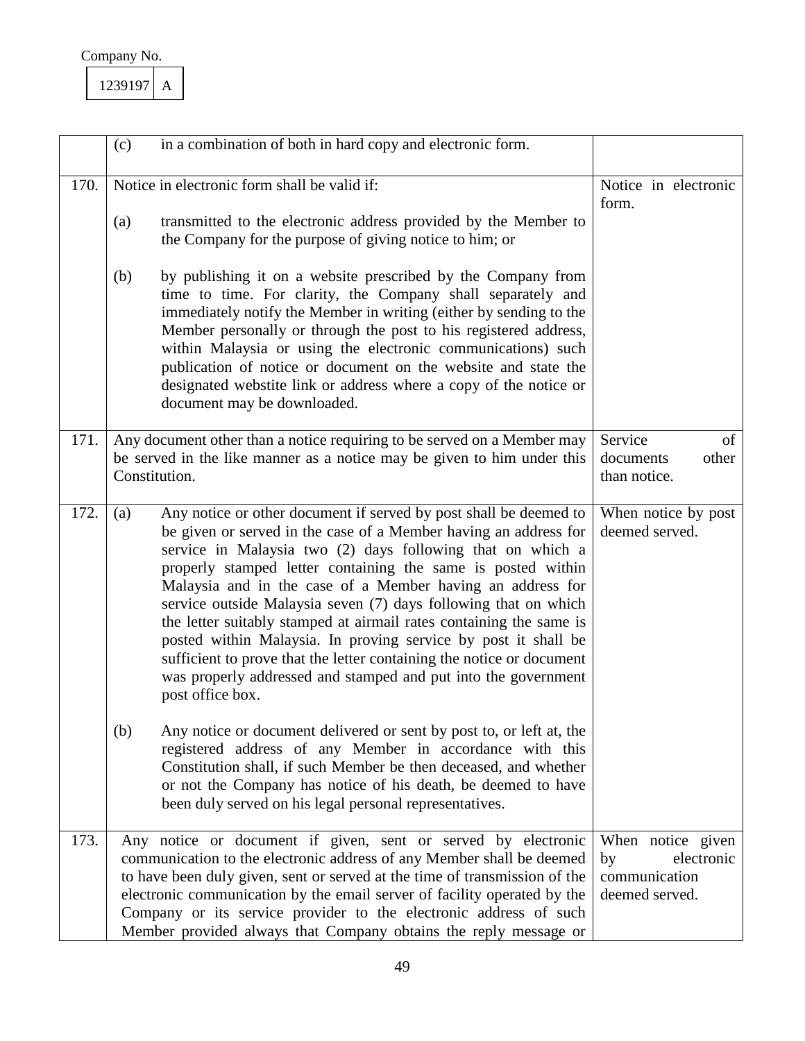Company No.

1239197 A

| | | |
|---|---|---|
| | (c) in a combination of both in hard copy and electronic form. | |
| 170. | Notice in electronic form shall be valid if:<br><br>(a) transmitted to the electronic address provided by the Member to the Company for the purpose of giving notice to him; or<br><br>(b) by publishing it on a website prescribed by the Company from time to time. For clarity, the Company shall separately and immediately notify the Member in writing (either by sending to the Member personally or through the post to his registered address, within Malaysia or using the electronic communications) such publication of notice or document on the website and state the designated webstite link or address where a copy of the notice or document may be downloaded. | Notice in electronic form. |
| 171. | Any document other than a notice requiring to be served on a Member may be served in the like manner as a notice may be given to him under this Constitution. | Service of documents other than notice. |
| 172. | (a) Any notice or other document if served by post shall be deemed to be given or served in the case of a Member having an address for service in Malaysia two (2) days following that on which a properly stamped letter containing the same is posted within Malaysia and in the case of a Member having an address for service outside Malaysia seven (7) days following that on which the letter suitably stamped at airmail rates containing the same is posted within Malaysia. In proving service by post it shall be sufficient to prove that the letter containing the notice or document was properly addressed and stamped and put into the government post office box.<br><br>(b) Any notice or document delivered or sent by post to, or left at, the registered address of any Member in accordance with this Constitution shall, if such Member be then deceased, and whether or not the Company has notice of his death, be deemed to have been duly served on his legal personal representatives. | When notice by post deemed served. |
| 173. | Any notice or document if given, sent or served by electronic communication to the electronic address of any Member shall be deemed to have been duly given, sent or served at the time of transmission of the electronic communication by the email server of facility operated by the Company or its service provider to the electronic address of such Member provided always that Company obtains the reply message or | When notice given by electronic communication deemed served. |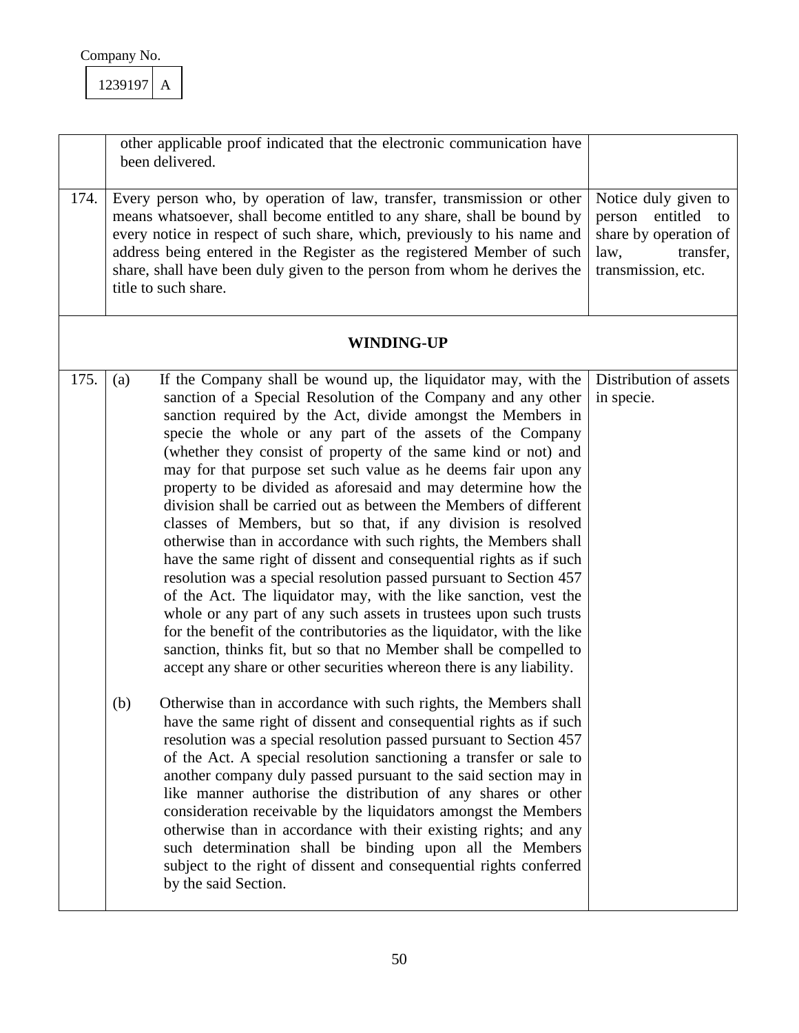Company No.

| 1239197 | A |
|---|---|

| | | |
|---|---|---|
| | other applicable proof indicated that the electronic communication have been delivered. | |
| 174. | Every person who, by operation of law, transfer, transmission or other means whatsoever, shall become entitled to any share, shall be bound by every notice in respect of such share, which, previously to his name and address being entered in the Register as the registered Member of such share, shall have been duly given to the person from whom he derives the title to such share. | Notice duly given to person entitled to share by operation of law, transfer, transmission, etc. |
| | **WINDING-UP** | |
| 175. | (a) If the Company shall be wound up, the liquidator may, with the sanction of a Special Resolution of the Company and any other sanction required by the Act, divide amongst the Members in specie the whole or any part of the assets of the Company (whether they consist of property of the same kind or not) and may for that purpose set such value as he deems fair upon any property to be divided as aforesaid and may determine how the division shall be carried out as between the Members of different classes of Members, but so that, if any division is resolved otherwise than in accordance with such rights, the Members shall have the same right of dissent and consequential rights as if such resolution was a special resolution passed pursuant to Section 457 of the Act. The liquidator may, with the like sanction, vest the whole or any part of any such assets in trustees upon such trusts for the benefit of the contributories as the liquidator, with the like sanction, thinks fit, but so that no Member shall be compelled to accept any share or other securities whereon there is any liability.<br><br>(b) Otherwise than in accordance with such rights, the Members shall have the same right of dissent and consequential rights as if such resolution was a special resolution passed pursuant to Section 457 of the Act. A special resolution sanctioning a transfer or sale to another company duly passed pursuant to the said section may in like manner authorise the distribution of any shares or other consideration receivable by the liquidators amongst the Members otherwise than in accordance with their existing rights; and any such determination shall be binding upon all the Members subject to the right of dissent and consequential rights conferred by the said Section. | Distribution of assets in specie. |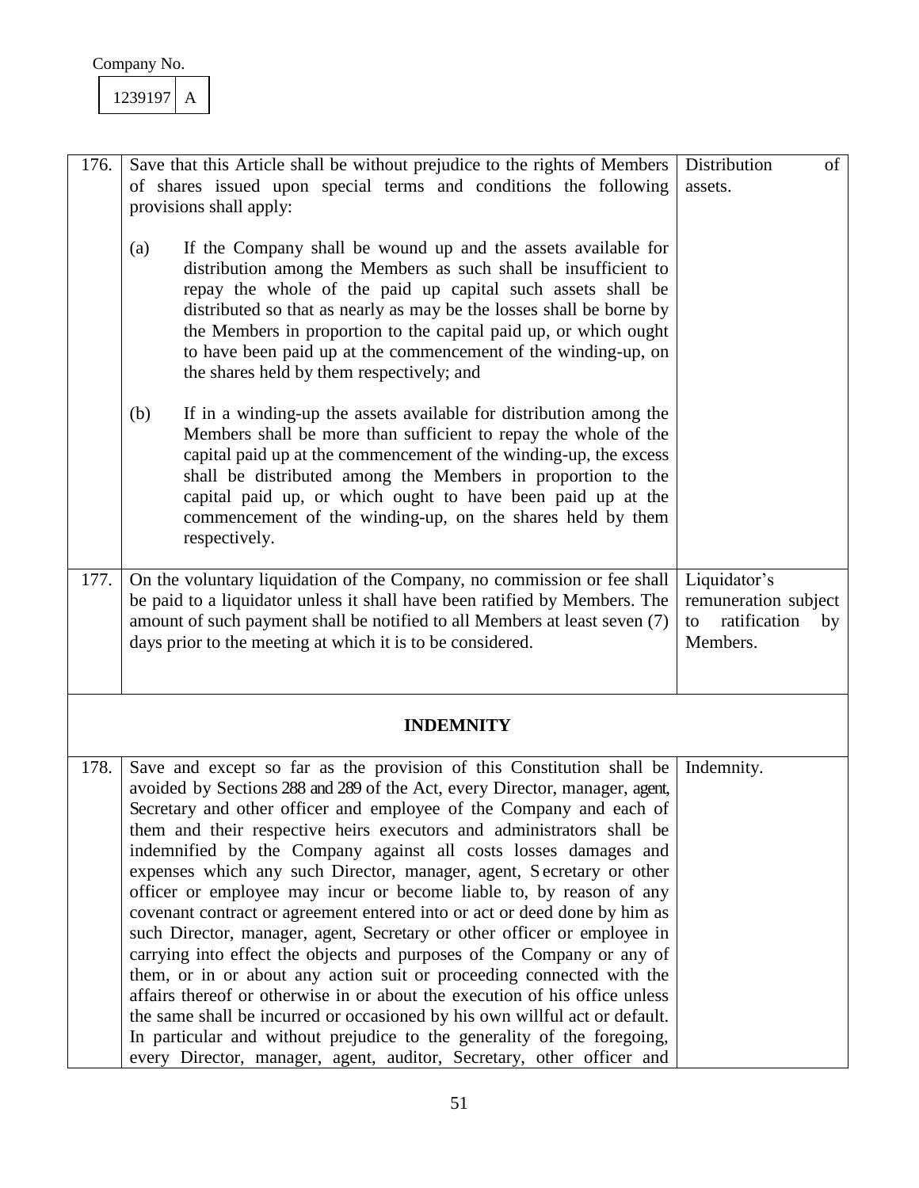Company No.

| 1239197 | A |
|---|---|

| | | |
|---|---|---|
| 176. | Save that this Article shall be without prejudice to the rights of Members of shares issued upon special terms and conditions the following provisions shall apply:<br><br>(a) If the Company shall be wound up and the assets available for distribution among the Members as such shall be insufficient to repay the whole of the paid up capital such assets shall be distributed so that as nearly as may be the losses shall be borne by the Members in proportion to the capital paid up, or which ought to have been paid up at the commencement of the winding-up, on the shares held by them respectively; and<br><br>(b) If in a winding-up the assets available for distribution among the Members shall be more than sufficient to repay the whole of the capital paid up at the commencement of the winding-up, the excess shall be distributed among the Members in proportion to the capital paid up, or which ought to have been paid up at the commencement of the winding-up, on the shares held by them respectively. | Distribution of assets. |
| 177. | On the voluntary liquidation of the Company, no commission or fee shall be paid to a liquidator unless it shall have been ratified by Members. The amount of such payment shall be notified to all Members at least seven (7) days prior to the meeting at which it is to be considered. | Liquidator's remuneration subject to ratification by Members. |
| | **INDEMNITY** | |
| 178. | Save and except so far as the provision of this Constitution shall be avoided by Sections 288 and 289 of the Act, every Director, manager, agent, Secretary and other officer and employee of the Company and each of them and their respective heirs executors and administrators shall be indemnified by the Company against all costs losses damages and expenses which any such Director, manager, agent, Secretary or other officer or employee may incur or become liable to, by reason of any covenant contract or agreement entered into or act or deed done by him as such Director, manager, agent, Secretary or other officer or employee in carrying into effect the objects and purposes of the Company or any of them, or in or about any action suit or proceeding connected with the affairs thereof or otherwise in or about the execution of his office unless the same shall be incurred or occasioned by his own willful act or default. In particular and without prejudice to the generality of the foregoing, every Director, manager, agent, auditor, Secretary, other officer and | Indemnity. |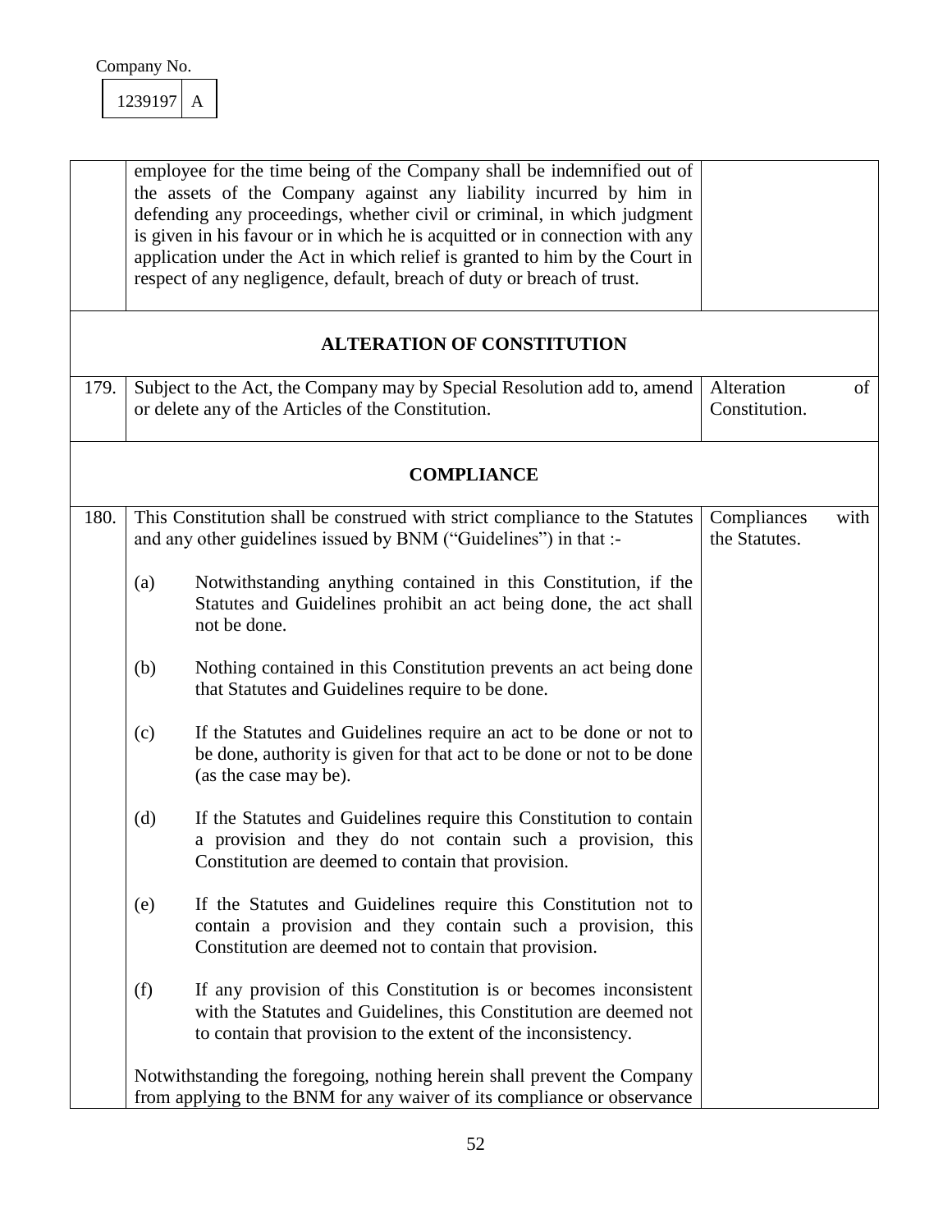Company No.

| 1239197 | A |
|---|---|

| | | |
|---|---|---|
| | employee for the time being of the Company shall be indemnified out of the assets of the Company against any liability incurred by him in defending any proceedings, whether civil or criminal, in which judgment is given in his favour or in which he is acquitted or in connection with any application under the Act in which relief is granted to him by the Court in respect of any negligence, default, breach of duty or breach of trust. | |

**ALTERATION OF CONSTITUTION**

| | | |
|---|---|---|
| 179. | Subject to the Act, the Company may by Special Resolution add to, amend or delete any of the Articles of the Constitution. | Alteration of Constitution. |

**COMPLIANCE**

| | | |
|---|---|---|
| 180. | This Constitution shall be construed with strict compliance to the Statutes and any other guidelines issued by BNM ("Guidelines") in that :-<br><br>(a) Notwithstanding anything contained in this Constitution, if the Statutes and Guidelines prohibit an act being done, the act shall not be done.<br><br>(b) Nothing contained in this Constitution prevents an act being done that Statutes and Guidelines require to be done.<br><br>(c) If the Statutes and Guidelines require an act to be done or not to be done, authority is given for that act to be done or not to be done (as the case may be).<br><br>(d) If the Statutes and Guidelines require this Constitution to contain a provision and they do not contain such a provision, this Constitution are deemed to contain that provision.<br><br>(e) If the Statutes and Guidelines require this Constitution not to contain a provision and they contain such a provision, this Constitution are deemed not to contain that provision.<br><br>(f) If any provision of this Constitution is or becomes inconsistent with the Statutes and Guidelines, this Constitution are deemed not to contain that provision to the extent of the inconsistency.<br><br>Notwithstanding the foregoing, nothing herein shall prevent the Company from applying to the BNM for any waiver of its compliance or observance | Compliances with the Statutes. |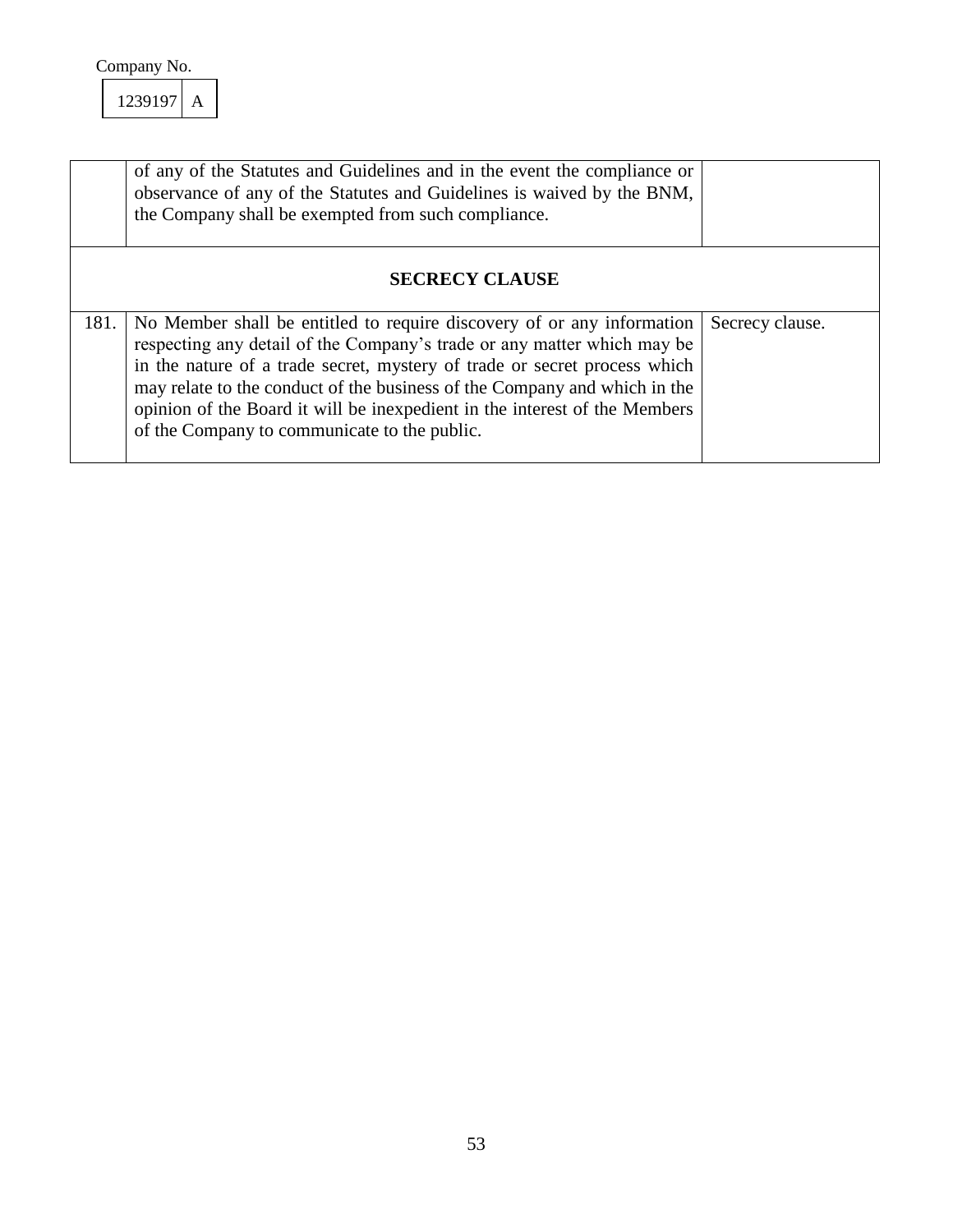Company No.

| 1239197 | A |
|---|---|

| | | |
|---|---|---|
| | of any of the Statutes and Guidelines and in the event the compliance or observance of any of the Statutes and Guidelines is waived by the BNM, the Company shall be exempted from such compliance. | |
| | **SECRECY CLAUSE** | |
| 181. | No Member shall be entitled to require discovery of or any information respecting any detail of the Company's trade or any matter which may be in the nature of a trade secret, mystery of trade or secret process which may relate to the conduct of the business of the Company and which in the opinion of the Board it will be inexpedient in the interest of the Members of the Company to communicate to the public. | Secrecy clause. |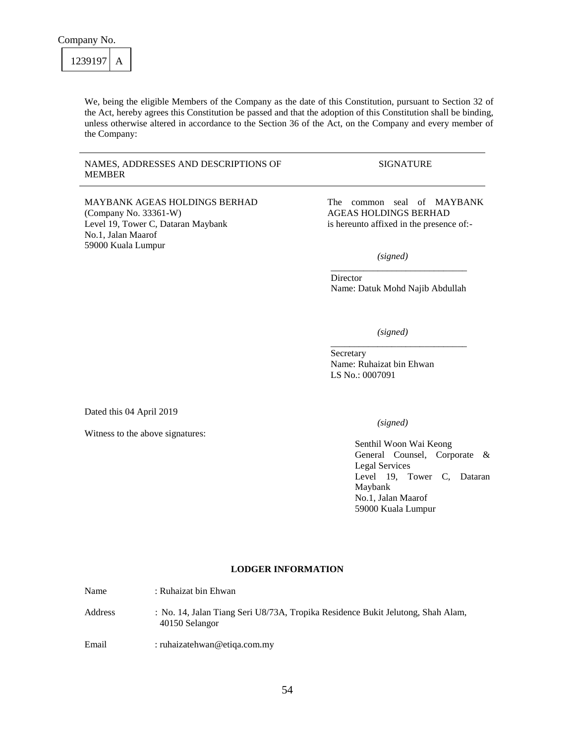Company No.

| | |
|---|---|
| 1239197 | A |

We, being the eligible Members of the Company as the date of this Constitution, pursuant to Section 32 of the Act, hereby agrees this Constitution be passed and that the adoption of this Constitution shall be binding, unless otherwise altered in accordance to the Section 36 of the Act, on the Company and every member of the Company:

| NAMES, ADDRESSES AND DESCRIPTIONS OF MEMBER | SIGNATURE |
|---|---|
| MAYBANK AGEAS HOLDINGS BERHAD<br>(Company No. 33361-W)<br>Level 19, Tower C, Dataran Maybank<br>No.1, Jalan Maarof<br>59000 Kuala Lumpur | The common seal of MAYBANK AGEAS HOLDINGS BERHAD is hereunto affixed in the presence of:-<br><br>*(signed)*<br>\_\_\_\_\_\_\_\_\_\_\_\_\_\_\_\_\_\_\_\_\_\_\_\_\_\_\_\_<br>Director<br>Name: Datuk Mohd Najib Abdullah<br><br>*(signed)*<br>\_\_\_\_\_\_\_\_\_\_\_\_\_\_\_\_\_\_\_\_\_\_\_\_\_\_\_\_<br>Secretary<br>Name: Ruhaizat bin Ehwan<br>LS No.: 0007091 |

Dated this 04 April 2019

Witness to the above signatures:

*(signed)*

Senthil Woon Wai Keong
General Counsel, Corporate & Legal Services
Level 19, Tower C, Dataran Maybank
No.1, Jalan Maarof
59000 Kuala Lumpur

**LODGER INFORMATION**

| | |
|---|---|
| Name | : Ruhaizat bin Ehwan |
| Address | : No. 14, Jalan Tiang Seri U8/73A, Tropika Residence Bukit Jelutong, Shah Alam, 40150 Selangor |
| Email | : ruhaizatehwan@etiqa.com.my |